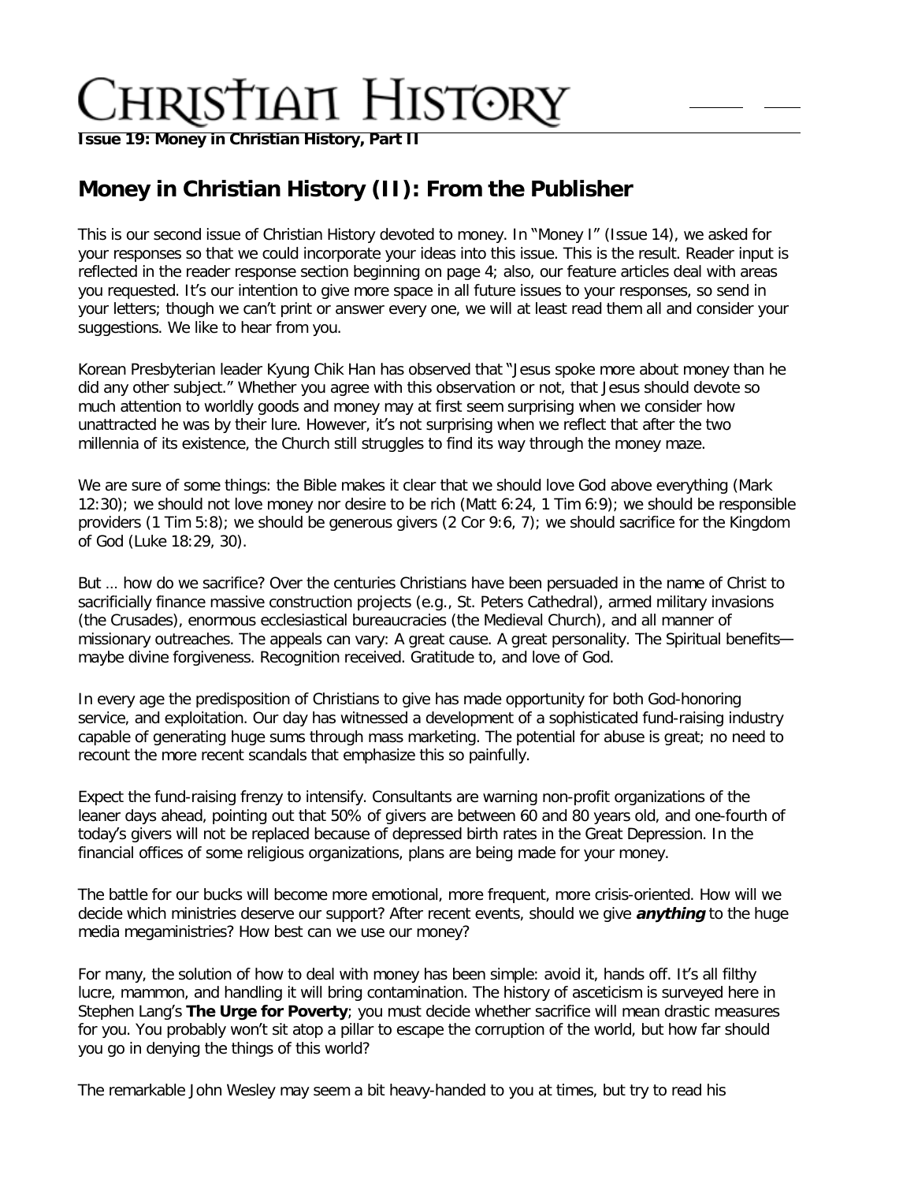# Christian History

**Issue 19: Money in Christian History, Part II**

## Money in Christian History (II): From the Publisher

This is our second issue of Christian History devoted to money. In "Money I" (Issue 14), we asked for your responses so that we could incorporate your ideas into this issue. This is the result. Reader input is reflected in the reader response section beginning on page 4; also, our feature articles deal with areas you requested. It's our intention to give more space in all future issues to your responses, so send in your letters; though we can't print or answer every one, we will at least read them all and consider your suggestions. We like to hear from you.

Korean Presbyterian leader Kyung Chik Han has observed that "Jesus spoke more about money than he did any other subject." Whether you agree with this observation or not, that Jesus should devote so much attention to worldly goods and money may at first seem surprising when we consider how unattracted he was by their lure. However, it's not surprising when we reflect that after the two millennia of its existence, the Church still struggles to find its way through the money maze.

We are sure of some things: the Bible makes it clear that we should love God above everything (Mark 12:30); we should not love money nor desire to be rich (Matt 6:24, 1 Tim 6:9); we should be responsible providers (1 Tim 5:8); we should be generous givers (2 Cor 9:6, 7); we should sacrifice for the Kingdom of God (Luke 18:29, 30).

But … how do we sacrifice? Over the centuries Christians have been persuaded in the name of Christ to sacrificially finance massive construction projects (e.g., St. Peters Cathedral), armed military invasions (the Crusades), enormous ecclesiastical bureaucracies (the Medieval Church), and all manner of missionary outreaches. The appeals can vary: A great cause. A great personality. The Spiritual benefits—maybe divine forgiveness. Recognition received. Gratitude to, and love of God.

In every age the predisposition of Christians to give has made opportunity for both God-honoring service, and exploitation. Our day has witnessed a development of a sophisticated fund-raising industry capable of generating huge sums through mass marketing. The potential for abuse is great; no need to recount the more recent scandals that emphasize this so painfully.

Expect the fund-raising frenzy to intensify. Consultants are warning non-profit organizations of the leaner days ahead, pointing out that 50% of givers are between 60 and 80 years old, and one-fourth of today's givers will not be replaced because of depressed birth rates in the Great Depression. In the financial offices of some religious organizations, plans are being made for your money.

The battle for our bucks will become more emotional, more frequent, more crisis-oriented. How will we decide which ministries deserve our support? After recent events, should we give ***anything*** to the huge media megaministries? How best can we use our money?

For many, the solution of how to deal with money has been simple: avoid it, hands off. It's all filthy lucre, mammon, and handling it will bring contamination. The history of asceticism is surveyed here in Stephen Lang's **The Urge for Poverty**; you must decide whether sacrifice will mean drastic measures for you. You probably won't sit atop a pillar to escape the corruption of the world, but how far should you go in denying the things of this world?

The remarkable John Wesley may seem a bit heavy-handed to you at times, but try to read his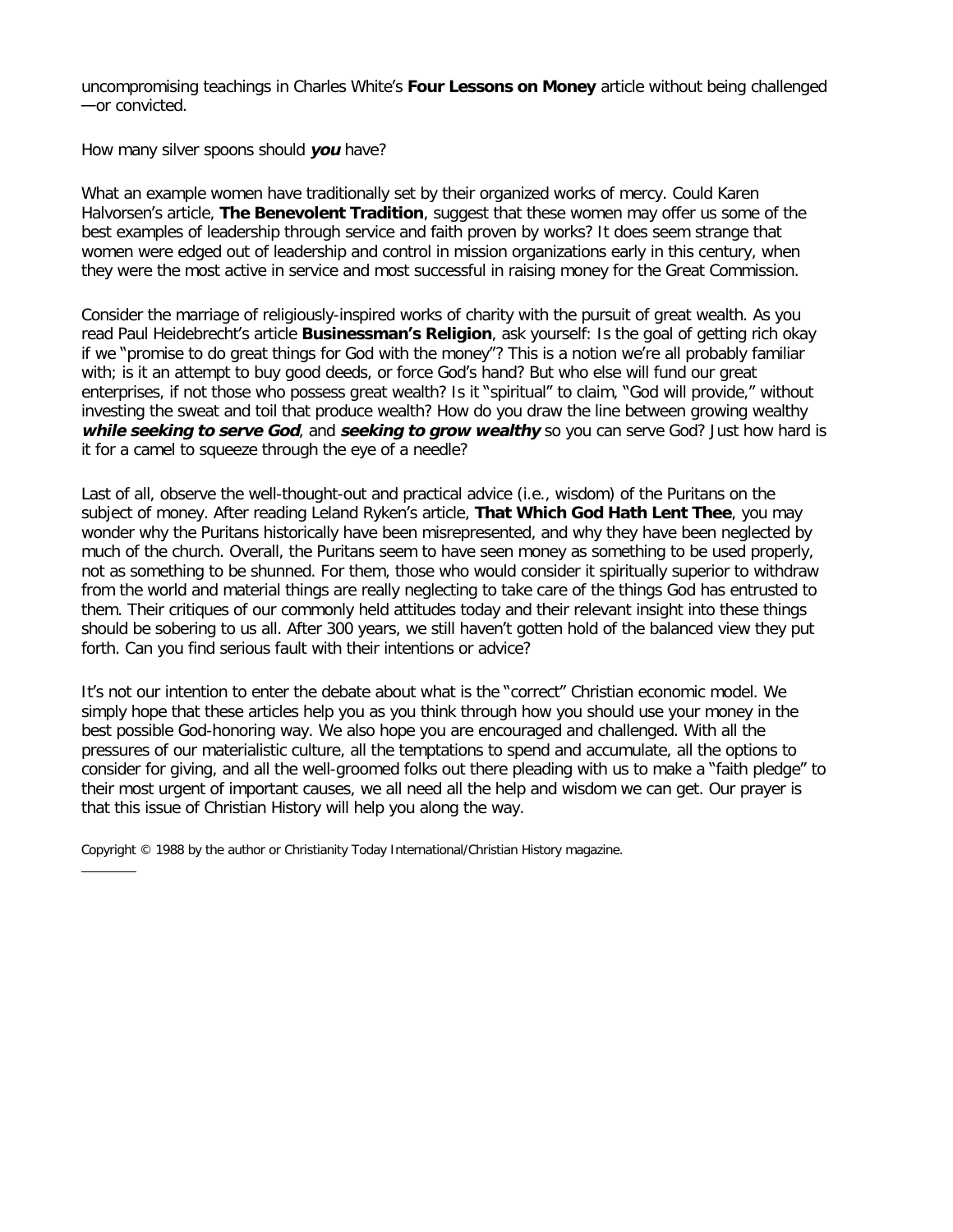uncompromising teachings in Charles White's **Four Lessons on Money** article without being challenged—or convicted.

How many silver spoons should ***you*** have?

What an example women have traditionally set by their organized works of mercy. Could Karen Halvorsen's article, **The Benevolent Tradition**, suggest that these women may offer us some of the best examples of leadership through service and faith proven by works? It does seem strange that women were edged out of leadership and control in mission organizations early in this century, when they were the most active in service and most successful in raising money for the Great Commission.

Consider the marriage of religiously-inspired works of charity with the pursuit of great wealth. As you read Paul Heidebrecht's article **Businessman's Religion**, ask yourself: Is the goal of getting rich okay if we "promise to do great things for God with the money"? This is a notion we're all probably familiar with; is it an attempt to buy good deeds, or force God's hand? But who else will fund our great enterprises, if not those who possess great wealth? Is it "spiritual" to claim, "God will provide," without investing the sweat and toil that produce wealth? How do you draw the line between growing wealthy ***while seeking to serve God***, and ***seeking to grow wealthy*** so you can serve God? Just how hard is it for a camel to squeeze through the eye of a needle?

Last of all, observe the well-thought-out and practical advice (i.e., wisdom) of the Puritans on the subject of money. After reading Leland Ryken's article, **That Which God Hath Lent Thee**, you may wonder why the Puritans historically have been misrepresented, and why they have been neglected by much of the church. Overall, the Puritans seem to have seen money as something to be used properly, not as something to be shunned. For them, those who would consider it spiritually superior to withdraw from the world and material things are really neglecting to take care of the things God has entrusted to them. Their critiques of our commonly held attitudes today and their relevant insight into these things should be sobering to us all. After 300 years, we still haven't gotten hold of the balanced view they put forth. Can you find serious fault with their intentions or advice?

It's not our intention to enter the debate about what is the "correct" Christian economic model. We simply hope that these articles help you as you think through how you should use your money in the best possible God-honoring way. We also hope you are encouraged and challenged. With all the pressures of our materialistic culture, all the temptations to spend and accumulate, all the options to consider for giving, and all the well-groomed folks out there pleading with us to make a "faith pledge" to their most urgent of important causes, we all need all the help and wisdom we can get. Our prayer is that this issue of Christian History will help you along the way.

Copyright © 1988 by the author or Christianity Today International/Christian History magazine.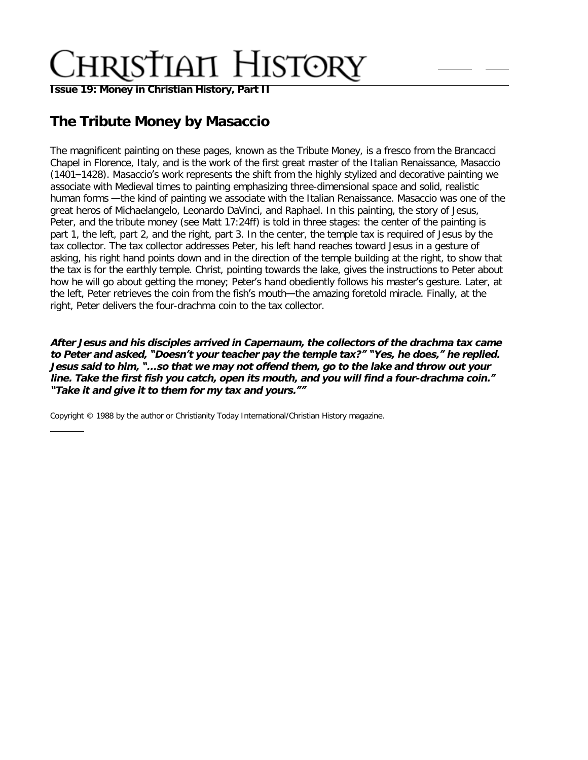## The Tribute Money by Masaccio

The magnificent painting on these pages, known as the Tribute Money, is a fresco from the Brancacci Chapel in Florence, Italy, and is the work of the first great master of the Italian Renaissance, Masaccio (1401–1428). Masaccio's work represents the shift from the highly stylized and decorative painting we associate with Medieval times to painting emphasizing three-dimensional space and solid, realistic human forms —the kind of painting we associate with the Italian Renaissance. Masaccio was one of the great heros of Michaelangelo, Leonardo DaVinci, and Raphael. In this painting, the story of Jesus, Peter, and the tribute money (see Matt 17:24ff) is told in three stages: the center of the painting is part 1, the left, part 2, and the right, part 3. In the center, the temple tax is required of Jesus by the tax collector. The tax collector addresses Peter, his left hand reaches toward Jesus in a gesture of asking, his right hand points down and in the direction of the temple building at the right, to show that the tax is for the earthly temple. Christ, pointing towards the lake, gives the instructions to Peter about how he will go about getting the money; Peter's hand obediently follows his master's gesture. Later, at the left, Peter retrieves the coin from the fish's mouth—the amazing foretold miracle. Finally, at the right, Peter delivers the four-drachma coin to the tax collector.

***After Jesus and his disciples arrived in Capernaum, the collectors of the drachma tax came to Peter and asked, "Doesn't your teacher pay the temple tax?" "Yes, he does," he replied. Jesus said to him, "…so that we may not offend them, go to the lake and throw out your line. Take the first fish you catch, open its mouth, and you will find a four-drachma coin." "Take it and give it to them for my tax and yours.""***

Copyright © 1988 by the author or Christianity Today International/Christian History magazine.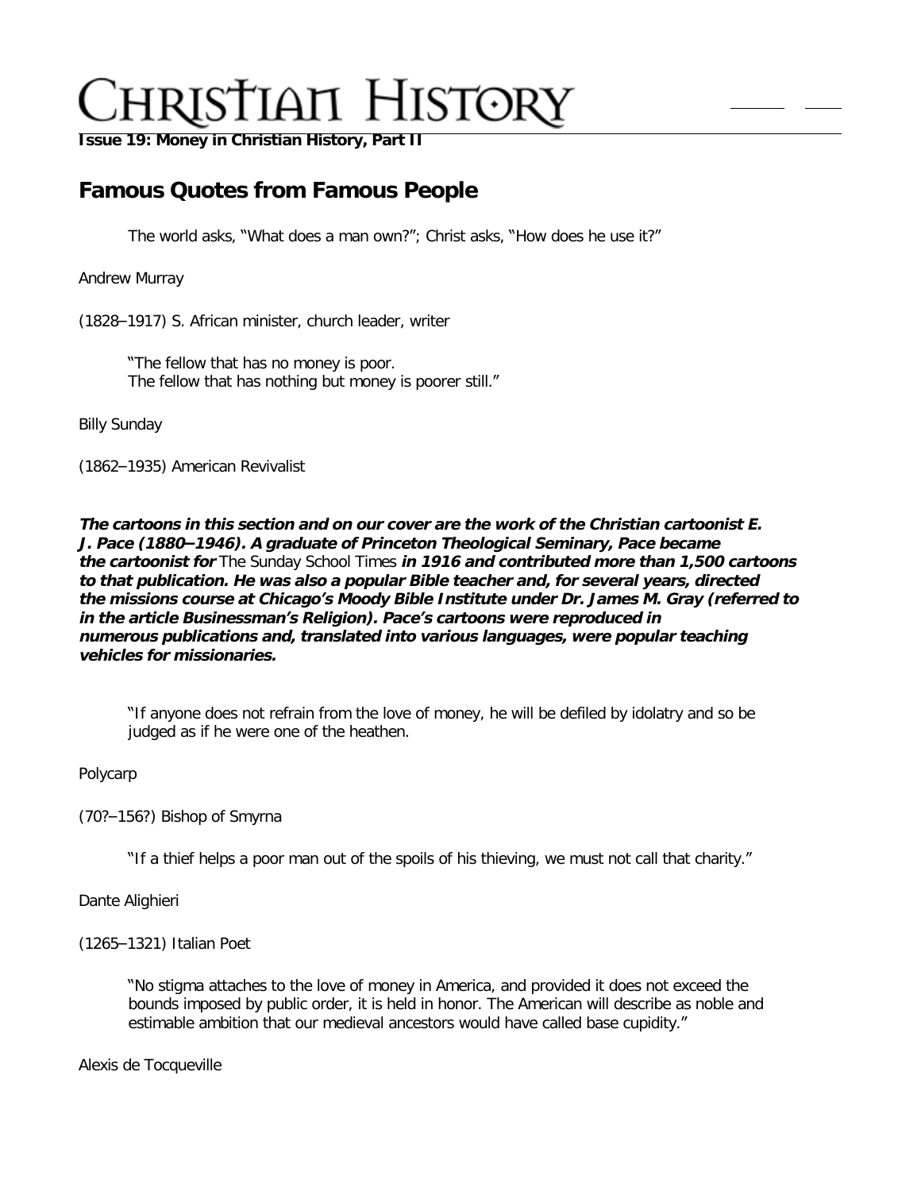# Famous Quotes from Famous People

> The world asks, "What does a man own?"; Christ asks, "How does he use it?"

Andrew Murray

(1828–1917) S. African minister, church leader, writer

> "The fellow that has no money is poor.
> The fellow that has nothing but money is poorer still."

Billy Sunday

(1862–1935) American Revivalist

***The cartoons in this section and on our cover are the work of the Christian cartoonist E. J. Pace (1880–1946). A graduate of Princeton Theological Seminary, Pace became the cartoonist for*** *The Sunday School Times* ***in 1916 and contributed more than 1,500 cartoons to that publication. He was also a popular Bible teacher and, for several years, directed the missions course at Chicago's Moody Bible Institute under Dr. James M. Gray (referred to in the article Businessman's Religion). Pace's cartoons were reproduced in numerous publications and, translated into various languages, were popular teaching vehicles for missionaries.***

> "If anyone does not refrain from the love of money, he will be defiled by idolatry and so be judged as if he were one of the heathen.

Polycarp

(70?–156?) Bishop of Smyrna

> "If a thief helps a poor man out of the spoils of his thieving, we must not call that charity."

Dante Alighieri

(1265–1321) Italian Poet

> "No stigma attaches to the love of money in America, and provided it does not exceed the bounds imposed by public order, it is held in honor. The American will describe as noble and estimable ambition that our medieval ancestors would have called base cupidity."

Alexis de Tocqueville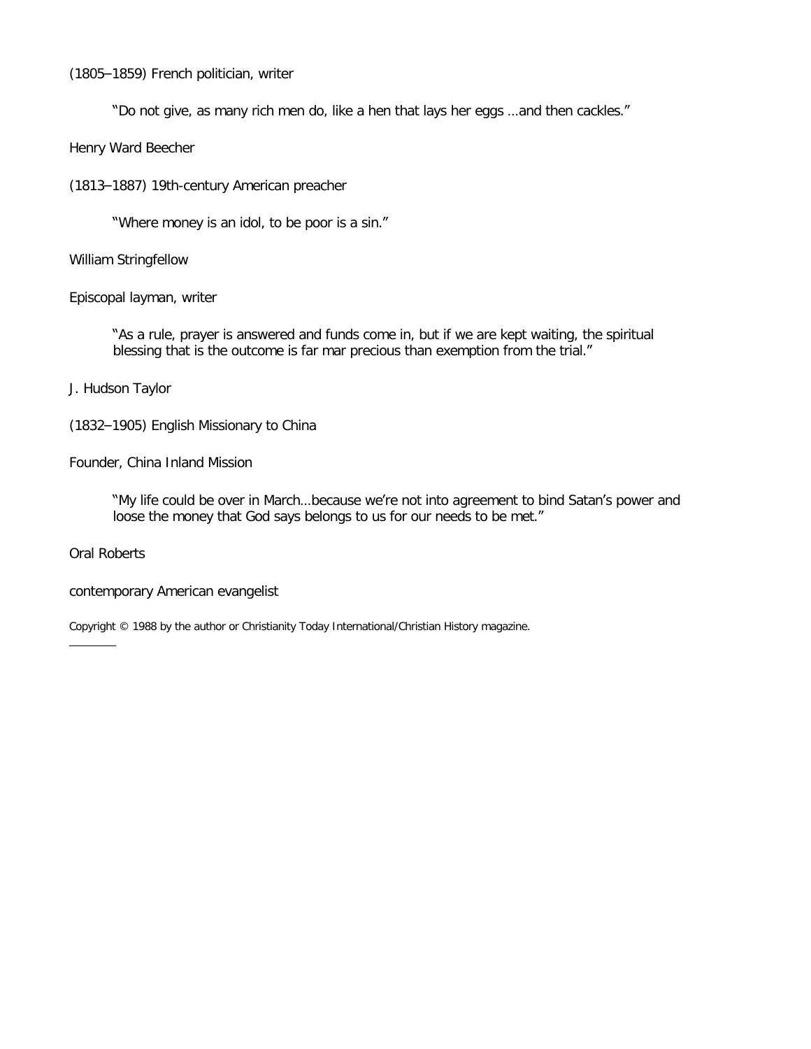(1805–1859) French politician, writer

> "Do not give, as many rich men do, like a hen that lays her eggs …and then cackles."

Henry Ward Beecher

(1813–1887) 19th-century American preacher

> "Where money is an idol, to be poor is a sin."

William Stringfellow

Episcopal layman, writer

> "As a rule, prayer is answered and funds come in, but if we are kept waiting, the spiritual blessing that is the outcome is far mar precious than exemption from the trial."

J. Hudson Taylor

(1832–1905) English Missionary to China

Founder, China Inland Mission

> "My life could be over in March…because we're not into agreement to bind Satan's power and loose the money that God says belongs to us for our needs to be met."

Oral Roberts

contemporary American evangelist

Copyright © 1988 by the author or Christianity Today International/Christian History magazine.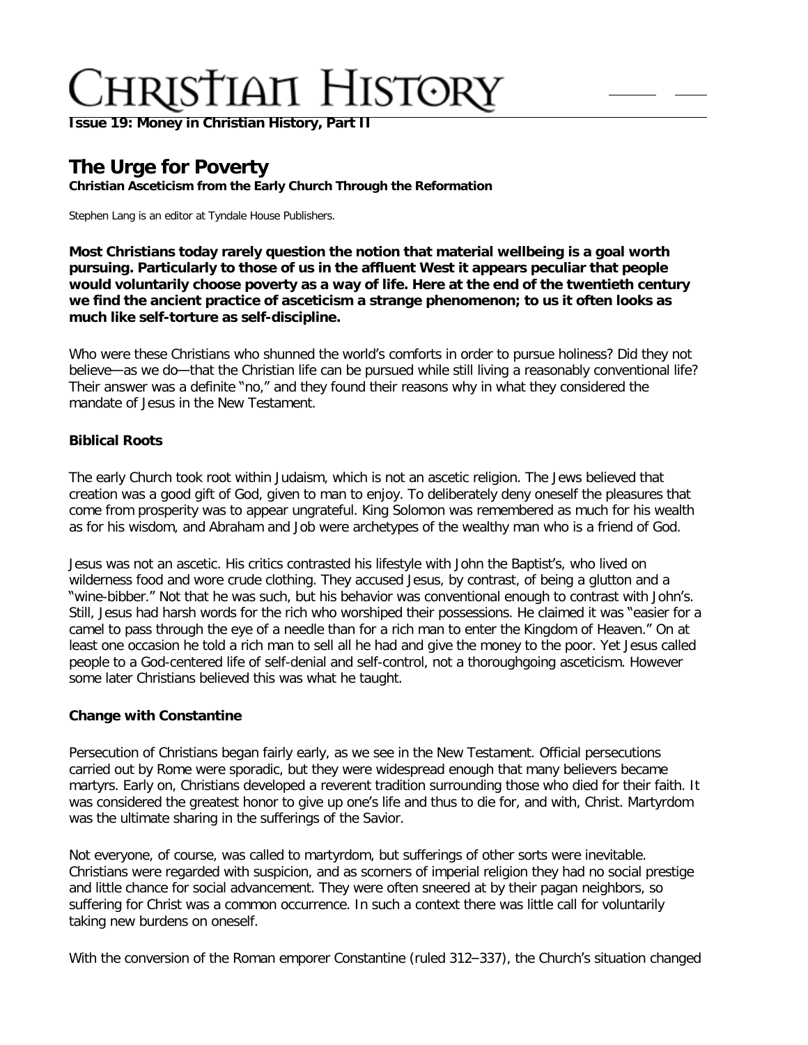**Issue 19: Money in Christian History, Part II**

# The Urge for Poverty

**Christian Asceticism from the Early Church Through the Reformation**

Stephen Lang is an editor at Tyndale House Publishers.

**Most Christians today rarely question the notion that material wellbeing is a goal worth pursuing. Particularly to those of us in the affluent West it appears peculiar that people would voluntarily choose poverty as a way of life. Here at the end of the twentieth century we find the ancient practice of asceticism a strange phenomenon; to us it often looks as much like self-torture as self-discipline.**

Who were these Christians who shunned the world's comforts in order to pursue holiness? Did they not believe—as we do—that the Christian life can be pursued while still living a reasonably conventional life? Their answer was a definite "no," and they found their reasons why in what they considered the mandate of Jesus in the New Testament.

### Biblical Roots

The early Church took root within Judaism, which is not an ascetic religion. The Jews believed that creation was a good gift of God, given to man to enjoy. To deliberately deny oneself the pleasures that come from prosperity was to appear ungrateful. King Solomon was remembered as much for his wealth as for his wisdom, and Abraham and Job were archetypes of the wealthy man who is a friend of God.

Jesus was not an ascetic. His critics contrasted his lifestyle with John the Baptist's, who lived on wilderness food and wore crude clothing. They accused Jesus, by contrast, of being a glutton and a "wine-bibber." Not that he was such, but his behavior was conventional enough to contrast with John's. Still, Jesus had harsh words for the rich who worshiped their possessions. He claimed it was "easier for a camel to pass through the eye of a needle than for a rich man to enter the Kingdom of Heaven." On at least one occasion he told a rich man to sell all he had and give the money to the poor. Yet Jesus called people to a God-centered life of self-denial and self-control, not a thoroughgoing asceticism. However some later Christians believed this was what he taught.

### Change with Constantine

Persecution of Christians began fairly early, as we see in the New Testament. Official persecutions carried out by Rome were sporadic, but they were widespread enough that many believers became martyrs. Early on, Christians developed a reverent tradition surrounding those who died for their faith. It was considered the greatest honor to give up one's life and thus to die for, and with, Christ. Martyrdom was the ultimate sharing in the sufferings of the Savior.

Not everyone, of course, was called to martyrdom, but sufferings of other sorts were inevitable. Christians were regarded with suspicion, and as scorners of imperial religion they had no social prestige and little chance for social advancement. They were often sneered at by their pagan neighbors, so suffering for Christ was a common occurrence. In such a context there was little call for voluntarily taking new burdens on oneself.

With the conversion of the Roman emporer Constantine (ruled 312–337), the Church's situation changed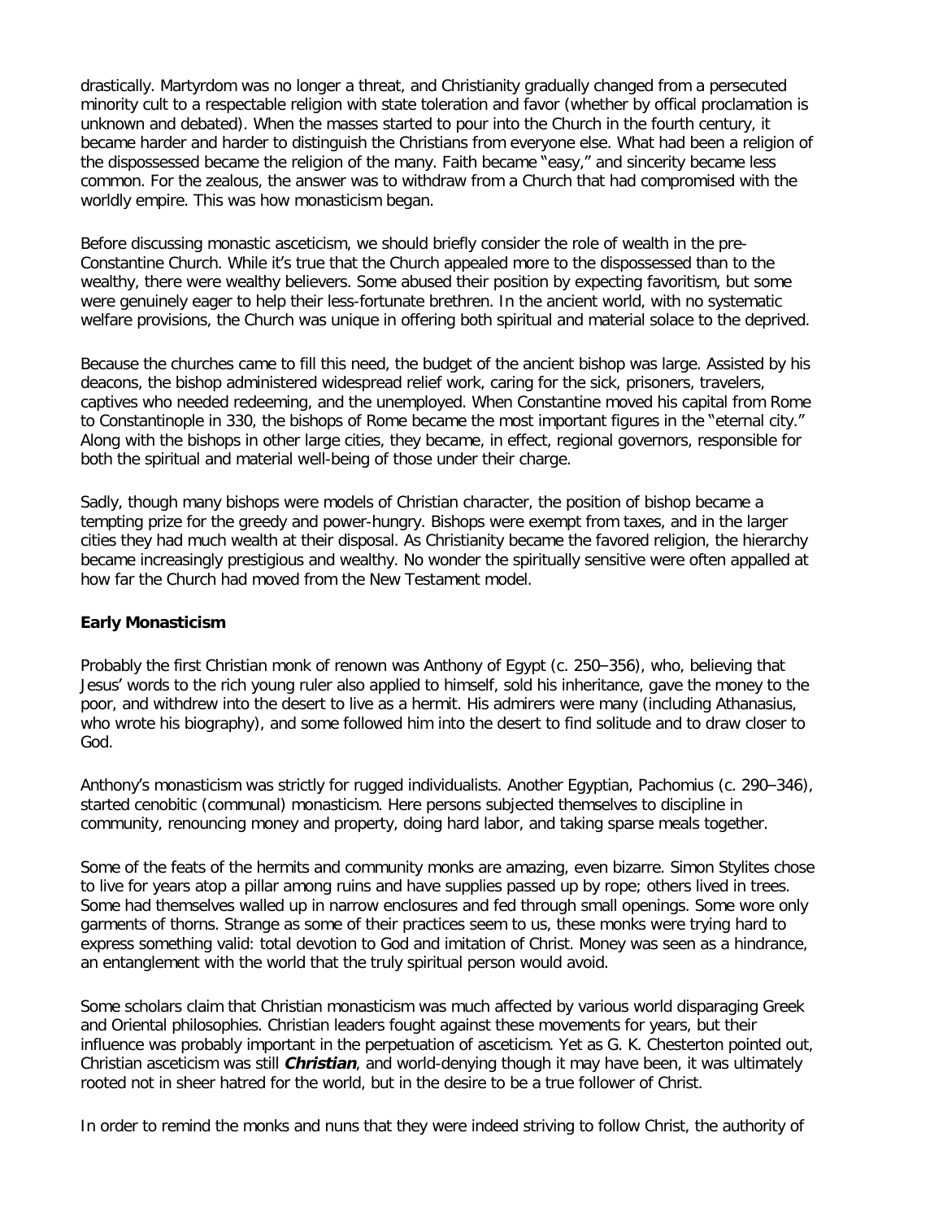drastically. Martyrdom was no longer a threat, and Christianity gradually changed from a persecuted minority cult to a respectable religion with state toleration and favor (whether by offical proclamation is unknown and debated). When the masses started to pour into the Church in the fourth century, it became harder and harder to distinguish the Christians from everyone else. What had been a religion of the dispossessed became the religion of the many. Faith became "easy," and sincerity became less common. For the zealous, the answer was to withdraw from a Church that had compromised with the worldly empire. This was how monasticism began.

Before discussing monastic asceticism, we should briefly consider the role of wealth in the pre-Constantine Church. While it's true that the Church appealed more to the dispossessed than to the wealthy, there were wealthy believers. Some abused their position by expecting favoritism, but some were genuinely eager to help their less-fortunate brethren. In the ancient world, with no systematic welfare provisions, the Church was unique in offering both spiritual and material solace to the deprived.

Because the churches came to fill this need, the budget of the ancient bishop was large. Assisted by his deacons, the bishop administered widespread relief work, caring for the sick, prisoners, travelers, captives who needed redeeming, and the unemployed. When Constantine moved his capital from Rome to Constantinople in 330, the bishops of Rome became the most important figures in the "eternal city." Along with the bishops in other large cities, they became, in effect, regional governors, responsible for both the spiritual and material well-being of those under their charge.

Sadly, though many bishops were models of Christian character, the position of bishop became a tempting prize for the greedy and power-hungry. Bishops were exempt from taxes, and in the larger cities they had much wealth at their disposal. As Christianity became the favored religion, the hierarchy became increasingly prestigious and wealthy. No wonder the spiritually sensitive were often appalled at how far the Church had moved from the New Testament model.

**Early Monasticism**

Probably the first Christian monk of renown was Anthony of Egypt (c. 250–356), who, believing that Jesus' words to the rich young ruler also applied to himself, sold his inheritance, gave the money to the poor, and withdrew into the desert to live as a hermit. His admirers were many (including Athanasius, who wrote his biography), and some followed him into the desert to find solitude and to draw closer to God.

Anthony's monasticism was strictly for rugged individualists. Another Egyptian, Pachomius (c. 290–346), started cenobitic (communal) monasticism. Here persons subjected themselves to discipline in community, renouncing money and property, doing hard labor, and taking sparse meals together.

Some of the feats of the hermits and community monks are amazing, even bizarre. Simon Stylites chose to live for years atop a pillar among ruins and have supplies passed up by rope; others lived in trees. Some had themselves walled up in narrow enclosures and fed through small openings. Some wore only garments of thorns. Strange as some of their practices seem to us, these monks were trying hard to express something valid: total devotion to God and imitation of Christ. Money was seen as a hindrance, an entanglement with the world that the truly spiritual person would avoid.

Some scholars claim that Christian monasticism was much affected by various world disparaging Greek and Oriental philosophies. Christian leaders fought against these movements for years, but their influence was probably important in the perpetuation of asceticism. Yet as G. K. Chesterton pointed out, Christian asceticism was still ***Christian***, and world-denying though it may have been, it was ultimately rooted not in sheer hatred for the world, but in the desire to be a true follower of Christ.

In order to remind the monks and nuns that they were indeed striving to follow Christ, the authority of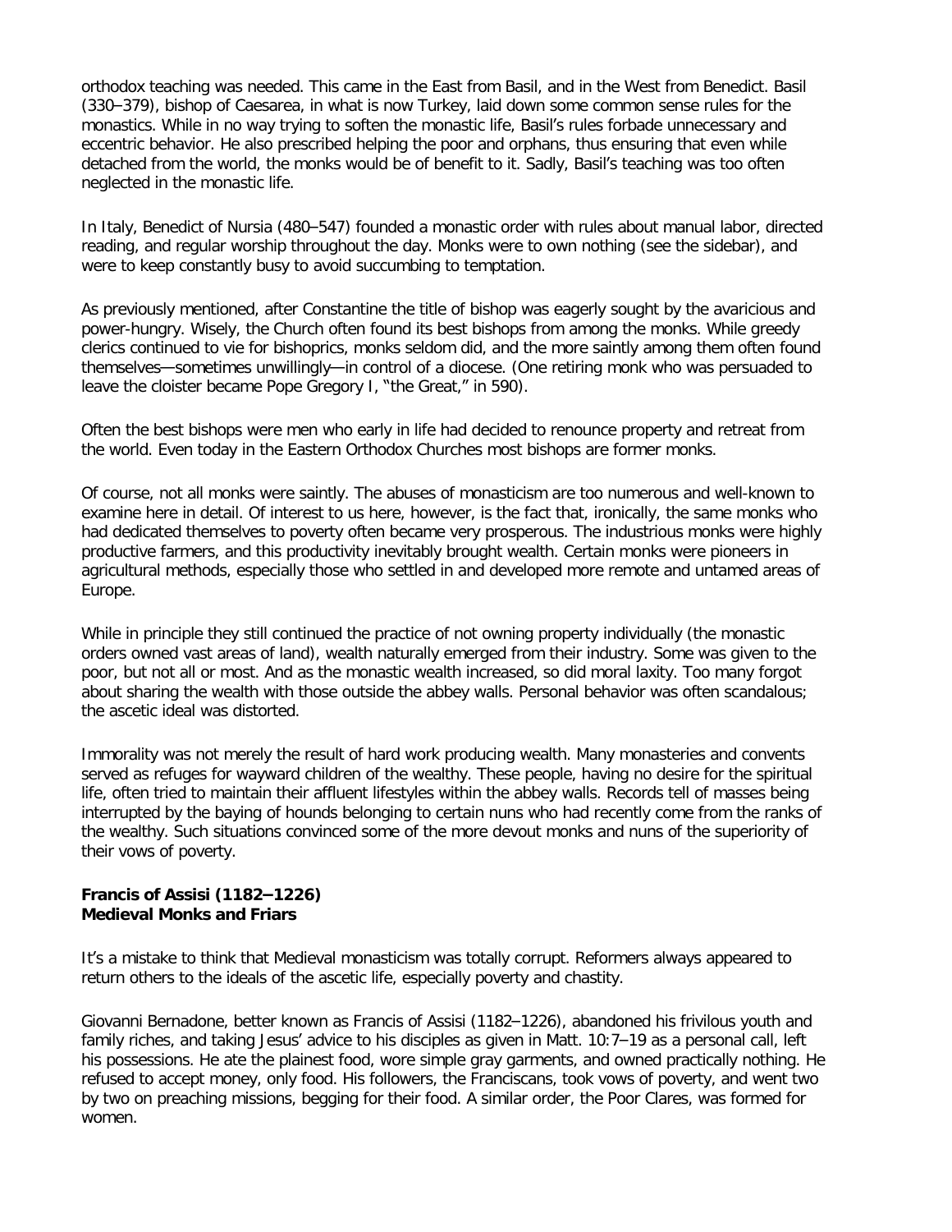orthodox teaching was needed. This came in the East from Basil, and in the West from Benedict. Basil (330–379), bishop of Caesarea, in what is now Turkey, laid down some common sense rules for the monastics. While in no way trying to soften the monastic life, Basil's rules forbade unnecessary and eccentric behavior. He also prescribed helping the poor and orphans, thus ensuring that even while detached from the world, the monks would be of benefit to it. Sadly, Basil's teaching was too often neglected in the monastic life.

In Italy, Benedict of Nursia (480–547) founded a monastic order with rules about manual labor, directed reading, and regular worship throughout the day. Monks were to own nothing (see the sidebar), and were to keep constantly busy to avoid succumbing to temptation.

As previously mentioned, after Constantine the title of bishop was eagerly sought by the avaricious and power-hungry. Wisely, the Church often found its best bishops from among the monks. While greedy clerics continued to vie for bishoprics, monks seldom did, and the more saintly among them often found themselves—sometimes unwillingly—in control of a diocese. (One retiring monk who was persuaded to leave the cloister became Pope Gregory I, "the Great," in 590).

Often the best bishops were men who early in life had decided to renounce property and retreat from the world. Even today in the Eastern Orthodox Churches most bishops are former monks.

Of course, not all monks were saintly. The abuses of monasticism are too numerous and well-known to examine here in detail. Of interest to us here, however, is the fact that, ironically, the same monks who had dedicated themselves to poverty often became very prosperous. The industrious monks were highly productive farmers, and this productivity inevitably brought wealth. Certain monks were pioneers in agricultural methods, especially those who settled in and developed more remote and untamed areas of Europe.

While in principle they still continued the practice of not owning property individually (the monastic orders owned vast areas of land), wealth naturally emerged from their industry. Some was given to the poor, but not all or most. And as the monastic wealth increased, so did moral laxity. Too many forgot about sharing the wealth with those outside the abbey walls. Personal behavior was often scandalous; the ascetic ideal was distorted.

Immorality was not merely the result of hard work producing wealth. Many monasteries and convents served as refuges for wayward children of the wealthy. These people, having no desire for the spiritual life, often tried to maintain their affluent lifestyles within the abbey walls. Records tell of masses being interrupted by the baying of hounds belonging to certain nuns who had recently come from the ranks of the wealthy. Such situations convinced some of the more devout monks and nuns of the superiority of their vows of poverty.

**Francis of Assisi (1182–1226)**
**Medieval Monks and Friars**

It's a mistake to think that Medieval monasticism was totally corrupt. Reformers always appeared to return others to the ideals of the ascetic life, especially poverty and chastity.

Giovanni Bernadone, better known as Francis of Assisi (1182–1226), abandoned his frivolous youth and family riches, and taking Jesus' advice to his disciples as given in Matt. 10:7–19 as a personal call, left his possessions. He ate the plainest food, wore simple gray garments, and owned practically nothing. He refused to accept money, only food. His followers, the Franciscans, took vows of poverty, and went two by two on preaching missions, begging for their food. A similar order, the Poor Clares, was formed for women.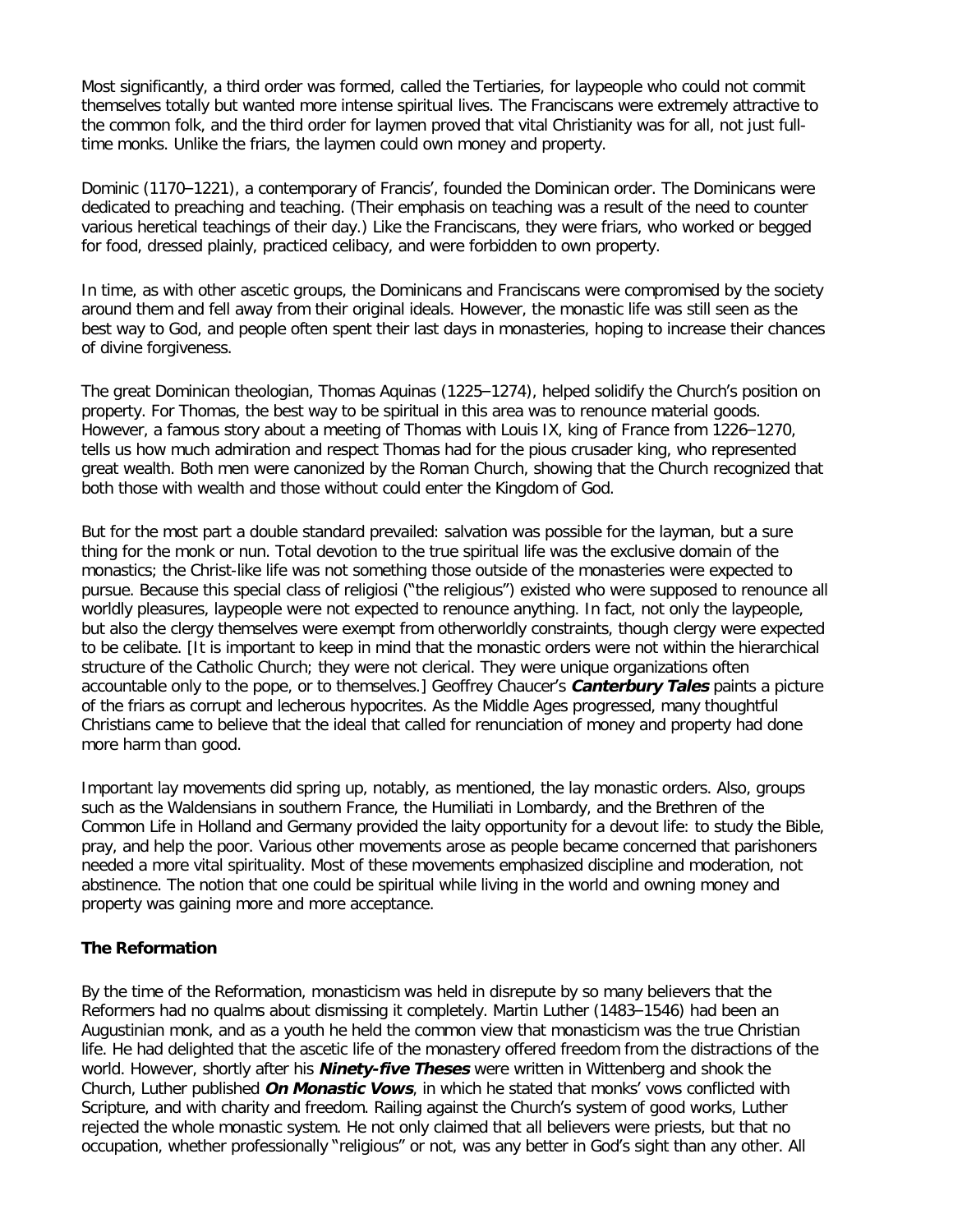Most significantly, a third order was formed, called the Tertiaries, for laypeople who could not commit themselves totally but wanted more intense spiritual lives. The Franciscans were extremely attractive to the common folk, and the third order for laymen proved that vital Christianity was for all, not just full-time monks. Unlike the friars, the laymen could own money and property.

Dominic (1170–1221), a contemporary of Francis', founded the Dominican order. The Dominicans were dedicated to preaching and teaching. (Their emphasis on teaching was a result of the need to counter various heretical teachings of their day.) Like the Franciscans, they were friars, who worked or begged for food, dressed plainly, practiced celibacy, and were forbidden to own property.

In time, as with other ascetic groups, the Dominicans and Franciscans were compromised by the society around them and fell away from their original ideals. However, the monastic life was still seen as the best way to God, and people often spent their last days in monasteries, hoping to increase their chances of divine forgiveness.

The great Dominican theologian, Thomas Aquinas (1225–1274), helped solidify the Church's position on property. For Thomas, the best way to be spiritual in this area was to renounce material goods. However, a famous story about a meeting of Thomas with Louis IX, king of France from 1226–1270, tells us how much admiration and respect Thomas had for the pious crusader king, who represented great wealth. Both men were canonized by the Roman Church, showing that the Church recognized that both those with wealth and those without could enter the Kingdom of God.

But for the most part a double standard prevailed: salvation was possible for the layman, but a sure thing for the monk or nun. Total devotion to the true spiritual life was the exclusive domain of the monastics; the Christ-like life was not something those outside of the monasteries were expected to pursue. Because this special class of religiosi ("the religious") existed who were supposed to renounce all worldly pleasures, laypeople were not expected to renounce anything. In fact, not only the laypeople, but also the clergy themselves were exempt from otherworldly constraints, though clergy were expected to be celibate. [It is important to keep in mind that the monastic orders were not within the hierarchical structure of the Catholic Church; they were not clerical. They were unique organizations often accountable only to the pope, or to themselves.] Geoffrey Chaucer's ***Canterbury Tales*** paints a picture of the friars as corrupt and lecherous hypocrites. As the Middle Ages progressed, many thoughtful Christians came to believe that the ideal that called for renunciation of money and property had done more harm than good.

Important lay movements did spring up, notably, as mentioned, the lay monastic orders. Also, groups such as the Waldensians in southern France, the Humiliati in Lombardy, and the Brethren of the Common Life in Holland and Germany provided the laity opportunity for a devout life: to study the Bible, pray, and help the poor. Various other movements arose as people became concerned that parishoners needed a more vital spirituality. Most of these movements emphasized discipline and moderation, not abstinence. The notion that one could be spiritual while living in the world and owning money and property was gaining more and more acceptance.

## The Reformation

By the time of the Reformation, monasticism was held in disrepute by so many believers that the Reformers had no qualms about dismissing it completely. Martin Luther (1483–1546) had been an Augustinian monk, and as a youth he held the common view that monasticism was the true Christian life. He had delighted that the ascetic life of the monastery offered freedom from the distractions of the world. However, shortly after his ***Ninety-five Theses*** were written in Wittenberg and shook the Church, Luther published ***On Monastic Vows***, in which he stated that monks' vows conflicted with Scripture, and with charity and freedom. Railing against the Church's system of good works, Luther rejected the whole monastic system. He not only claimed that all believers were priests, but that no occupation, whether professionally "religious" or not, was any better in God's sight than any other. All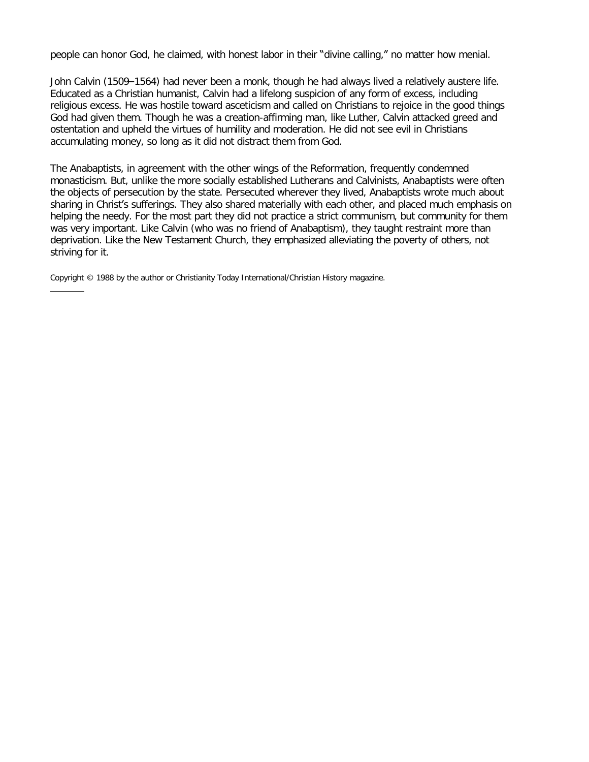people can honor God, he claimed, with honest labor in their "divine calling," no matter how menial.

John Calvin (1509–1564) had never been a monk, though he had always lived a relatively austere life. Educated as a Christian humanist, Calvin had a lifelong suspicion of any form of excess, including religious excess. He was hostile toward asceticism and called on Christians to rejoice in the good things God had given them. Though he was a creation-affirming man, like Luther, Calvin attacked greed and ostentation and upheld the virtues of humility and moderation. He did not see evil in Christians accumulating money, so long as it did not distract them from God.

The Anabaptists, in agreement with the other wings of the Reformation, frequently condemned monasticism. But, unlike the more socially established Lutherans and Calvinists, Anabaptists were often the objects of persecution by the state. Persecuted wherever they lived, Anabaptists wrote much about sharing in Christ's sufferings. They also shared materially with each other, and placed much emphasis on helping the needy. For the most part they did not practice a strict communism, but community for them was very important. Like Calvin (who was no friend of Anabaptism), they taught restraint more than deprivation. Like the New Testament Church, they emphasized alleviating the poverty of others, not striving for it.

Copyright © 1988 by the author or Christianity Today International/Christian History magazine.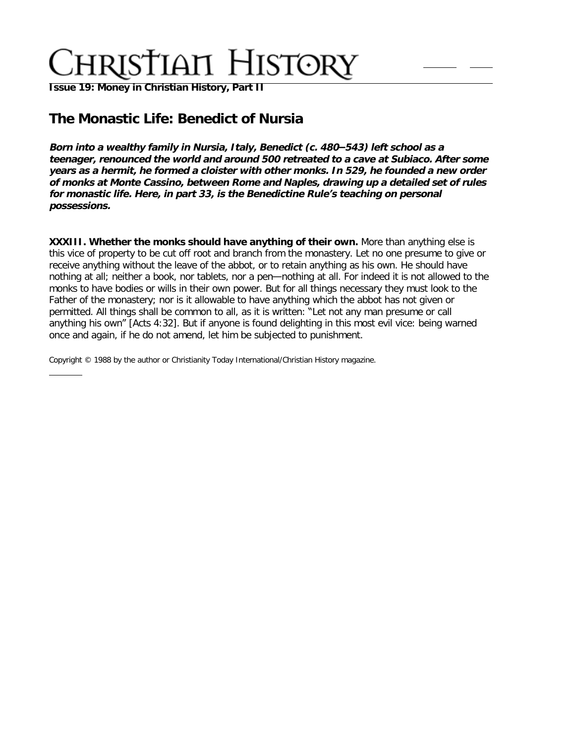**Issue 19: Money in Christian History, Part II**

## The Monastic Life: Benedict of Nursia

***Born into a wealthy family in Nursia, Italy, Benedict (c. 480–543) left school as a teenager, renounced the world and around 500 retreated to a cave at Subiaco. After some years as a hermit, he formed a cloister with other monks. In 529, he founded a new order of monks at Monte Cassino, between Rome and Naples, drawing up a detailed set of rules for monastic life. Here, in part 33, is the Benedictine Rule's teaching on personal possessions.***

**XXXIII. Whether the monks should have anything of their own.** More than anything else is this vice of property to be cut off root and branch from the monastery. Let no one presume to give or receive anything without the leave of the abbot, or to retain anything as his own. He should have nothing at all; neither a book, nor tablets, nor a pen—nothing at all. For indeed it is not allowed to the monks to have bodies or wills in their own power. But for all things necessary they must look to the Father of the monastery; nor is it allowable to have anything which the abbot has not given or permitted. All things shall be common to all, as it is written: "Let not any man presume or call anything his own" [Acts 4:32]. But if anyone is found delighting in this most evil vice: being warned once and again, if he do not amend, let him be subjected to punishment.

Copyright © 1988 by the author or Christianity Today International/Christian History magazine.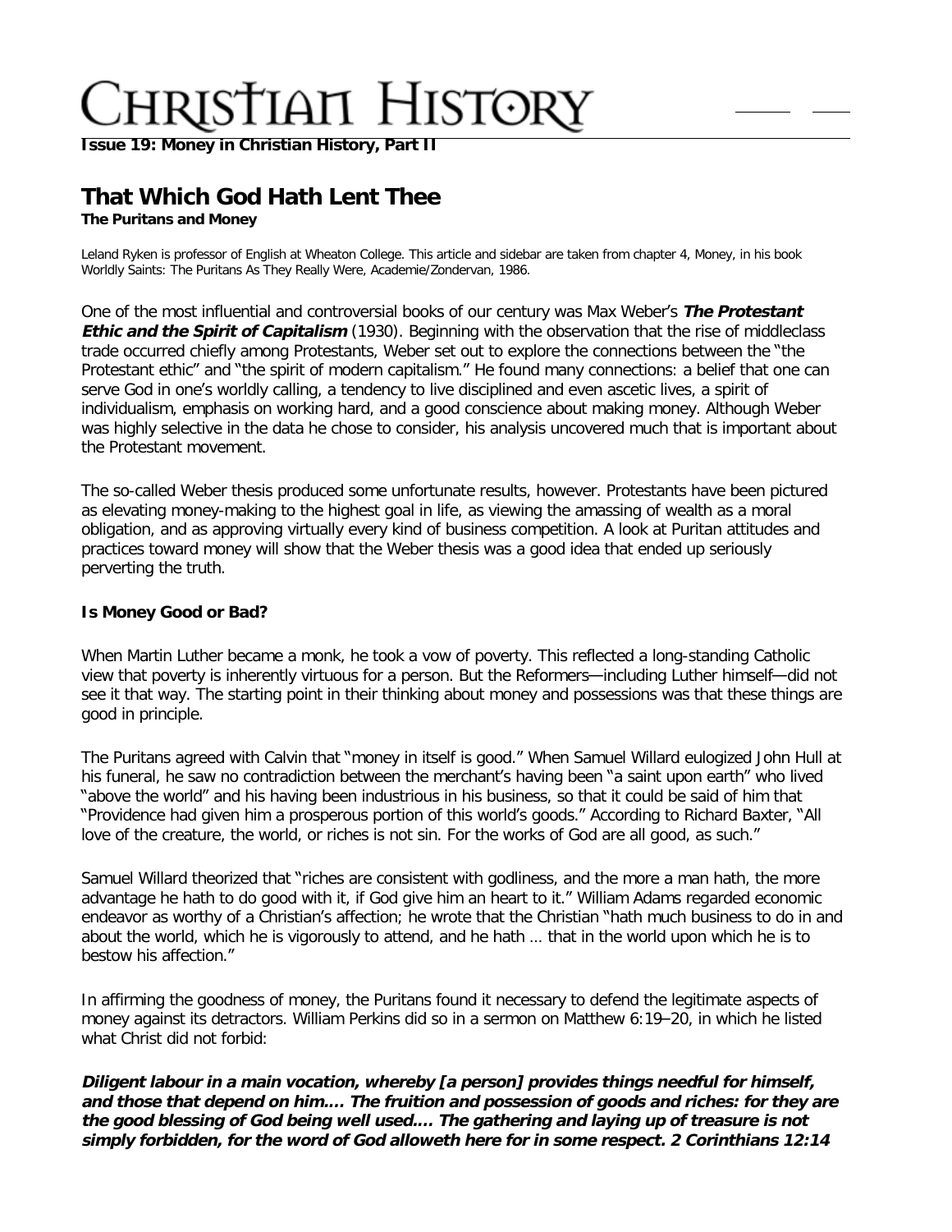**Issue 19: Money in Christian History, Part II**

# That Which God Hath Lent Thee

**The Puritans and Money**

Leland Ryken is professor of English at Wheaton College. This article and sidebar are taken from chapter 4, Money, in his book Worldly Saints: The Puritans As They Really Were, Academie/Zondervan, 1986.

One of the most influential and controversial books of our century was Max Weber's ***The Protestant Ethic and the Spirit of Capitalism*** (1930). Beginning with the observation that the rise of middleclass trade occurred chiefly among Protestants, Weber set out to explore the connections between the "the Protestant ethic" and "the spirit of modern capitalism." He found many connections: a belief that one can serve God in one's worldly calling, a tendency to live disciplined and even ascetic lives, a spirit of individualism, emphasis on working hard, and a good conscience about making money. Although Weber was highly selective in the data he chose to consider, his analysis uncovered much that is important about the Protestant movement.

The so-called Weber thesis produced some unfortunate results, however. Protestants have been pictured as elevating money-making to the highest goal in life, as viewing the amassing of wealth as a moral obligation, and as approving virtually every kind of business competition. A look at Puritan attitudes and practices toward money will show that the Weber thesis was a good idea that ended up seriously perverting the truth.

### Is Money Good or Bad?

When Martin Luther became a monk, he took a vow of poverty. This reflected a long-standing Catholic view that poverty is inherently virtuous for a person. But the Reformers—including Luther himself—did not see it that way. The starting point in their thinking about money and possessions was that these things are good in principle.

The Puritans agreed with Calvin that "money in itself is good." When Samuel Willard eulogized John Hull at his funeral, he saw no contradiction between the merchant's having been "a saint upon earth" who lived "above the world" and his having been industrious in his business, so that it could be said of him that "Providence had given him a prosperous portion of this world's goods." According to Richard Baxter, "All love of the creature, the world, or riches is not sin. For the works of God are all good, as such."

Samuel Willard theorized that "riches are consistent with godliness, and the more a man hath, the more advantage he hath to do good with it, if God give him an heart to it." William Adams regarded economic endeavor as worthy of a Christian's affection; he wrote that the Christian "hath much business to do in and about the world, which he is vigorously to attend, and he hath … that in the world upon which he is to bestow his affection."

In affirming the goodness of money, the Puritans found it necessary to defend the legitimate aspects of money against its detractors. William Perkins did so in a sermon on Matthew 6:19–20, in which he listed what Christ did not forbid:

***Diligent labour in a main vocation, whereby [a person] provides things needful for himself, and those that depend on him.… The fruition and possession of goods and riches: for they are the good blessing of God being well used.… The gathering and laying up of treasure is not simply forbidden, for the word of God alloweth here for in some respect. 2 Corinthians 12:14***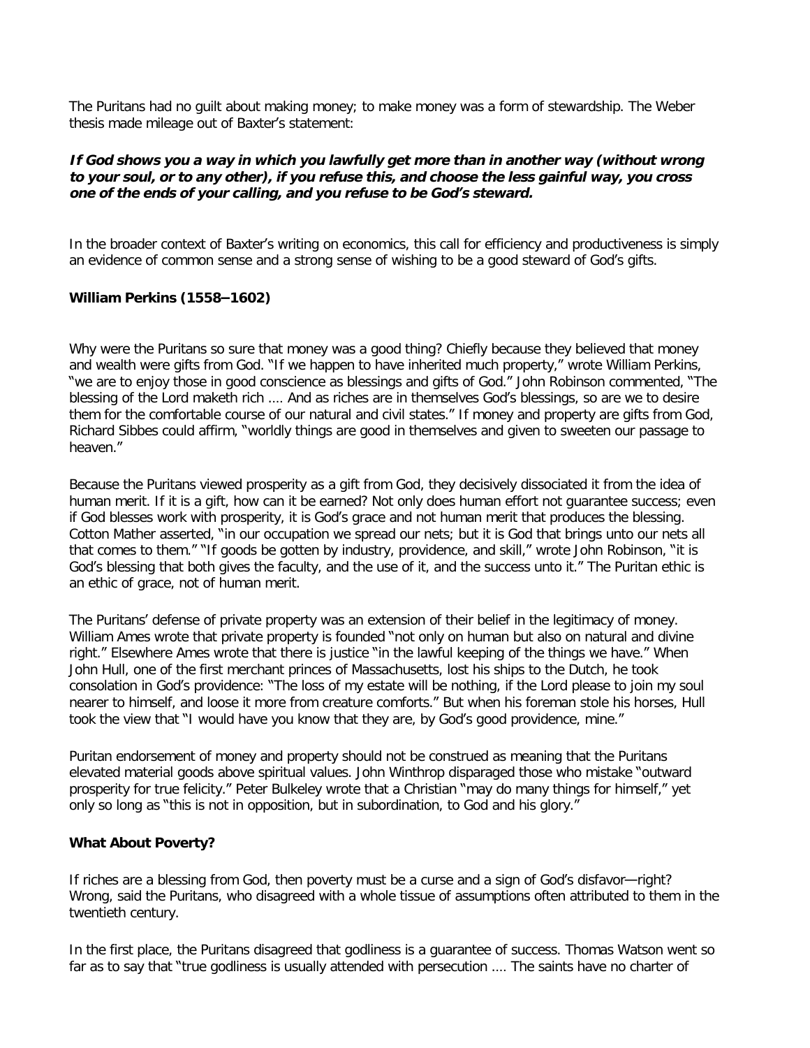The Puritans had no guilt about making money; to make money was a form of stewardship. The Weber thesis made mileage out of Baxter's statement:

***If God shows you a way in which you lawfully get more than in another way (without wrong to your soul, or to any other), if you refuse this, and choose the less gainful way, you cross one of the ends of your calling, and you refuse to be God's steward.***

In the broader context of Baxter's writing on economics, this call for efficiency and productiveness is simply an evidence of common sense and a strong sense of wishing to be a good steward of God's gifts.

**William Perkins (1558–1602)**

Why were the Puritans so sure that money was a good thing? Chiefly because they believed that money and wealth were gifts from God. "If we happen to have inherited much property," wrote William Perkins, "we are to enjoy those in good conscience as blessings and gifts of God." John Robinson commented, "The blessing of the Lord maketh rich .... And as riches are in themselves God's blessings, so are we to desire them for the comfortable course of our natural and civil states." If money and property are gifts from God, Richard Sibbes could affirm, "worldly things are good in themselves and given to sweeten our passage to heaven."

Because the Puritans viewed prosperity as a gift from God, they decisively dissociated it from the idea of human merit. If it is a gift, how can it be earned? Not only does human effort not guarantee success; even if God blesses work with prosperity, it is God's grace and not human merit that produces the blessing. Cotton Mather asserted, "in our occupation we spread our nets; but it is God that brings unto our nets all that comes to them." "If goods be gotten by industry, providence, and skill," wrote John Robinson, "it is God's blessing that both gives the faculty, and the use of it, and the success unto it." The Puritan ethic is an ethic of grace, not of human merit.

The Puritans' defense of private property was an extension of their belief in the legitimacy of money. William Ames wrote that private property is founded "not only on human but also on natural and divine right." Elsewhere Ames wrote that there is justice "in the lawful keeping of the things we have." When John Hull, one of the first merchant princes of Massachusetts, lost his ships to the Dutch, he took consolation in God's providence: "The loss of my estate will be nothing, if the Lord please to join my soul nearer to himself, and loose it more from creature comforts." But when his foreman stole his horses, Hull took the view that "I would have you know that they are, by God's good providence, mine."

Puritan endorsement of money and property should not be construed as meaning that the Puritans elevated material goods above spiritual values. John Winthrop disparaged those who mistake "outward prosperity for true felicity." Peter Bulkeley wrote that a Christian "may do many things for himself," yet only so long as "this is not in opposition, but in subordination, to God and his glory."

**What About Poverty?**

If riches are a blessing from God, then poverty must be a curse and a sign of God's disfavor—right? Wrong, said the Puritans, who disagreed with a whole tissue of assumptions often attributed to them in the twentieth century.

In the first place, the Puritans disagreed that godliness is a guarantee of success. Thomas Watson went so far as to say that "true godliness is usually attended with persecution .... The saints have no charter of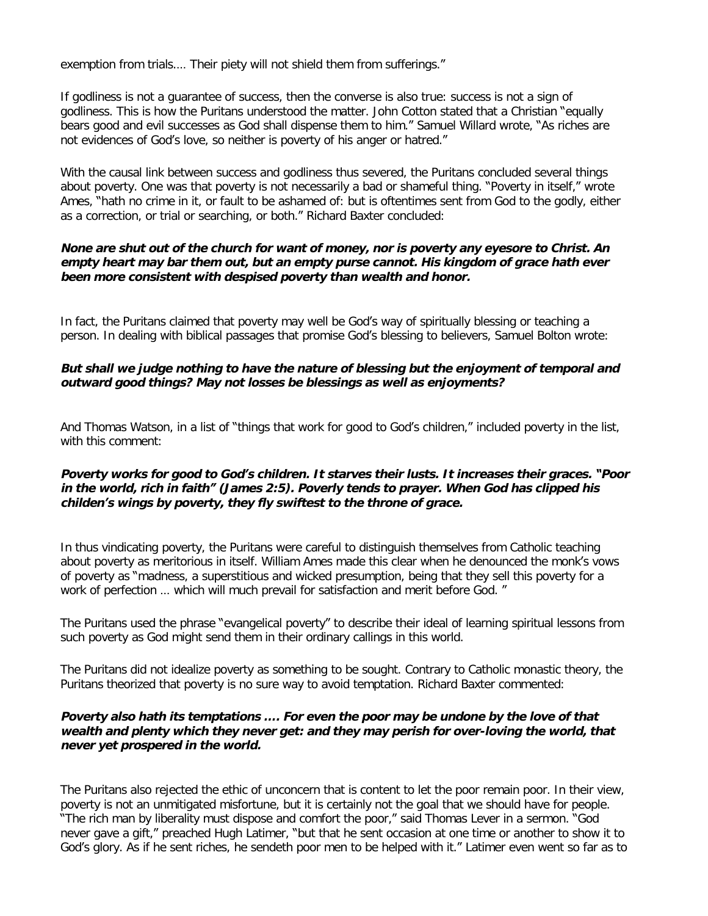exemption from trials.... Their piety will not shield them from sufferings."

If godliness is not a guarantee of success, then the converse is also true: success is not a sign of godliness. This is how the Puritans understood the matter. John Cotton stated that a Christian "equally bears good and evil successes as God shall dispense them to him." Samuel Willard wrote, "As riches are not evidences of God's love, so neither is poverty of his anger or hatred."

With the causal link between success and godliness thus severed, the Puritans concluded several things about poverty. One was that poverty is not necessarily a bad or shameful thing. "Poverty in itself," wrote Ames, "hath no crime in it, or fault to be ashamed of: but is oftentimes sent from God to the godly, either as a correction, or trial or searching, or both." Richard Baxter concluded:

***None are shut out of the church for want of money, nor is poverty any eyesore to Christ. An empty heart may bar them out, but an empty purse cannot. His kingdom of grace hath ever been more consistent with despised poverty than wealth and honor.***

In fact, the Puritans claimed that poverty may well be God's way of spiritually blessing or teaching a person. In dealing with biblical passages that promise God's blessing to believers, Samuel Bolton wrote:

***But shall we judge nothing to have the nature of blessing but the enjoyment of temporal and outward good things? May not losses be blessings as well as enjoyments?***

And Thomas Watson, in a list of "things that work for good to God's children," included poverty in the list, with this comment:

***Poverty works for good to God's children. It starves their lusts. It increases their graces. "Poor in the world, rich in faith" (James 2:5). Poverly tends to prayer. When God has clipped his childen's wings by poverty, they fly swiftest to the throne of grace.***

In thus vindicating poverty, the Puritans were careful to distinguish themselves from Catholic teaching about poverty as meritorious in itself. William Ames made this clear when he denounced the monk's vows of poverty as "madness, a superstitious and wicked presumption, being that they sell this poverty for a work of perfection ... which will much prevail for satisfaction and merit before God. "

The Puritans used the phrase "evangelical poverty" to describe their ideal of learning spiritual lessons from such poverty as God might send them in their ordinary callings in this world.

The Puritans did not idealize poverty as something to be sought. Contrary to Catholic monastic theory, the Puritans theorized that poverty is no sure way to avoid temptation. Richard Baxter commented:

***Poverty also hath its temptations .... For even the poor may be undone by the love of that wealth and plenty which they never get: and they may perish for over-loving the world, that never yet prospered in the world.***

The Puritans also rejected the ethic of unconcern that is content to let the poor remain poor. In their view, poverty is not an unmitigated misfortune, but it is certainly not the goal that we should have for people. "The rich man by liberality must dispose and comfort the poor," said Thomas Lever in a sermon. "God never gave a gift," preached Hugh Latimer, "but that he sent occasion at one time or another to show it to God's glory. As if he sent riches, he sendeth poor men to be helped with it." Latimer even went so far as to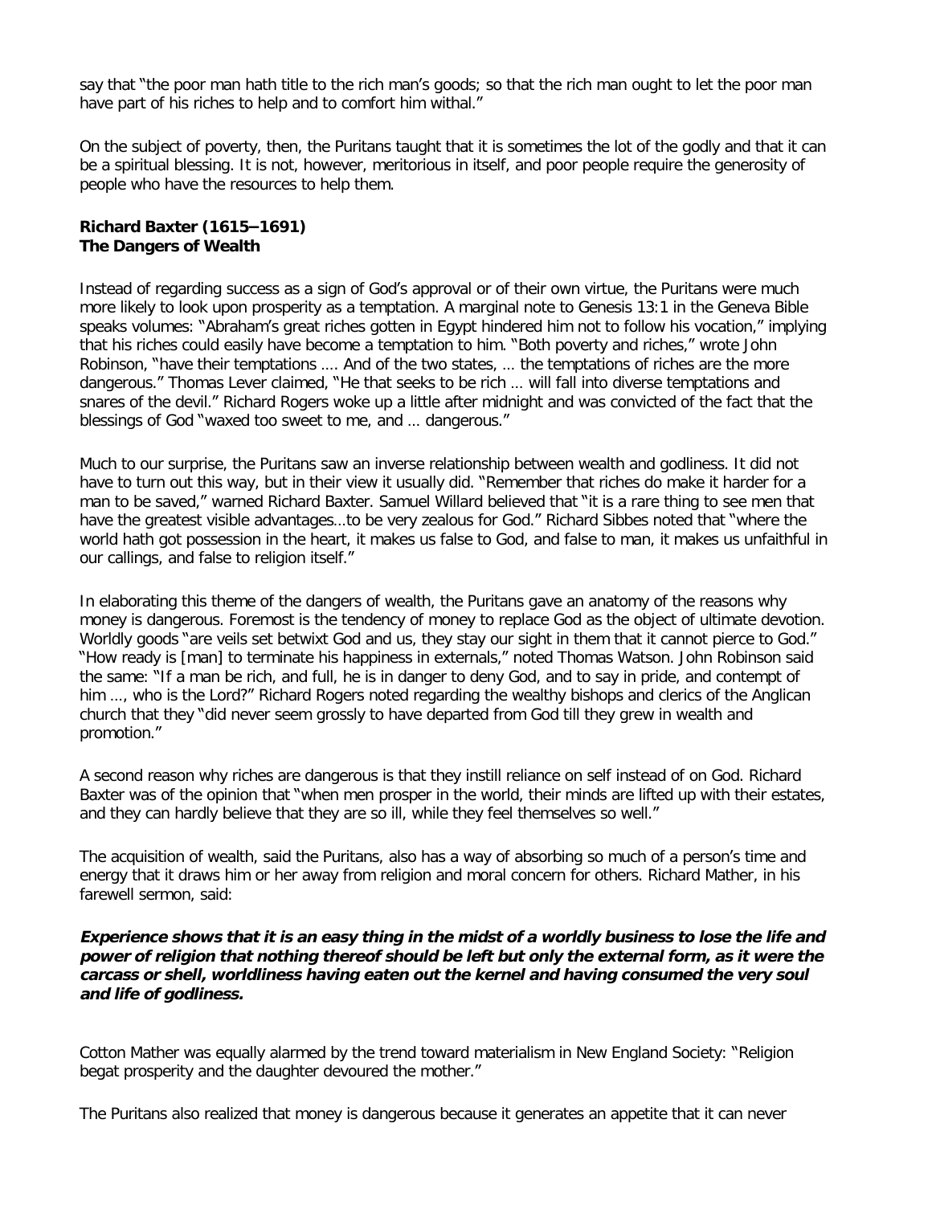say that "the poor man hath title to the rich man's goods; so that the rich man ought to let the poor man have part of his riches to help and to comfort him withal."

On the subject of poverty, then, the Puritans taught that it is sometimes the lot of the godly and that it can be a spiritual blessing. It is not, however, meritorious in itself, and poor people require the generosity of people who have the resources to help them.

**Richard Baxter (1615–1691)**
**The Dangers of Wealth**

Instead of regarding success as a sign of God's approval or of their own virtue, the Puritans were much more likely to look upon prosperity as a temptation. A marginal note to Genesis 13:1 in the Geneva Bible speaks volumes: "Abraham's great riches gotten in Egypt hindered him not to follow his vocation," implying that his riches could easily have become a temptation to him. "Both poverty and riches," wrote John Robinson, "have their temptations .... And of the two states, … the temptations of riches are the more dangerous." Thomas Lever claimed, "He that seeks to be rich … will fall into diverse temptations and snares of the devil." Richard Rogers woke up a little after midnight and was convicted of the fact that the blessings of God "waxed too sweet to me, and … dangerous."

Much to our surprise, the Puritans saw an inverse relationship between wealth and godliness. It did not have to turn out this way, but in their view it usually did. "Remember that riches do make it harder for a man to be saved," warned Richard Baxter. Samuel Willard believed that "it is a rare thing to see men that have the greatest visible advantages…to be very zealous for God." Richard Sibbes noted that "where the world hath got possession in the heart, it makes us false to God, and false to man, it makes us unfaithful in our callings, and false to religion itself."

In elaborating this theme of the dangers of wealth, the Puritans gave an anatomy of the reasons why money is dangerous. Foremost is the tendency of money to replace God as the object of ultimate devotion. Worldly goods "are veils set betwixt God and us, they stay our sight in them that it cannot pierce to God." "How ready is [man] to terminate his happiness in externals," noted Thomas Watson. John Robinson said the same: "If a man be rich, and full, he is in danger to deny God, and to say in pride, and contempt of him …, who is the Lord?" Richard Rogers noted regarding the wealthy bishops and clerics of the Anglican church that they "did never seem grossly to have departed from God till they grew in wealth and promotion."

A second reason why riches are dangerous is that they instill reliance on self instead of on God. Richard Baxter was of the opinion that "when men prosper in the world, their minds are lifted up with their estates, and they can hardly believe that they are so ill, while they feel themselves so well."

The acquisition of wealth, said the Puritans, also has a way of absorbing so much of a person's time and energy that it draws him or her away from religion and moral concern for others. Richard Mather, in his farewell sermon, said:

> ***Experience shows that it is an easy thing in the midst of a worldly business to lose the life and power of religion that nothing thereof should be left but only the external form, as it were the carcass or shell, worldliness having eaten out the kernel and having consumed the very soul and life of godliness.***

Cotton Mather was equally alarmed by the trend toward materialism in New England Society: "Religion begat prosperity and the daughter devoured the mother."

The Puritans also realized that money is dangerous because it generates an appetite that it can never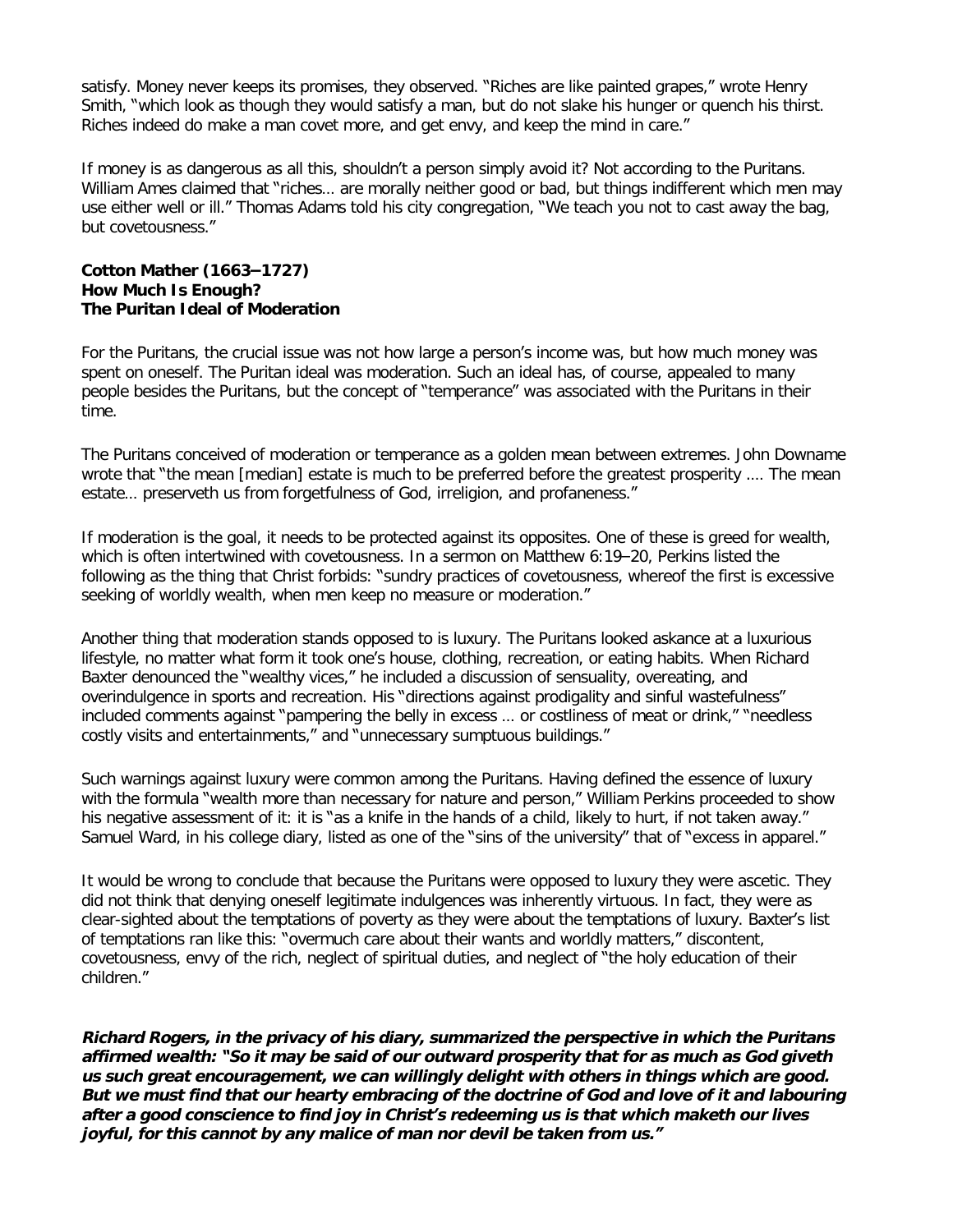satisfy. Money never keeps its promises, they observed. "Riches are like painted grapes," wrote Henry Smith, "which look as though they would satisfy a man, but do not slake his hunger or quench his thirst. Riches indeed do make a man covet more, and get envy, and keep the mind in care."

If money is as dangerous as all this, shouldn't a person simply avoid it? Not according to the Puritans. William Ames claimed that "riches… are morally neither good or bad, but things indifferent which men may use either well or ill." Thomas Adams told his city congregation, "We teach you not to cast away the bag, but covetousness."

**Cotton Mather (1663–1727)**
**How Much Is Enough?**
**The Puritan Ideal of Moderation**

For the Puritans, the crucial issue was not how large a person's income was, but how much money was spent on oneself. The Puritan ideal was moderation. Such an ideal has, of course, appealed to many people besides the Puritans, but the concept of "temperance" was associated with the Puritans in their time.

The Puritans conceived of moderation or temperance as a golden mean between extremes. John Downame wrote that "the mean [median] estate is much to be preferred before the greatest prosperity …. The mean estate… preserveth us from forgetfulness of God, irreligion, and profaneness."

If moderation is the goal, it needs to be protected against its opposites. One of these is greed for wealth, which is often intertwined with covetousness. In a sermon on Matthew 6:19–20, Perkins listed the following as the thing that Christ forbids: "sundry practices of covetousness, whereof the first is excessive seeking of worldly wealth, when men keep no measure or moderation."

Another thing that moderation stands opposed to is luxury. The Puritans looked askance at a luxurious lifestyle, no matter what form it took one's house, clothing, recreation, or eating habits. When Richard Baxter denounced the "wealthy vices," he included a discussion of sensuality, overeating, and overindulgence in sports and recreation. His "directions against prodigality and sinful wastefulness" included comments against "pampering the belly in excess … or costliness of meat or drink," "needless costly visits and entertainments," and "unnecessary sumptuous buildings."

Such warnings against luxury were common among the Puritans. Having defined the essence of luxury with the formula "wealth more than necessary for nature and person," William Perkins proceeded to show his negative assessment of it: it is "as a knife in the hands of a child, likely to hurt, if not taken away." Samuel Ward, in his college diary, listed as one of the "sins of the university" that of "excess in apparel."

It would be wrong to conclude that because the Puritans were opposed to luxury they were ascetic. They did not think that denying oneself legitimate indulgences was inherently virtuous. In fact, they were as clear-sighted about the temptations of poverty as they were about the temptations of luxury. Baxter's list of temptations ran like this: "overmuch care about their wants and worldly matters," discontent, covetousness, envy of the rich, neglect of spiritual duties, and neglect of "the holy education of their children."

***Richard Rogers, in the privacy of his diary, summarized the perspective in which the Puritans affirmed wealth: "So it may be said of our outward prosperity that for as much as God giveth us such great encouragement, we can willingly delight with others in things which are good. But we must find that our hearty embracing of the doctrine of God and love of it and labouring after a good conscience to find joy in Christ's redeeming us is that which maketh our lives joyful, for this cannot by any malice of man nor devil be taken from us."***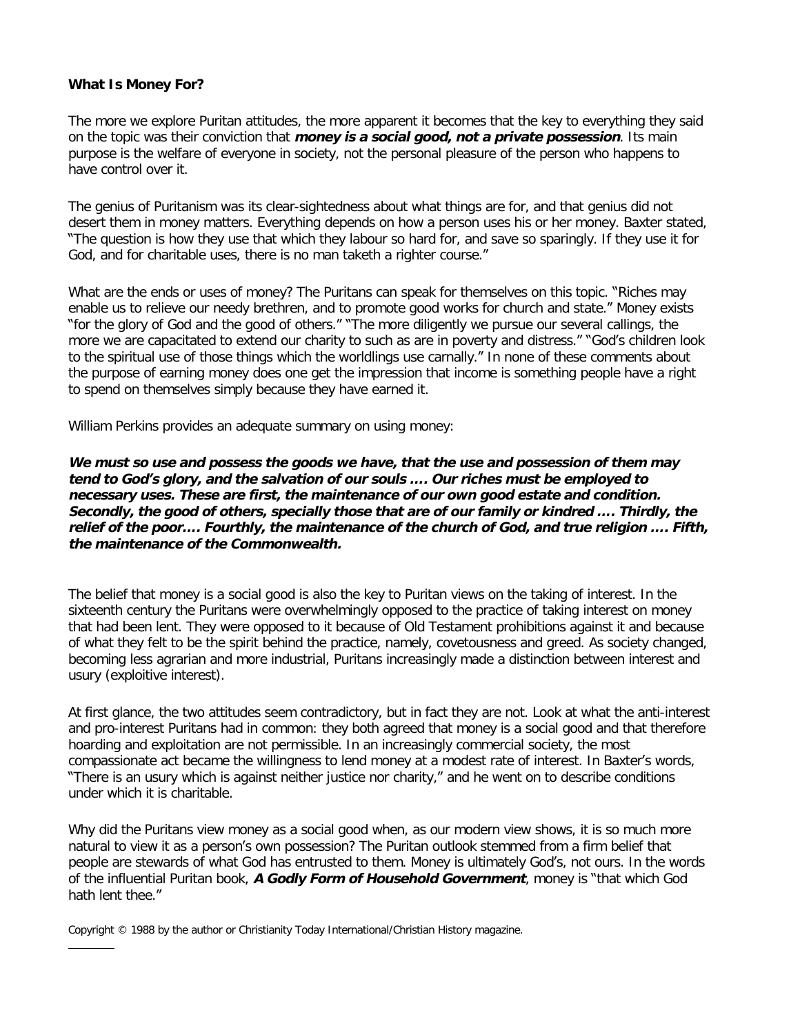**What Is Money For?**

The more we explore Puritan attitudes, the more apparent it becomes that the key to everything they said on the topic was their conviction that ***money is a social good, not a private possession***. Its main purpose is the welfare of everyone in society, not the personal pleasure of the person who happens to have control over it.

The genius of Puritanism was its clear-sightedness about what things are for, and that genius did not desert them in money matters. Everything depends on how a person uses his or her money. Baxter stated, "The question is how they use that which they labour so hard for, and save so sparingly. If they use it for God, and for charitable uses, there is no man taketh a righter course."

What are the ends or uses of money? The Puritans can speak for themselves on this topic. "Riches may enable us to relieve our needy brethren, and to promote good works for church and state." Money exists "for the glory of God and the good of others." "The more diligently we pursue our several callings, the more we are capacitated to extend our charity to such as are in poverty and distress." "God's children look to the spiritual use of those things which the worldlings use carnally." In none of these comments about the purpose of earning money does one get the impression that income is something people have a right to spend on themselves simply because they have earned it.

William Perkins provides an adequate summary on using money:

***We must so use and possess the goods we have, that the use and possession of them may tend to God's glory, and the salvation of our souls .... Our riches must be employed to necessary uses. These are first, the maintenance of our own good estate and condition. Secondly, the good of others, specially those that are of our family or kindred .... Thirdly, the relief of the poor.... Fourthly, the maintenance of the church of God, and true religion .... Fifth, the maintenance of the Commonwealth.***

The belief that money is a social good is also the key to Puritan views on the taking of interest. In the sixteenth century the Puritans were overwhelmingly opposed to the practice of taking interest on money that had been lent. They were opposed to it because of Old Testament prohibitions against it and because of what they felt to be the spirit behind the practice, namely, covetousness and greed. As society changed, becoming less agrarian and more industrial, Puritans increasingly made a distinction between interest and usury (exploitive interest).

At first glance, the two attitudes seem contradictory, but in fact they are not. Look at what the anti-interest and pro-interest Puritans had in common: they both agreed that money is a social good and that therefore hoarding and exploitation are not permissible. In an increasingly commercial society, the most compassionate act became the willingness to lend money at a modest rate of interest. In Baxter's words, "There is an usury which is against neither justice nor charity," and he went on to describe conditions under which it is charitable.

Why did the Puritans view money as a social good when, as our modern view shows, it is so much more natural to view it as a person's own possession? The Puritan outlook stemmed from a firm belief that people are stewards of what God has entrusted to them. Money is ultimately God's, not ours. In the words of the influential Puritan book, ***A Godly Form of Household Government***, money is "that which God hath lent thee."

Copyright © 1988 by the author or Christianity Today International/Christian History magazine.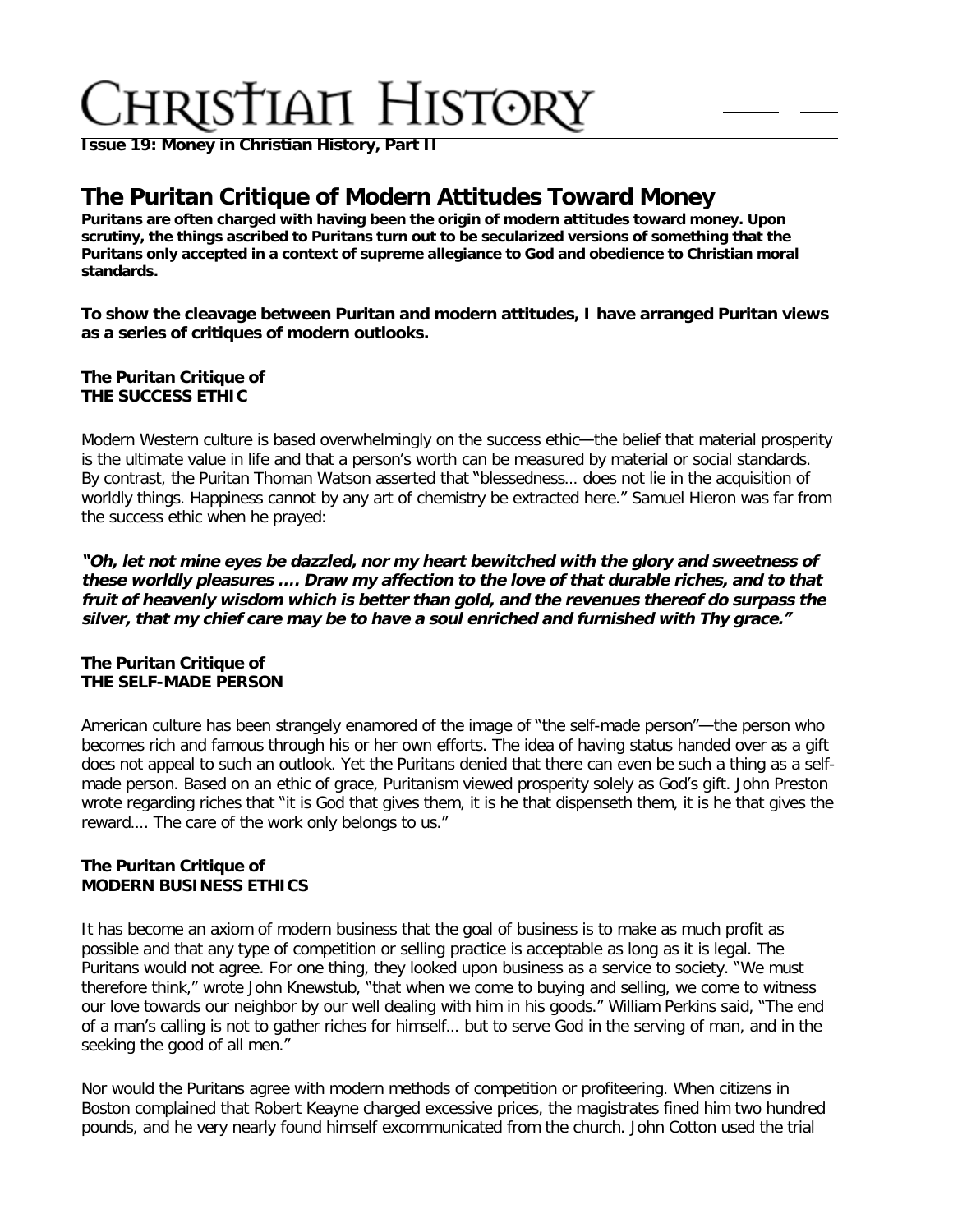# The Puritan Critique of Modern Attitudes Toward Money

**Puritans are often charged with having been the origin of modern attitudes toward money. Upon scrutiny, the things ascribed to Puritans turn out to be secularized versions of something that the Puritans only accepted in a context of supreme allegiance to God and obedience to Christian moral standards.**

**To show the cleavage between Puritan and modern attitudes, I have arranged Puritan views as a series of critiques of modern outlooks.**

### The Puritan Critique of THE SUCCESS ETHIC

Modern Western culture is based overwhelmingly on the success ethic—the belief that material prosperity is the ultimate value in life and that a person's worth can be measured by material or social standards. By contrast, the Puritan Thoman Watson asserted that "blessedness… does not lie in the acquisition of worldly things. Happiness cannot by any art of chemistry be extracted here." Samuel Hieron was far from the success ethic when he prayed:

***"Oh, let not mine eyes be dazzled, nor my heart bewitched with the glory and sweetness of these worldly pleasures …. Draw my affection to the love of that durable riches, and to that fruit of heavenly wisdom which is better than gold, and the revenues thereof do surpass the silver, that my chief care may be to have a soul enriched and furnished with Thy grace."***

### The Puritan Critique of THE SELF-MADE PERSON

American culture has been strangely enamored of the image of "the self-made person"—the person who becomes rich and famous through his or her own efforts. The idea of having status handed over as a gift does not appeal to such an outlook. Yet the Puritans denied that there can even be such a thing as a self-made person. Based on an ethic of grace, Puritanism viewed prosperity solely as God's gift. John Preston wrote regarding riches that "it is God that gives them, it is he that dispenseth them, it is he that gives the reward…. The care of the work only belongs to us."

### The Puritan Critique of MODERN BUSINESS ETHICS

It has become an axiom of modern business that the goal of business is to make as much profit as possible and that any type of competition or selling practice is acceptable as long as it is legal. The Puritans would not agree. For one thing, they looked upon business as a service to society. "We must therefore think," wrote John Knewstub, "that when we come to buying and selling, we come to witness our love towards our neighbor by our well dealing with him in his goods." William Perkins said, "The end of a man's calling is not to gather riches for himself… but to serve God in the serving of man, and in the seeking the good of all men."

Nor would the Puritans agree with modern methods of competition or profiteering. When citizens in Boston complained that Robert Keayne charged excessive prices, the magistrates fined him two hundred pounds, and he very nearly found himself excommunicated from the church. John Cotton used the trial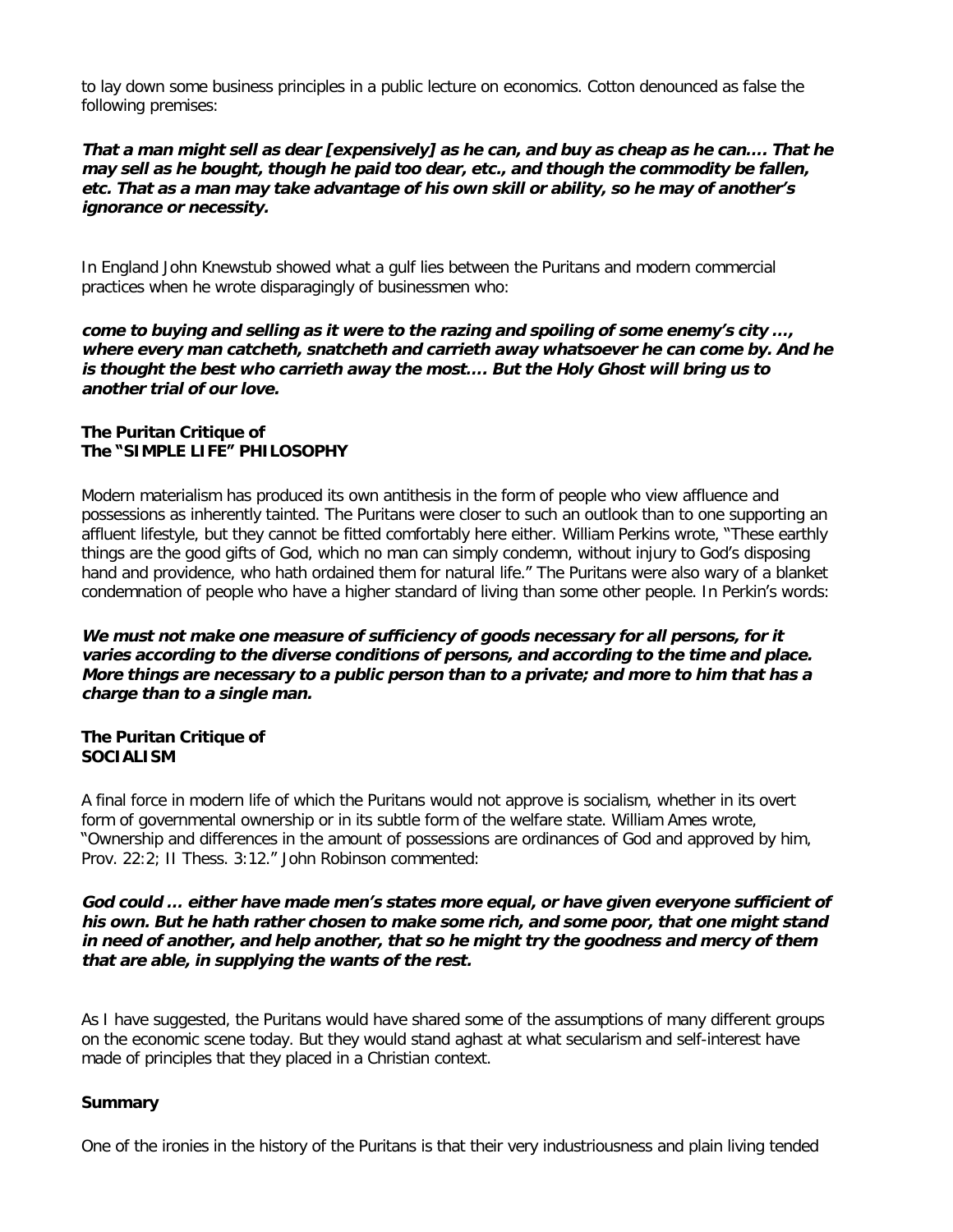to lay down some business principles in a public lecture on economics. Cotton denounced as false the following premises:

***That a man might sell as dear [expensively] as he can, and buy as cheap as he can.... That he may sell as he bought, though he paid too dear, etc., and though the commodity be fallen, etc. That as a man may take advantage of his own skill or ability, so he may of another's ignorance or necessity.***

In England John Knewstub showed what a gulf lies between the Puritans and modern commercial practices when he wrote disparagingly of businessmen who:

***come to buying and selling as it were to the razing and spoiling of some enemy's city ..., where every man catcheth, snatcheth and carrieth away whatsoever he can come by. And he is thought the best who carrieth away the most.... But the Holy Ghost will bring us to another trial of our love.***

**The Puritan Critique of**
**The "SIMPLE LIFE" PHILOSOPHY**

Modern materialism has produced its own antithesis in the form of people who view affluence and possessions as inherently tainted. The Puritans were closer to such an outlook than to one supporting an affluent lifestyle, but they cannot be fitted comfortably here either. William Perkins wrote, "These earthly things are the good gifts of God, which no man can simply condemn, without injury to God's disposing hand and providence, who hath ordained them for natural life." The Puritans were also wary of a blanket condemnation of people who have a higher standard of living than some other people. In Perkin's words:

***We must not make one measure of sufficiency of goods necessary for all persons, for it varies according to the diverse conditions of persons, and according to the time and place. More things are necessary to a public person than to a private; and more to him that has a charge than to a single man.***

**The Puritan Critique of**
**SOCIALISM**

A final force in modern life of which the Puritans would not approve is socialism, whether in its overt form of governmental ownership or in its subtle form of the welfare state. William Ames wrote, "Ownership and differences in the amount of possessions are ordinances of God and approved by him, Prov. 22:2; II Thess. 3:12." John Robinson commented:

***God could ... either have made men's states more equal, or have given everyone sufficient of his own. But he hath rather chosen to make some rich, and some poor, that one might stand in need of another, and help another, that so he might try the goodness and mercy of them that are able, in supplying the wants of the rest.***

As I have suggested, the Puritans would have shared some of the assumptions of many different groups on the economic scene today. But they would stand aghast at what secularism and self-interest have made of principles that they placed in a Christian context.

**Summary**

One of the ironies in the history of the Puritans is that their very industriousness and plain living tended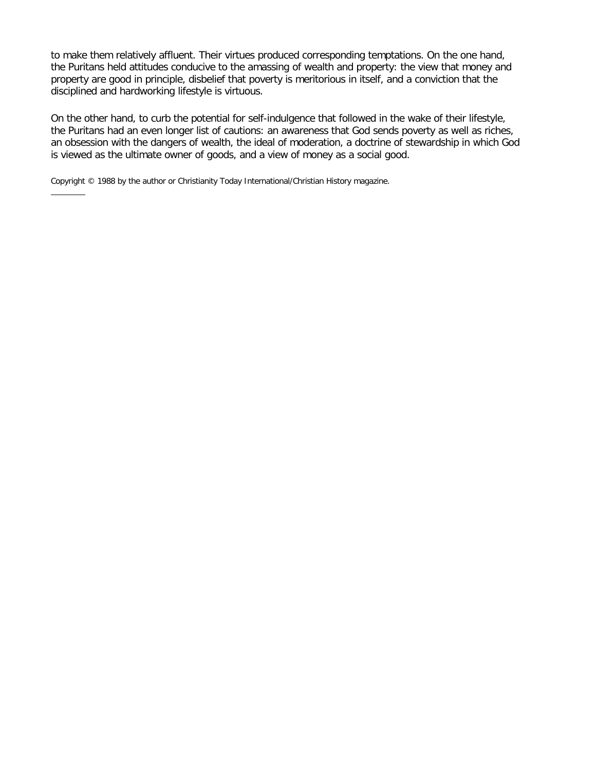to make them relatively affluent. Their virtues produced corresponding temptations. On the one hand, the Puritans held attitudes conducive to the amassing of wealth and property: the view that money and property are good in principle, disbelief that poverty is meritorious in itself, and a conviction that the disciplined and hardworking lifestyle is virtuous.

On the other hand, to curb the potential for self-indulgence that followed in the wake of their lifestyle, the Puritans had an even longer list of cautions: an awareness that God sends poverty as well as riches, an obsession with the dangers of wealth, the ideal of moderation, a doctrine of stewardship in which God is viewed as the ultimate owner of goods, and a view of money as a social good.

Copyright © 1988 by the author or Christianity Today International/Christian History magazine.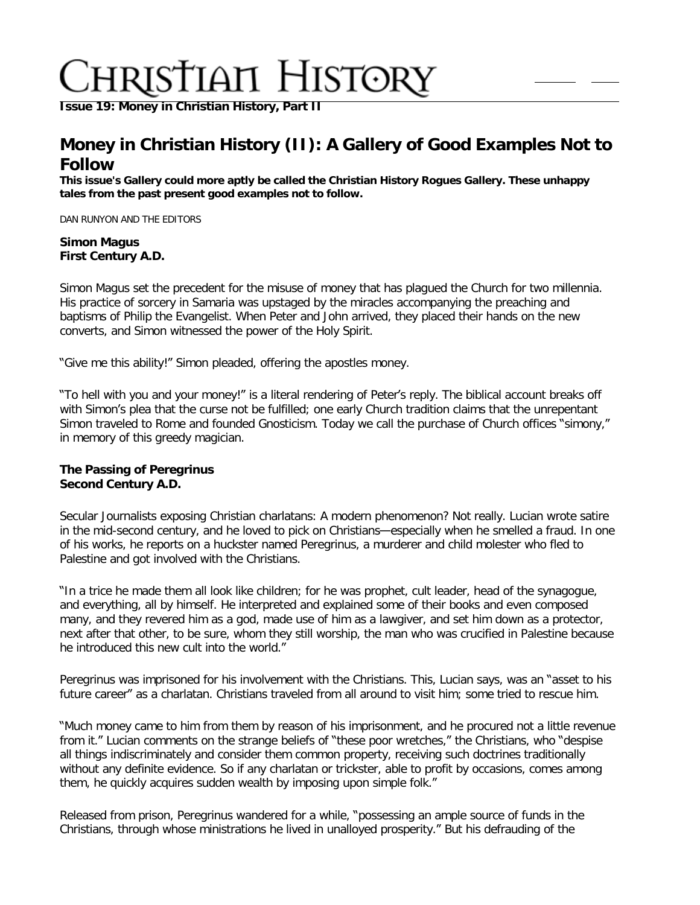**Issue 19: Money in Christian History, Part II**

# Money in Christian History (II): A Gallery of Good Examples Not to Follow

**This issue's Gallery could more aptly be called the Christian History Rogues Gallery. These unhappy tales from the past present good examples not to follow.**

DAN RUNYON AND THE EDITORS

**Simon Magus**
**First Century A.D.**

Simon Magus set the precedent for the misuse of money that has plagued the Church for two millennia. His practice of sorcery in Samaria was upstaged by the miracles accompanying the preaching and baptisms of Philip the Evangelist. When Peter and John arrived, they placed their hands on the new converts, and Simon witnessed the power of the Holy Spirit.

"Give me this ability!" Simon pleaded, offering the apostles money.

"To hell with you and your money!" is a literal rendering of Peter's reply. The biblical account breaks off with Simon's plea that the curse not be fulfilled; one early Church tradition claims that the unrepentant Simon traveled to Rome and founded Gnosticism. Today we call the purchase of Church offices "simony," in memory of this greedy magician.

**The Passing of Peregrinus**
**Second Century A.D.**

Secular Journalists exposing Christian charlatans: A modern phenomenon? Not really. Lucian wrote satire in the mid-second century, and he loved to pick on Christians—especially when he smelled a fraud. In one of his works, he reports on a huckster named Peregrinus, a murderer and child molester who fled to Palestine and got involved with the Christians.

"In a trice he made them all look like children; for he was prophet, cult leader, head of the synagogue, and everything, all by himself. He interpreted and explained some of their books and even composed many, and they revered him as a god, made use of him as a lawgiver, and set him down as a protector, next after that other, to be sure, whom they still worship, the man who was crucified in Palestine because he introduced this new cult into the world."

Peregrinus was imprisoned for his involvement with the Christians. This, Lucian says, was an "asset to his future career" as a charlatan. Christians traveled from all around to visit him; some tried to rescue him.

"Much money came to him from them by reason of his imprisonment, and he procured not a little revenue from it." Lucian comments on the strange beliefs of "these poor wretches," the Christians, who "despise all things indiscriminately and consider them common property, receiving such doctrines traditionally without any definite evidence. So if any charlatan or trickster, able to profit by occasions, comes among them, he quickly acquires sudden wealth by imposing upon simple folk."

Released from prison, Peregrinus wandered for a while, "possessing an ample source of funds in the Christians, through whose ministrations he lived in unalloyed prosperity." But his defrauding of the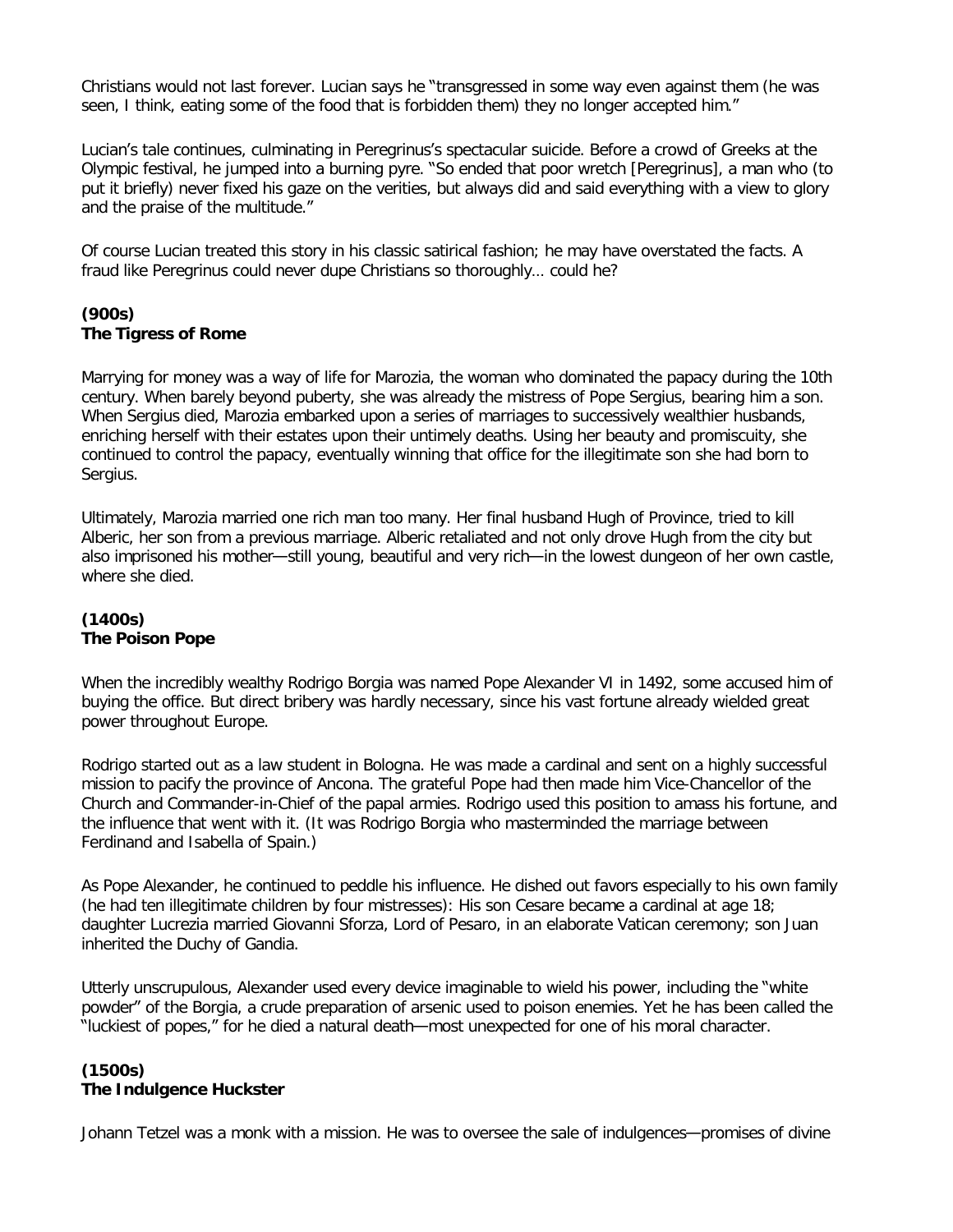Christians would not last forever. Lucian says he "transgressed in some way even against them (he was seen, I think, eating some of the food that is forbidden them) they no longer accepted him."

Lucian's tale continues, culminating in Peregrinus's spectacular suicide. Before a crowd of Greeks at the Olympic festival, he jumped into a burning pyre. "So ended that poor wretch [Peregrinus], a man who (to put it briefly) never fixed his gaze on the verities, but always did and said everything with a view to glory and the praise of the multitude."

Of course Lucian treated this story in his classic satirical fashion; he may have overstated the facts. A fraud like Peregrinus could never dupe Christians so thoroughly… could he?

### (900s)
### The Tigress of Rome

Marrying for money was a way of life for Marozia, the woman who dominated the papacy during the 10th century. When barely beyond puberty, she was already the mistress of Pope Sergius, bearing him a son. When Sergius died, Marozia embarked upon a series of marriages to successively wealthier husbands, enriching herself with their estates upon their untimely deaths. Using her beauty and promiscuity, she continued to control the papacy, eventually winning that office for the illegitimate son she had born to Sergius.

Ultimately, Marozia married one rich man too many. Her final husband Hugh of Province, tried to kill Alberic, her son from a previous marriage. Alberic retaliated and not only drove Hugh from the city but also imprisoned his mother—still young, beautiful and very rich—in the lowest dungeon of her own castle, where she died.

### (1400s)
### The Poison Pope

When the incredibly wealthy Rodrigo Borgia was named Pope Alexander VI in 1492, some accused him of buying the office. But direct bribery was hardly necessary, since his vast fortune already wielded great power throughout Europe.

Rodrigo started out as a law student in Bologna. He was made a cardinal and sent on a highly successful mission to pacify the province of Ancona. The grateful Pope had then made him Vice-Chancellor of the Church and Commander-in-Chief of the papal armies. Rodrigo used this position to amass his fortune, and the influence that went with it. (It was Rodrigo Borgia who masterminded the marriage between Ferdinand and Isabella of Spain.)

As Pope Alexander, he continued to peddle his influence. He dished out favors especially to his own family (he had ten illegitimate children by four mistresses): His son Cesare became a cardinal at age 18; daughter Lucrezia married Giovanni Sforza, Lord of Pesaro, in an elaborate Vatican ceremony; son Juan inherited the Duchy of Gandia.

Utterly unscrupulous, Alexander used every device imaginable to wield his power, including the "white powder" of the Borgia, a crude preparation of arsenic used to poison enemies. Yet he has been called the "luckiest of popes," for he died a natural death—most unexpected for one of his moral character.

### (1500s)
### The Indulgence Huckster

Johann Tetzel was a monk with a mission. He was to oversee the sale of indulgences—promises of divine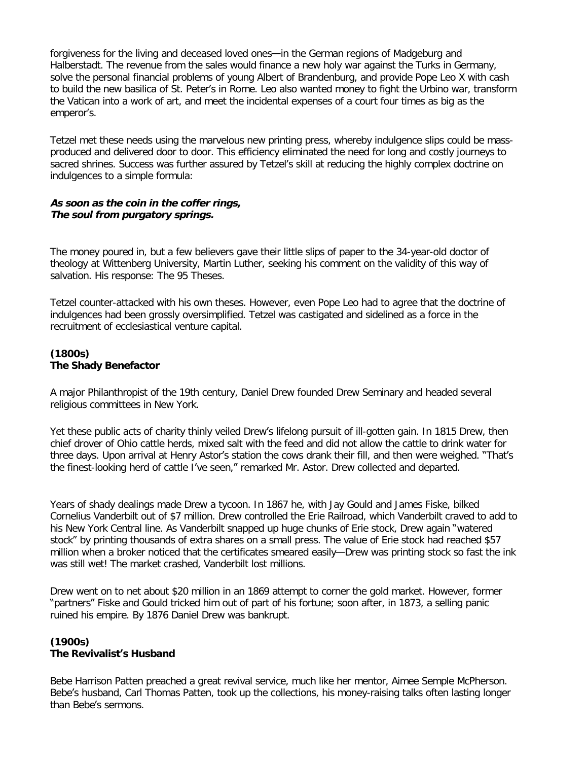forgiveness for the living and deceased loved ones—in the German regions of Madgeburg and Halberstadt. The revenue from the sales would finance a new holy war against the Turks in Germany, solve the personal financial problems of young Albert of Brandenburg, and provide Pope Leo X with cash to build the new basilica of St. Peter's in Rome. Leo also wanted money to fight the Urbino war, transform the Vatican into a work of art, and meet the incidental expenses of a court four times as big as the emperor's.

Tetzel met these needs using the marvelous new printing press, whereby indulgence slips could be mass-produced and delivered door to door. This efficiency eliminated the need for long and costly journeys to sacred shrines. Success was further assured by Tetzel's skill at reducing the highly complex doctrine on indulgences to a simple formula:

***As soon as the coin in the coffer rings,***
***The soul from purgatory springs.***

The money poured in, but a few believers gave their little slips of paper to the 34-year-old doctor of theology at Wittenberg University, Martin Luther, seeking his comment on the validity of this way of salvation. His response: The 95 Theses.

Tetzel counter-attacked with his own theses. However, even Pope Leo had to agree that the doctrine of indulgences had been grossly oversimplified. Tetzel was castigated and sidelined as a force in the recruitment of ecclesiastical venture capital.

### (1800s)
### The Shady Benefactor

A major Philanthropist of the 19th century, Daniel Drew founded Drew Seminary and headed several religious committees in New York.

Yet these public acts of charity thinly veiled Drew's lifelong pursuit of ill-gotten gain. In 1815 Drew, then chief drover of Ohio cattle herds, mixed salt with the feed and did not allow the cattle to drink water for three days. Upon arrival at Henry Astor's station the cows drank their fill, and then were weighed. "That's the finest-looking herd of cattle I've seen," remarked Mr. Astor. Drew collected and departed.

Years of shady dealings made Drew a tycoon. In 1867 he, with Jay Gould and James Fiske, bilked Cornelius Vanderbilt out of $7 million. Drew controlled the Erie Railroad, which Vanderbilt craved to add to his New York Central line. As Vanderbilt snapped up huge chunks of Erie stock, Drew again "watered stock" by printing thousands of extra shares on a small press. The value of Erie stock had reached $57 million when a broker noticed that the certificates smeared easily—Drew was printing stock so fast the ink was still wet! The market crashed, Vanderbilt lost millions.

Drew went on to net about $20 million in an 1869 attempt to corner the gold market. However, former "partners" Fiske and Gould tricked him out of part of his fortune; soon after, in 1873, a selling panic ruined his empire. By 1876 Daniel Drew was bankrupt.

### (1900s)
### The Revivalist's Husband

Bebe Harrison Patten preached a great revival service, much like her mentor, Aimee Semple McPherson. Bebe's husband, Carl Thomas Patten, took up the collections, his money-raising talks often lasting longer than Bebe's sermons.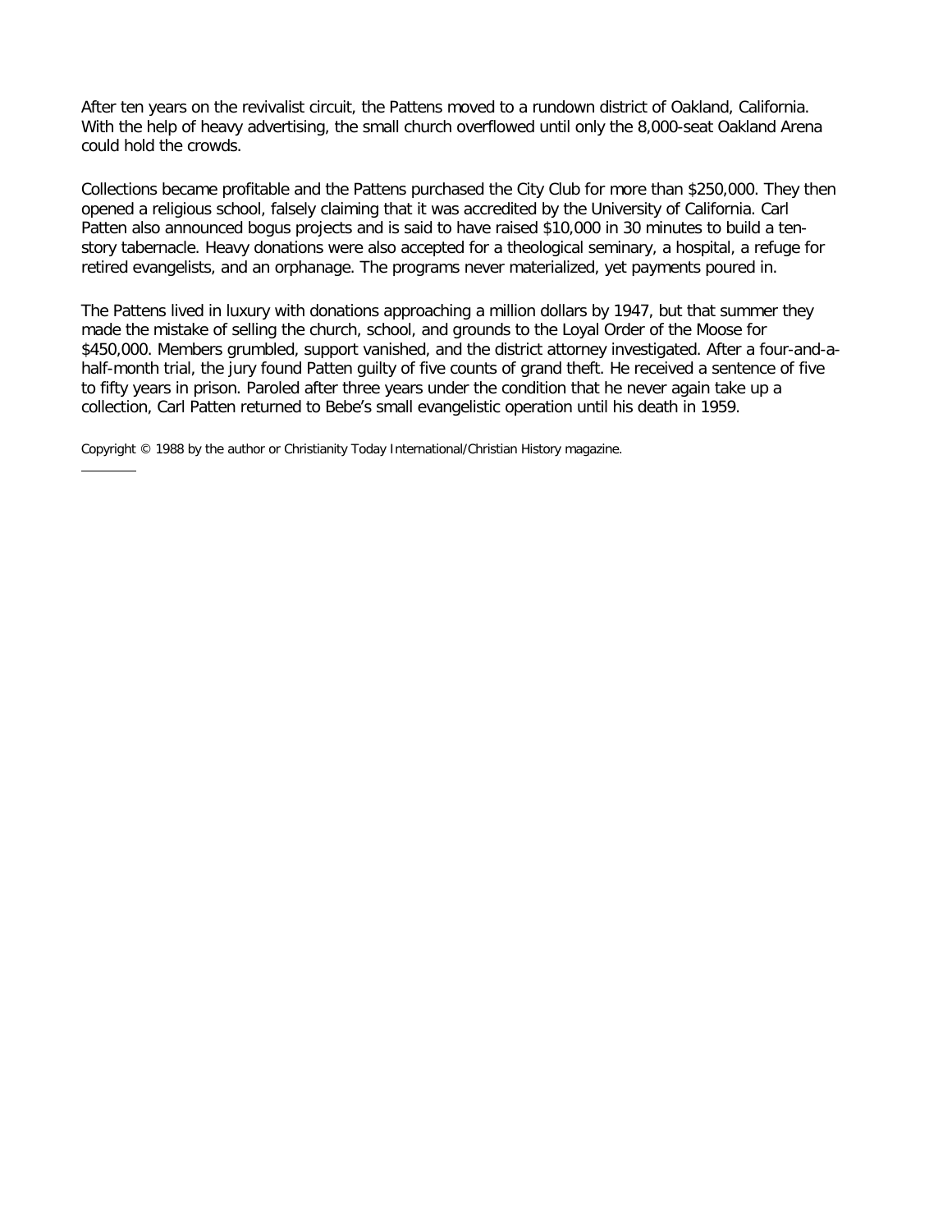After ten years on the revivalist circuit, the Pattens moved to a rundown district of Oakland, California. With the help of heavy advertising, the small church overflowed until only the 8,000-seat Oakland Arena could hold the crowds.

Collections became profitable and the Pattens purchased the City Club for more than $250,000. They then opened a religious school, falsely claiming that it was accredited by the University of California. Carl Patten also announced bogus projects and is said to have raised $10,000 in 30 minutes to build a ten-story tabernacle. Heavy donations were also accepted for a theological seminary, a hospital, a refuge for retired evangelists, and an orphanage. The programs never materialized, yet payments poured in.

The Pattens lived in luxury with donations approaching a million dollars by 1947, but that summer they made the mistake of selling the church, school, and grounds to the Loyal Order of the Moose for $450,000. Members grumbled, support vanished, and the district attorney investigated. After a four-and-a-half-month trial, the jury found Patten guilty of five counts of grand theft. He received a sentence of five to fifty years in prison. Paroled after three years under the condition that he never again take up a collection, Carl Patten returned to Bebe's small evangelistic operation until his death in 1959.

Copyright © 1988 by the author or Christianity Today International/Christian History magazine.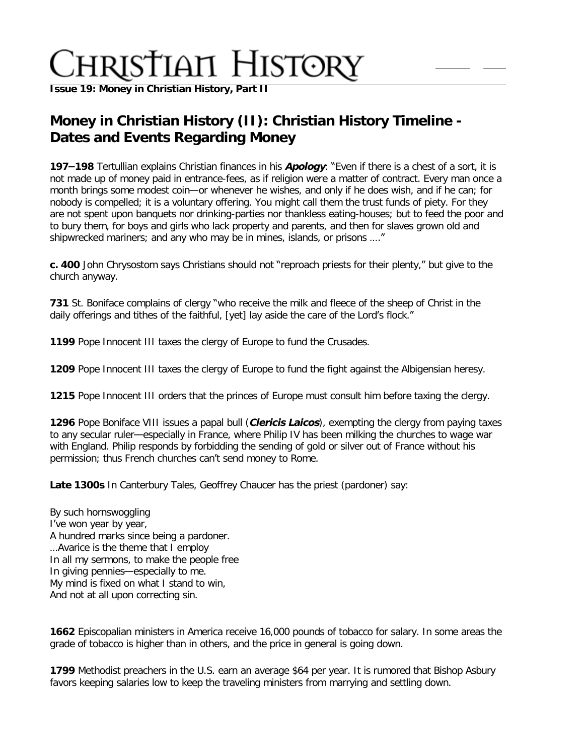**Issue 19: Money in Christian History, Part II**

# Money in Christian History (II): Christian History Timeline - Dates and Events Regarding Money

**197–198** Tertullian explains Christian finances in his ***Apology***: "Even if there is a chest of a sort, it is not made up of money paid in entrance-fees, as if religion were a matter of contract. Every man once a month brings some modest coin—or whenever he wishes, and only if he does wish, and if he can; for nobody is compelled; it is a voluntary offering. You might call them the trust funds of piety. For they are not spent upon banquets nor drinking-parties nor thankless eating-houses; but to feed the poor and to bury them, for boys and girls who lack property and parents, and then for slaves grown old and shipwrecked mariners; and any who may be in mines, islands, or prisons …."

**c. 400** John Chrysostom says Christians should not "reproach priests for their plenty," but give to the church anyway.

**731** St. Boniface complains of clergy "who receive the milk and fleece of the sheep of Christ in the daily offerings and tithes of the faithful, [yet] lay aside the care of the Lord's flock."

**1199** Pope Innocent III taxes the clergy of Europe to fund the Crusades.

**1209** Pope Innocent III taxes the clergy of Europe to fund the fight against the Albigensian heresy.

**1215** Pope Innocent III orders that the princes of Europe must consult him before taxing the clergy.

**1296** Pope Boniface VIII issues a papal bull (***Clericis Laicos***), exempting the clergy from paying taxes to any secular ruler—especially in France, where Philip IV has been milking the churches to wage war with England. Philip responds by forbidding the sending of gold or silver out of France without his permission; thus French churches can't send money to Rome.

**Late 1300s** In Canterbury Tales, Geoffrey Chaucer has the priest (pardoner) say:

By such hornswoggling
I've won year by year,
A hundred marks since being a pardoner.
…Avarice is the theme that I employ
In all my sermons, to make the people free
In giving pennies—especially to me.
My mind is fixed on what I stand to win,
And not at all upon correcting sin.

**1662** Episcopalian ministers in America receive 16,000 pounds of tobacco for salary. In some areas the grade of tobacco is higher than in others, and the price in general is going down.

**1799** Methodist preachers in the U.S. earn an average $64 per year. It is rumored that Bishop Asbury favors keeping salaries low to keep the traveling ministers from marrying and settling down.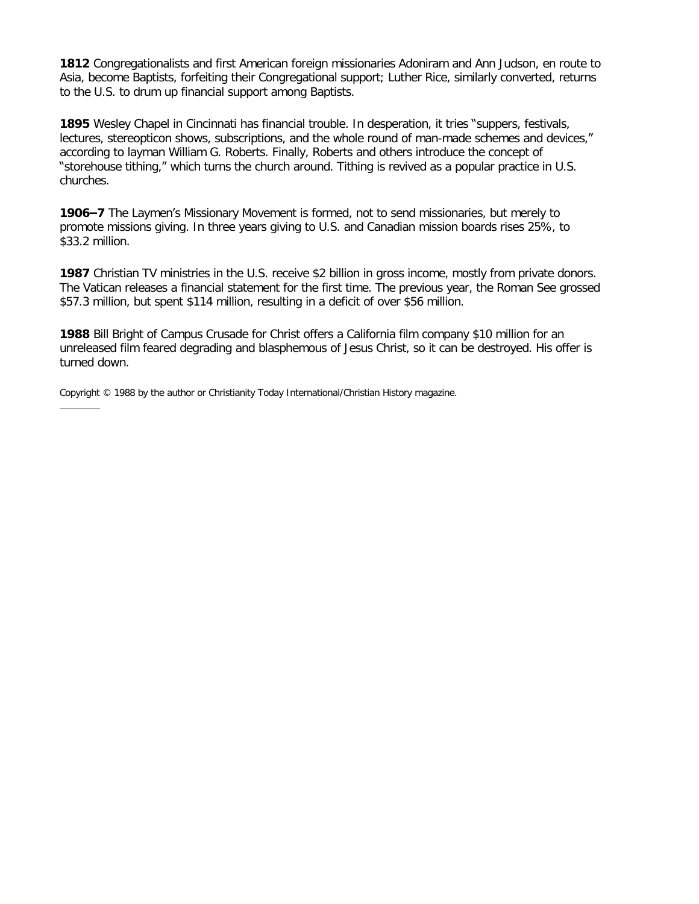**1812** Congregationalists and first American foreign missionaries Adoniram and Ann Judson, en route to Asia, become Baptists, forfeiting their Congregational support; Luther Rice, similarly converted, returns to the U.S. to drum up financial support among Baptists.

**1895** Wesley Chapel in Cincinnati has financial trouble. In desperation, it tries "suppers, festivals, lectures, stereopticon shows, subscriptions, and the whole round of man-made schemes and devices," according to layman William G. Roberts. Finally, Roberts and others introduce the concept of "storehouse tithing," which turns the church around. Tithing is revived as a popular practice in U.S. churches.

**1906–7** The Laymen's Missionary Movement is formed, not to send missionaries, but merely to promote missions giving. In three years giving to U.S. and Canadian mission boards rises 25%, to $33.2 million.

**1987** Christian TV ministries in the U.S. receive $2 billion in gross income, mostly from private donors. The Vatican releases a financial statement for the first time. The previous year, the Roman See grossed $57.3 million, but spent $114 million, resulting in a deficit of over $56 million.

**1988** Bill Bright of Campus Crusade for Christ offers a California film company $10 million for an unreleased film feared degrading and blasphemous of Jesus Christ, so it can be destroyed. His offer is turned down.

Copyright © 1988 by the author or Christianity Today International/Christian History magazine.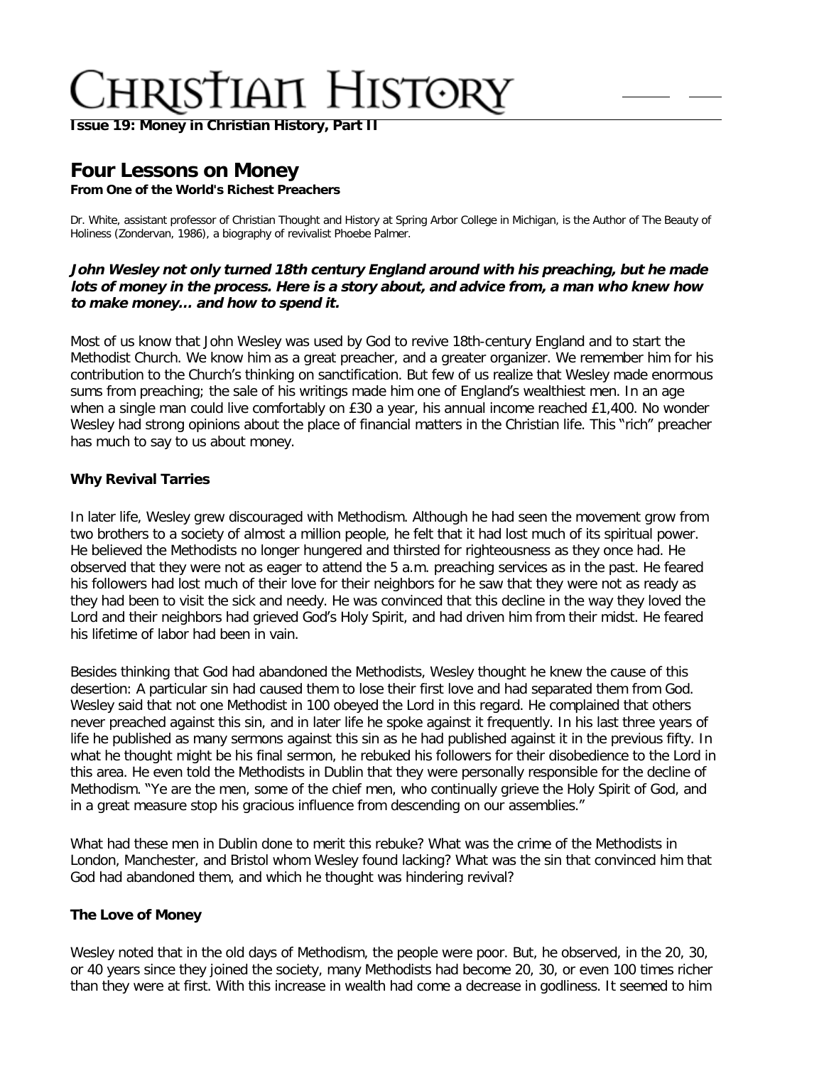# Four Lessons on Money

**From One of the World's Richest Preachers**

Dr. White, assistant professor of Christian Thought and History at Spring Arbor College in Michigan, is the Author of The Beauty of Holiness (Zondervan, 1986), a biography of revivalist Phoebe Palmer.

***John Wesley not only turned 18th century England around with his preaching, but he made lots of money in the process. Here is a story about, and advice from, a man who knew how to make money... and how to spend it.***

Most of us know that John Wesley was used by God to revive 18th-century England and to start the Methodist Church. We know him as a great preacher, and a greater organizer. We remember him for his contribution to the Church's thinking on sanctification. But few of us realize that Wesley made enormous sums from preaching; the sale of his writings made him one of England's wealthiest men. In an age when a single man could live comfortably on £30 a year, his annual income reached £1,400. No wonder Wesley had strong opinions about the place of financial matters in the Christian life. This "rich" preacher has much to say to us about money.

### Why Revival Tarries

In later life, Wesley grew discouraged with Methodism. Although he had seen the movement grow from two brothers to a society of almost a million people, he felt that it had lost much of its spiritual power. He believed the Methodists no longer hungered and thirsted for righteousness as they once had. He observed that they were not as eager to attend the 5 a.m. preaching services as in the past. He feared his followers had lost much of their love for their neighbors for he saw that they were not as ready as they had been to visit the sick and needy. He was convinced that this decline in the way they loved the Lord and their neighbors had grieved God's Holy Spirit, and had driven him from their midst. He feared his lifetime of labor had been in vain.

Besides thinking that God had abandoned the Methodists, Wesley thought he knew the cause of this desertion: A particular sin had caused them to lose their first love and had separated them from God. Wesley said that not one Methodist in 100 obeyed the Lord in this regard. He complained that others never preached against this sin, and in later life he spoke against it frequently. In his last three years of life he published as many sermons against this sin as he had published against it in the previous fifty. In what he thought might be his final sermon, he rebuked his followers for their disobedience to the Lord in this area. He even told the Methodists in Dublin that they were personally responsible for the decline of Methodism. "Ye are the men, some of the chief men, who continually grieve the Holy Spirit of God, and in a great measure stop his gracious influence from descending on our assemblies."

What had these men in Dublin done to merit this rebuke? What was the crime of the Methodists in London, Manchester, and Bristol whom Wesley found lacking? What was the sin that convinced him that God had abandoned them, and which he thought was hindering revival?

### The Love of Money

Wesley noted that in the old days of Methodism, the people were poor. But, he observed, in the 20, 30, or 40 years since they joined the society, many Methodists had become 20, 30, or even 100 times richer than they were at first. With this increase in wealth had come a decrease in godliness. It seemed to him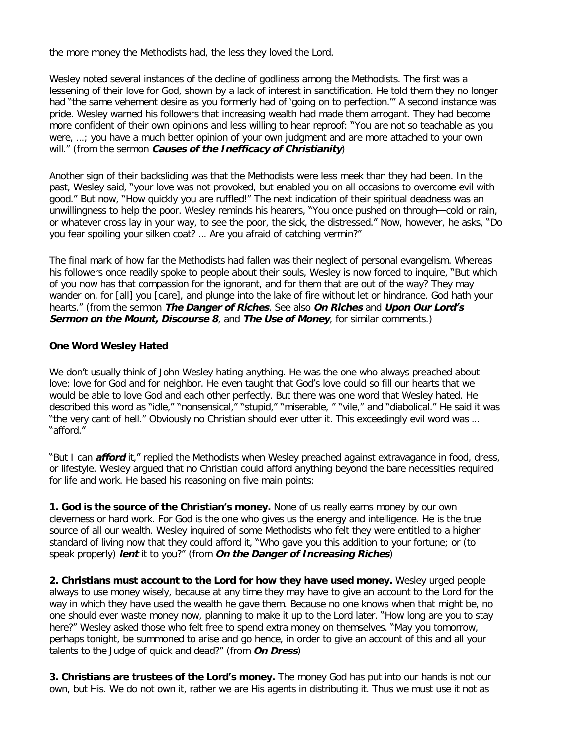the more money the Methodists had, the less they loved the Lord.

Wesley noted several instances of the decline of godliness among the Methodists. The first was a lessening of their love for God, shown by a lack of interest in sanctification. He told them they no longer had "the same vehement desire as you formerly had of 'going on to perfection.'" A second instance was pride. Wesley warned his followers that increasing wealth had made them arrogant. They had become more confident of their own opinions and less willing to hear reproof: "You are not so teachable as you were, …; you have a much better opinion of your own judgment and are more attached to your own will." (from the sermon ***Causes of the Inefficacy of Christianity***)

Another sign of their backsliding was that the Methodists were less meek than they had been. In the past, Wesley said, "your love was not provoked, but enabled you on all occasions to overcome evil with good." But now, "How quickly you are ruffled!" The next indication of their spiritual deadness was an unwillingness to help the poor. Wesley reminds his hearers, "You once pushed on through—cold or rain, or whatever cross lay in your way, to see the poor, the sick, the distressed." Now, however, he asks, "Do you fear spoiling your silken coat? … Are you afraid of catching vermin?"

The final mark of how far the Methodists had fallen was their neglect of personal evangelism. Whereas his followers once readily spoke to people about their souls, Wesley is now forced to inquire, "But which of you now has that compassion for the ignorant, and for them that are out of the way? They may wander on, for [all] you [care], and plunge into the lake of fire without let or hindrance. God hath your hearts." (from the sermon ***The Danger of Riches***. See also ***On Riches*** and ***Upon Our Lord's Sermon on the Mount, Discourse 8***, and ***The Use of Money***, for similar comments.)

**One Word Wesley Hated**

We don't usually think of John Wesley hating anything. He was the one who always preached about love: love for God and for neighbor. He even taught that God's love could so fill our hearts that we would be able to love God and each other perfectly. But there was one word that Wesley hated. He described this word as "idle," "nonsensical," "stupid," "miserable, " "vile," and "diabolical." He said it was "the very cant of hell." Obviously no Christian should ever utter it. This exceedingly evil word was … "afford."

"But I can ***afford*** it," replied the Methodists when Wesley preached against extravagance in food, dress, or lifestyle. Wesley argued that no Christian could afford anything beyond the bare necessities required for life and work. He based his reasoning on five main points:

**1. God is the source of the Christian's money.** None of us really earns money by our own cleverness or hard work. For God is the one who gives us the energy and intelligence. He is the true source of all our wealth. Wesley inquired of some Methodists who felt they were entitled to a higher standard of living now that they could afford it, "Who gave you this addition to your fortune; or (to speak properly) ***lent*** it to you?" (from ***On the Danger of Increasing Riches***)

**2. Christians must account to the Lord for how they have used money.** Wesley urged people always to use money wisely, because at any time they may have to give an account to the Lord for the way in which they have used the wealth he gave them. Because no one knows when that might be, no one should ever waste money now, planning to make it up to the Lord later. "How long are you to stay here?" Wesley asked those who felt free to spend extra money on themselves. "May you tomorrow, perhaps tonight, be summoned to arise and go hence, in order to give an account of this and all your talents to the Judge of quick and dead?" (from ***On Dress***)

**3. Christians are trustees of the Lord's money.** The money God has put into our hands is not our own, but His. We do not own it, rather we are His agents in distributing it. Thus we must use it not as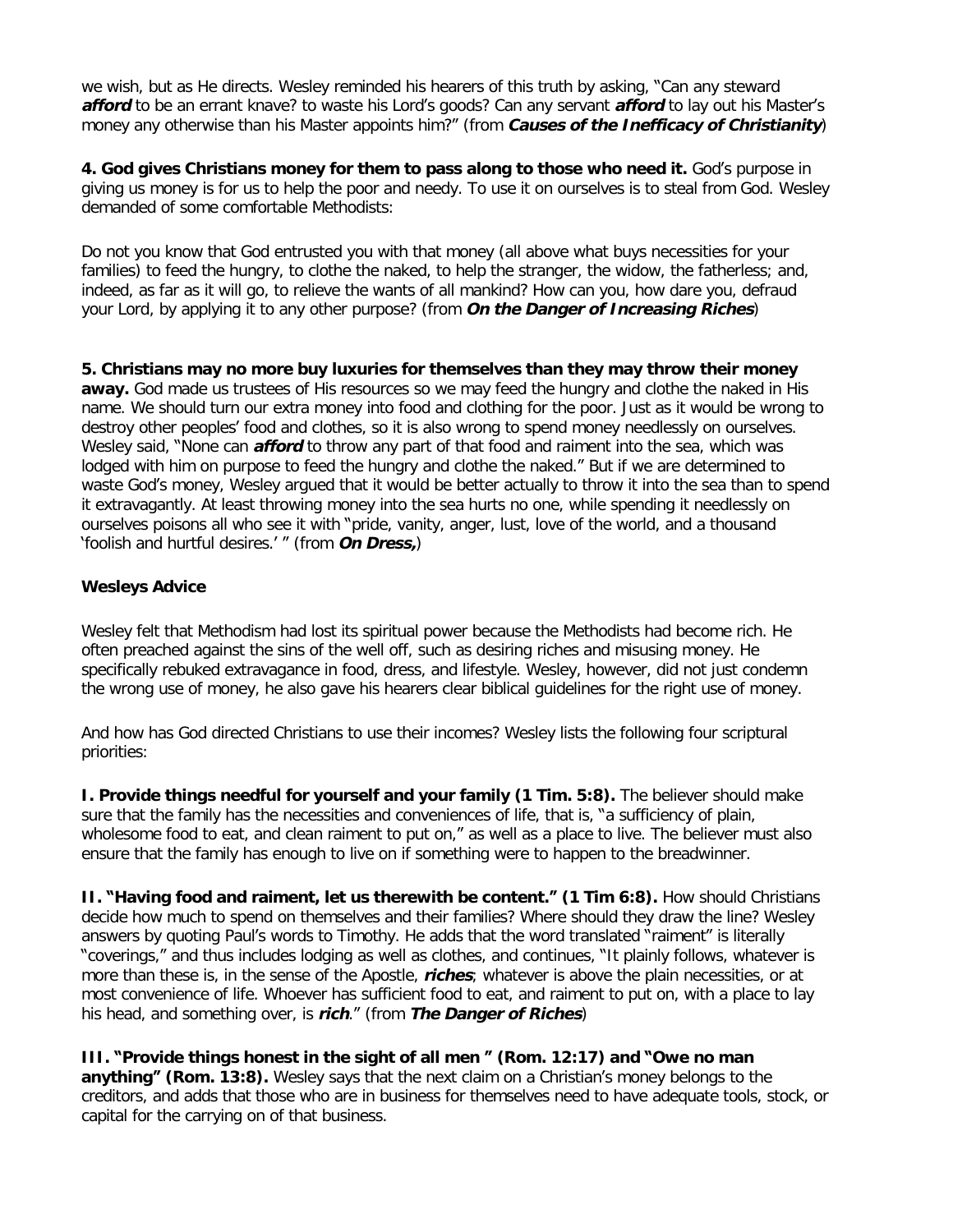we wish, but as He directs. Wesley reminded his hearers of this truth by asking, "Can any steward ***afford*** to be an errant knave? to waste his Lord's goods? Can any servant ***afford*** to lay out his Master's money any otherwise than his Master appoints him?" (from ***Causes of the Inefficacy of Christianity***)

**4. God gives Christians money for them to pass along to those who need it.** God's purpose in giving us money is for us to help the poor and needy. To use it on ourselves is to steal from God. Wesley demanded of some comfortable Methodists:

Do not you know that God entrusted you with that money (all above what buys necessities for your families) to feed the hungry, to clothe the naked, to help the stranger, the widow, the fatherless; and, indeed, as far as it will go, to relieve the wants of all mankind? How can you, how dare you, defraud your Lord, by applying it to any other purpose? (from ***On the Danger of Increasing Riches***)

**5. Christians may no more buy luxuries for themselves than they may throw their money away.** God made us trustees of His resources so we may feed the hungry and clothe the naked in His name. We should turn our extra money into food and clothing for the poor. Just as it would be wrong to destroy other peoples' food and clothes, so it is also wrong to spend money needlessly on ourselves. Wesley said, "None can ***afford*** to throw any part of that food and raiment into the sea, which was lodged with him on purpose to feed the hungry and clothe the naked." But if we are determined to waste God's money, Wesley argued that it would be better actually to throw it into the sea than to spend it extravagantly. At least throwing money into the sea hurts no one, while spending it needlessly on ourselves poisons all who see it with "pride, vanity, anger, lust, love of the world, and a thousand 'foolish and hurtful desires.' " (from ***On Dress,***)

**Wesleys Advice**

Wesley felt that Methodism had lost its spiritual power because the Methodists had become rich. He often preached against the sins of the well off, such as desiring riches and misusing money. He specifically rebuked extravagance in food, dress, and lifestyle. Wesley, however, did not just condemn the wrong use of money, he also gave his hearers clear biblical guidelines for the right use of money.

And how has God directed Christians to use their incomes? Wesley lists the following four scriptural priorities:

**I. Provide things needful for yourself and your family (1 Tim. 5:8).** The believer should make sure that the family has the necessities and conveniences of life, that is, "a sufficiency of plain, wholesome food to eat, and clean raiment to put on," as well as a place to live. The believer must also ensure that the family has enough to live on if something were to happen to the breadwinner.

**II. "Having food and raiment, let us therewith be content." (1 Tim 6:8).** How should Christians decide how much to spend on themselves and their families? Where should they draw the line? Wesley answers by quoting Paul's words to Timothy. He adds that the word translated "raiment" is literally "coverings," and thus includes lodging as well as clothes, and continues, "It plainly follows, whatever is more than these is, in the sense of the Apostle, ***riches***; whatever is above the plain necessities, or at most convenience of life. Whoever has sufficient food to eat, and raiment to put on, with a place to lay his head, and something over, is ***rich***." (from ***The Danger of Riches***)

**III. "Provide things honest in the sight of all men " (Rom. 12:17) and "Owe no man anything" (Rom. 13:8).** Wesley says that the next claim on a Christian's money belongs to the creditors, and adds that those who are in business for themselves need to have adequate tools, stock, or capital for the carrying on of that business.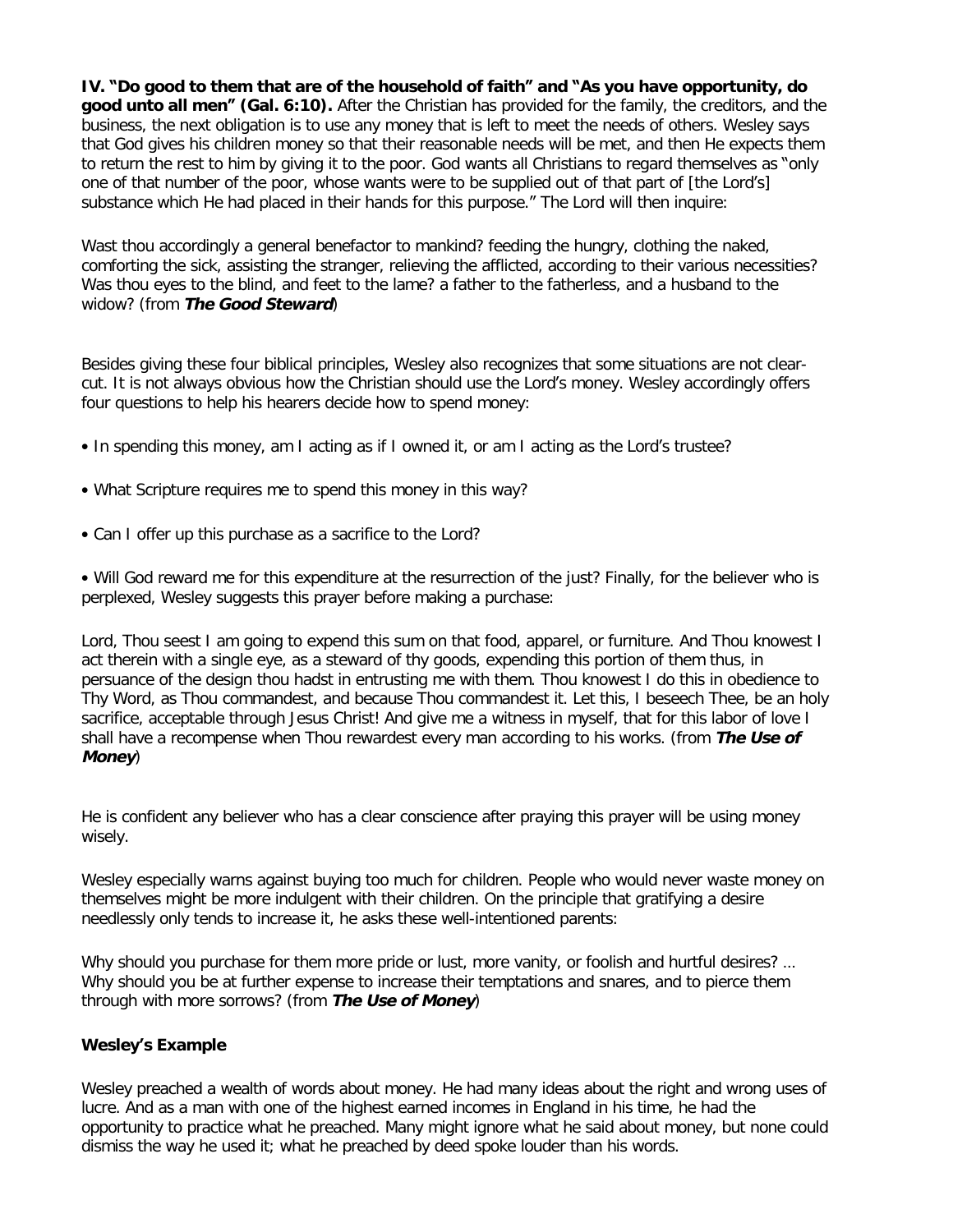**IV. "Do good to them that are of the household of faith" and "As you have opportunity, do good unto all men" (Gal. 6:10).** After the Christian has provided for the family, the creditors, and the business, the next obligation is to use any money that is left to meet the needs of others. Wesley says that God gives his children money so that their reasonable needs will be met, and then He expects them to return the rest to him by giving it to the poor. God wants all Christians to regard themselves as "only one of that number of the poor, whose wants were to be supplied out of that part of [the Lord's] substance which He had placed in their hands for this purpose." The Lord will then inquire:

Wast thou accordingly a general benefactor to mankind? feeding the hungry, clothing the naked, comforting the sick, assisting the stranger, relieving the afflicted, according to their various necessities? Was thou eyes to the blind, and feet to the lame? a father to the fatherless, and a husband to the widow? (from ***The Good Steward***)

Besides giving these four biblical principles, Wesley also recognizes that some situations are not clear-cut. It is not always obvious how the Christian should use the Lord's money. Wesley accordingly offers four questions to help his hearers decide how to spend money:

- In spending this money, am I acting as if I owned it, or am I acting as the Lord's trustee?
- What Scripture requires me to spend this money in this way?
- Can I offer up this purchase as a sacrifice to the Lord?
- Will God reward me for this expenditure at the resurrection of the just? Finally, for the believer who is perplexed, Wesley suggests this prayer before making a purchase:

Lord, Thou seest I am going to expend this sum on that food, apparel, or furniture. And Thou knowest I act therein with a single eye, as a steward of thy goods, expending this portion of them thus, in persuance of the design thou hadst in entrusting me with them. Thou knowest I do this in obedience to Thy Word, as Thou commandest, and because Thou commandest it. Let this, I beseech Thee, be an holy sacrifice, acceptable through Jesus Christ! And give me a witness in myself, that for this labor of love I shall have a recompense when Thou rewardest every man according to his works. (from ***The Use of Money***)

He is confident any believer who has a clear conscience after praying this prayer will be using money wisely.

Wesley especially warns against buying too much for children. People who would never waste money on themselves might be more indulgent with their children. On the principle that gratifying a desire needlessly only tends to increase it, he asks these well-intentioned parents:

Why should you purchase for them more pride or lust, more vanity, or foolish and hurtful desires? … Why should you be at further expense to increase their temptations and snares, and to pierce them through with more sorrows? (from ***The Use of Money***)

**Wesley's Example**

Wesley preached a wealth of words about money. He had many ideas about the right and wrong uses of lucre. And as a man with one of the highest earned incomes in England in his time, he had the opportunity to practice what he preached. Many might ignore what he said about money, but none could dismiss the way he used it; what he preached by deed spoke louder than his words.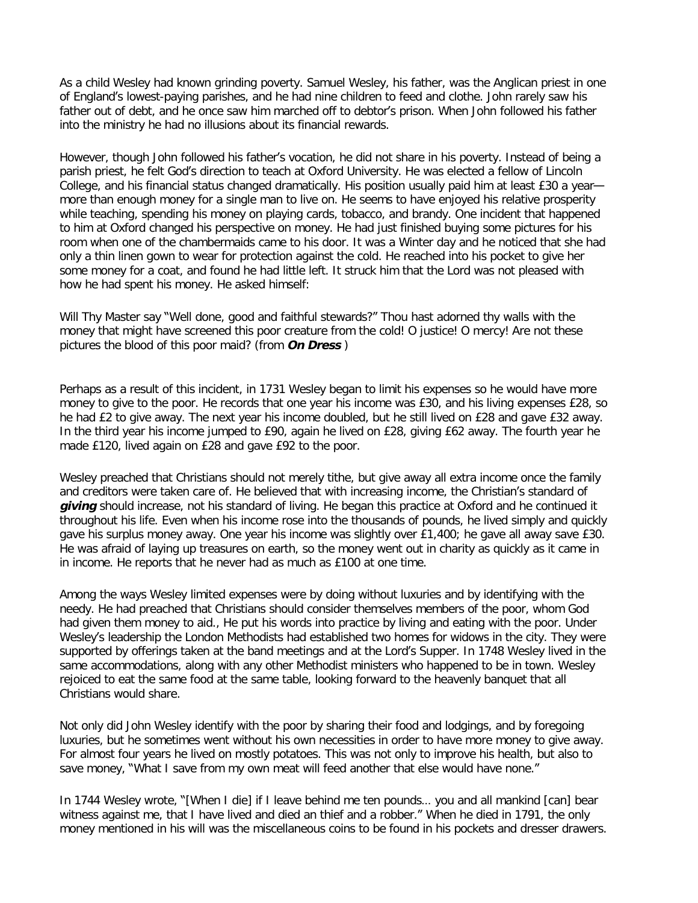As a child Wesley had known grinding poverty. Samuel Wesley, his father, was the Anglican priest in one of England's lowest-paying parishes, and he had nine children to feed and clothe. John rarely saw his father out of debt, and he once saw him marched off to debtor's prison. When John followed his father into the ministry he had no illusions about its financial rewards.

However, though John followed his father's vocation, he did not share in his poverty. Instead of being a parish priest, he felt God's direction to teach at Oxford University. He was elected a fellow of Lincoln College, and his financial status changed dramatically. His position usually paid him at least £30 a year—more than enough money for a single man to live on. He seems to have enjoyed his relative prosperity while teaching, spending his money on playing cards, tobacco, and brandy. One incident that happened to him at Oxford changed his perspective on money. He had just finished buying some pictures for his room when one of the chambermaids came to his door. It was a Winter day and he noticed that she had only a thin linen gown to wear for protection against the cold. He reached into his pocket to give her some money for a coat, and found he had little left. It struck him that the Lord was not pleased with how he had spent his money. He asked himself:

Will Thy Master say "Well done, good and faithful stewards?" Thou hast adorned thy walls with the money that might have screened this poor creature from the cold! O justice! O mercy! Are not these pictures the blood of this poor maid? (from ***On Dress*** )

Perhaps as a result of this incident, in 1731 Wesley began to limit his expenses so he would have more money to give to the poor. He records that one year his income was £30, and his living expenses £28, so he had £2 to give away. The next year his income doubled, but he still lived on £28 and gave £32 away. In the third year his income jumped to £90, again he lived on £28, giving £62 away. The fourth year he made £120, lived again on £28 and gave £92 to the poor.

Wesley preached that Christians should not merely tithe, but give away all extra income once the family and creditors were taken care of. He believed that with increasing income, the Christian's standard of ***giving*** should increase, not his standard of living. He began this practice at Oxford and he continued it throughout his life. Even when his income rose into the thousands of pounds, he lived simply and quickly gave his surplus money away. One year his income was slightly over £1,400; he gave all away save £30. He was afraid of laying up treasures on earth, so the money went out in charity as quickly as it came in in income. He reports that he never had as much as £100 at one time.

Among the ways Wesley limited expenses were by doing without luxuries and by identifying with the needy. He had preached that Christians should consider themselves members of the poor, whom God had given them money to aid., He put his words into practice by living and eating with the poor. Under Wesley's leadership the London Methodists had established two homes for widows in the city. They were supported by offerings taken at the band meetings and at the Lord's Supper. In 1748 Wesley lived in the same accommodations, along with any other Methodist ministers who happened to be in town. Wesley rejoiced to eat the same food at the same table, looking forward to the heavenly banquet that all Christians would share.

Not only did John Wesley identify with the poor by sharing their food and lodgings, and by foregoing luxuries, but he sometimes went without his own necessities in order to have more money to give away. For almost four years he lived on mostly potatoes. This was not only to improve his health, but also to save money, "What I save from my own meat will feed another that else would have none."

In 1744 Wesley wrote, "[When I die] if I leave behind me ten pounds… you and all mankind [can] bear witness against me, that I have lived and died an thief and a robber." When he died in 1791, the only money mentioned in his will was the miscellaneous coins to be found in his pockets and dresser drawers.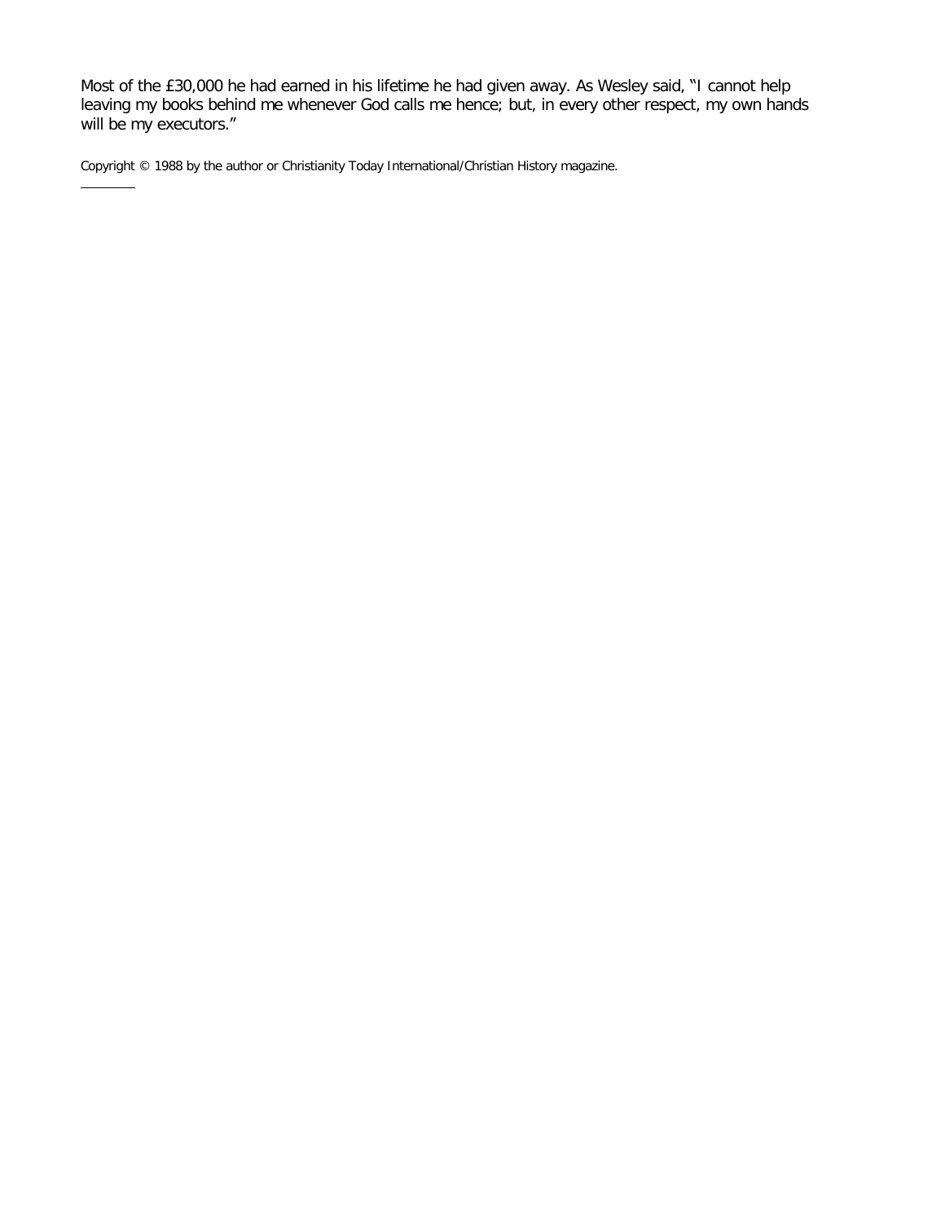Most of the £30,000 he had earned in his lifetime he had given away. As Wesley said, "I cannot help leaving my books behind me whenever God calls me hence; but, in every other respect, my own hands will be my executors."

Copyright © 1988 by the author or Christianity Today International/Christian History magazine.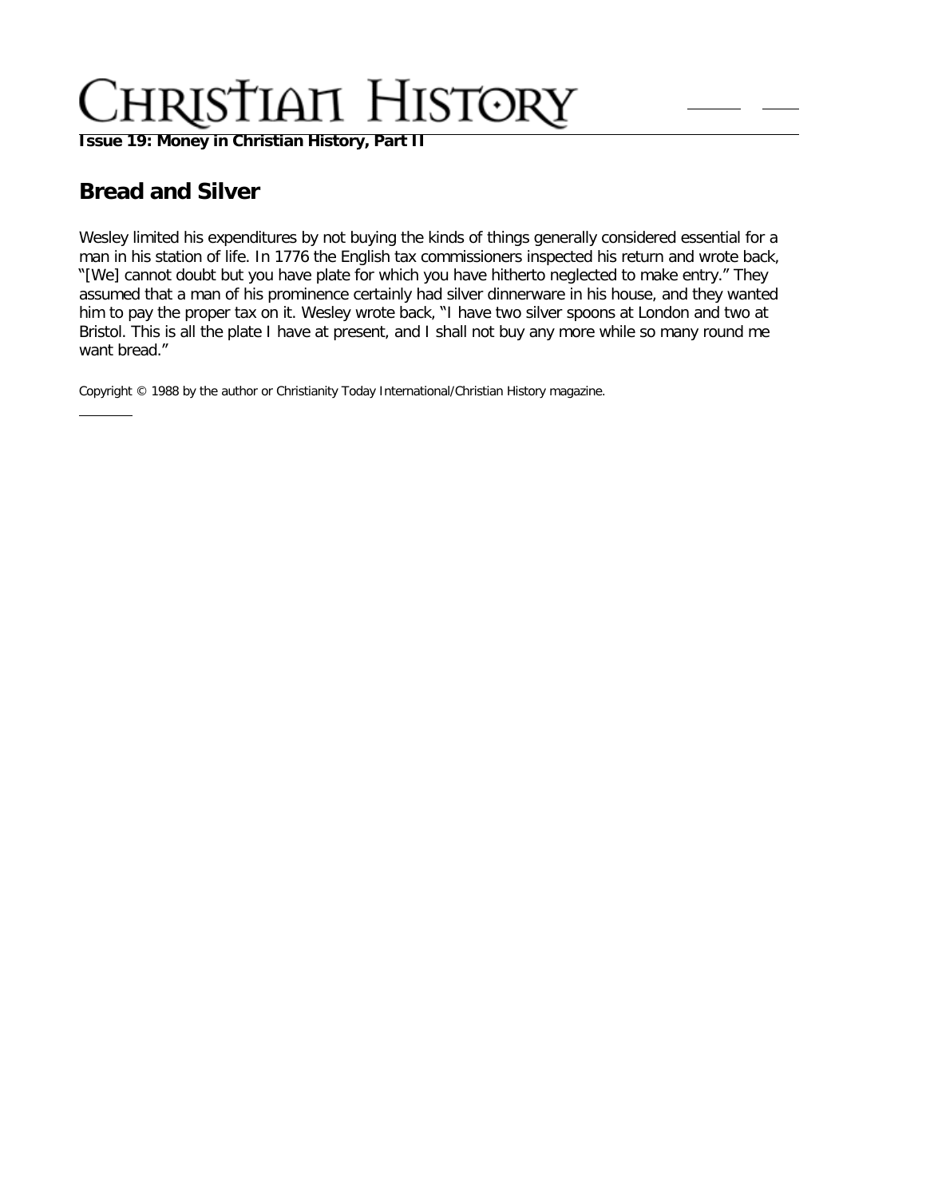**Issue 19: Money in Christian History, Part II**

## Bread and Silver

Wesley limited his expenditures by not buying the kinds of things generally considered essential for a man in his station of life. In 1776 the English tax commissioners inspected his return and wrote back, "[We] cannot doubt but you have plate for which you have hitherto neglected to make entry." They assumed that a man of his prominence certainly had silver dinnerware in his house, and they wanted him to pay the proper tax on it. Wesley wrote back, "I have two silver spoons at London and two at Bristol. This is all the plate I have at present, and I shall not buy any more while so many round me want bread."

Copyright © 1988 by the author or Christianity Today International/Christian History magazine.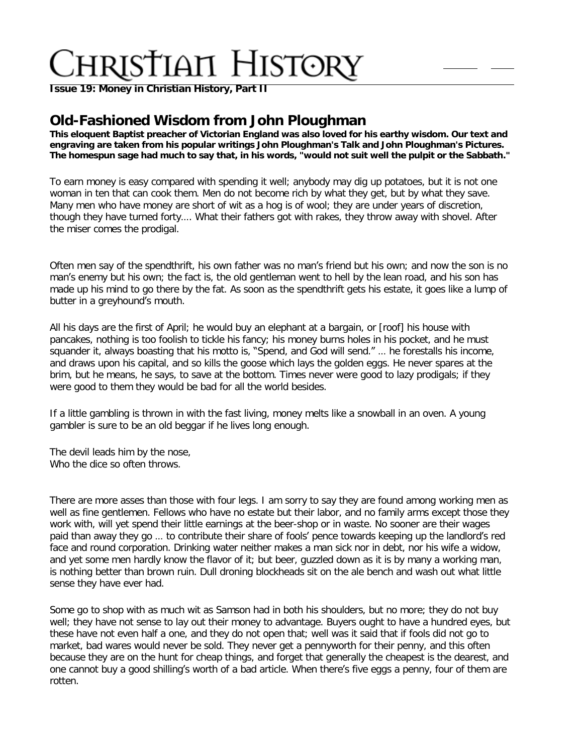# Christian History

**Issue 19: Money in Christian History, Part II**

## Old-Fashioned Wisdom from John Ploughman

**This eloquent Baptist preacher of Victorian England was also loved for his earthy wisdom. Our text and engraving are taken from his popular writings John Ploughman's Talk and John Ploughman's Pictures. The homespun sage had much to say that, in his words, "would not suit well the pulpit or the Sabbath."**

To earn money is easy compared with spending it well; anybody may dig up potatoes, but it is not one woman in ten that can cook them. Men do not become rich by what they get, but by what they save. Many men who have money are short of wit as a hog is of wool; they are under years of discretion, though they have turned forty.... What their fathers got with rakes, they throw away with shovel. After the miser comes the prodigal.

Often men say of the spendthrift, his own father was no man's friend but his own; and now the son is no man's enemy but his own; the fact is, the old gentleman went to hell by the lean road, and his son has made up his mind to go there by the fat. As soon as the spendthrift gets his estate, it goes like a lump of butter in a greyhound's mouth.

All his days are the first of April; he would buy an elephant at a bargain, or [roof] his house with pancakes, nothing is too foolish to tickle his fancy; his money burns holes in his pocket, and he must squander it, always boasting that his motto is, "Spend, and God will send." … he forestalls his income, and draws upon his capital, and so kills the goose which lays the golden eggs. He never spares at the brim, but he means, he says, to save at the bottom. Times never were good to lazy prodigals; if they were good to them they would be bad for all the world besides.

If a little gambling is thrown in with the fast living, money melts like a snowball in an oven. A young gambler is sure to be an old beggar if he lives long enough.

The devil leads him by the nose,  
Who the dice so often throws.

There are more asses than those with four legs. I am sorry to say they are found among working men as well as fine gentlemen. Fellows who have no estate but their labor, and no family arms except those they work with, will yet spend their little earnings at the beer-shop or in waste. No sooner are their wages paid than away they go … to contribute their share of fools' pence towards keeping up the landlord's red face and round corporation. Drinking water neither makes a man sick nor in debt, nor his wife a widow, and yet some men hardly know the flavor of it; but beer, guzzled down as it is by many a working man, is nothing better than brown ruin. Dull droning blockheads sit on the ale bench and wash out what little sense they have ever had.

Some go to shop with as much wit as Samson had in both his shoulders, but no more; they do not buy well; they have not sense to lay out their money to advantage. Buyers ought to have a hundred eyes, but these have not even half a one, and they do not open that; well was it said that if fools did not go to market, bad wares would never be sold. They never get a pennyworth for their penny, and this often because they are on the hunt for cheap things, and forget that generally the cheapest is the dearest, and one cannot buy a good shilling's worth of a bad article. When there's five eggs a penny, four of them are rotten.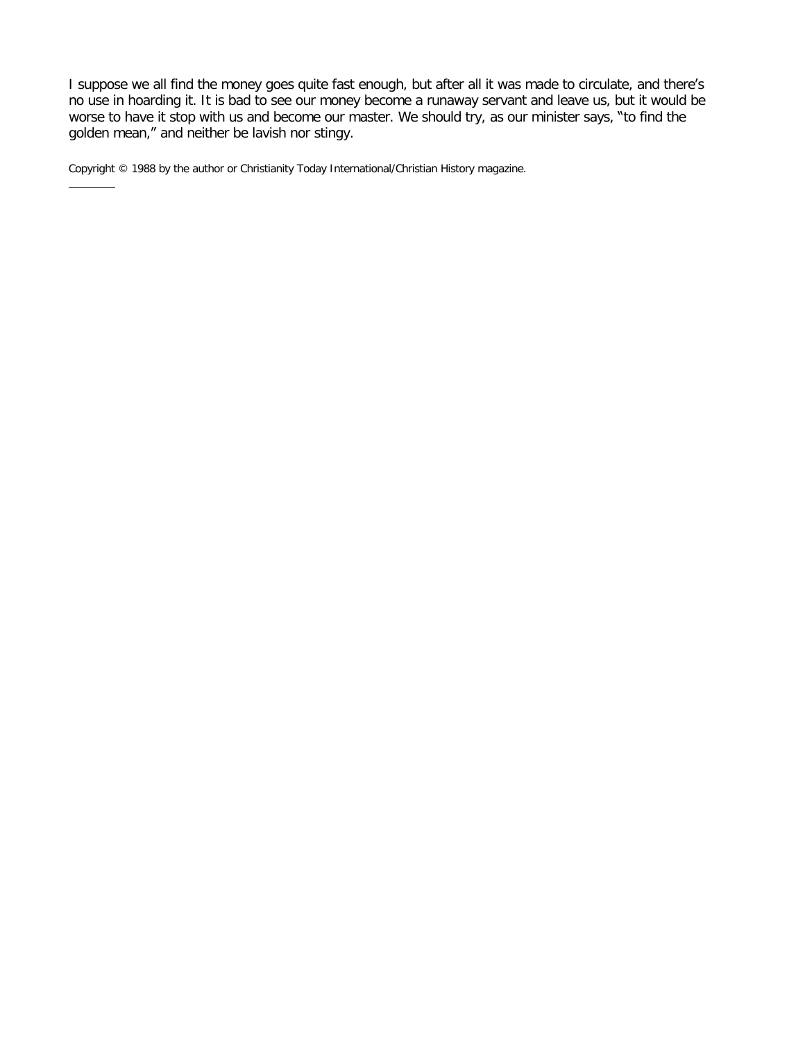I suppose we all find the money goes quite fast enough, but after all it was made to circulate, and there's no use in hoarding it. It is bad to see our money become a runaway servant and leave us, but it would be worse to have it stop with us and become our master. We should try, as our minister says, "to find the golden mean," and neither be lavish nor stingy.

Copyright © 1988 by the author or Christianity Today International/Christian History magazine.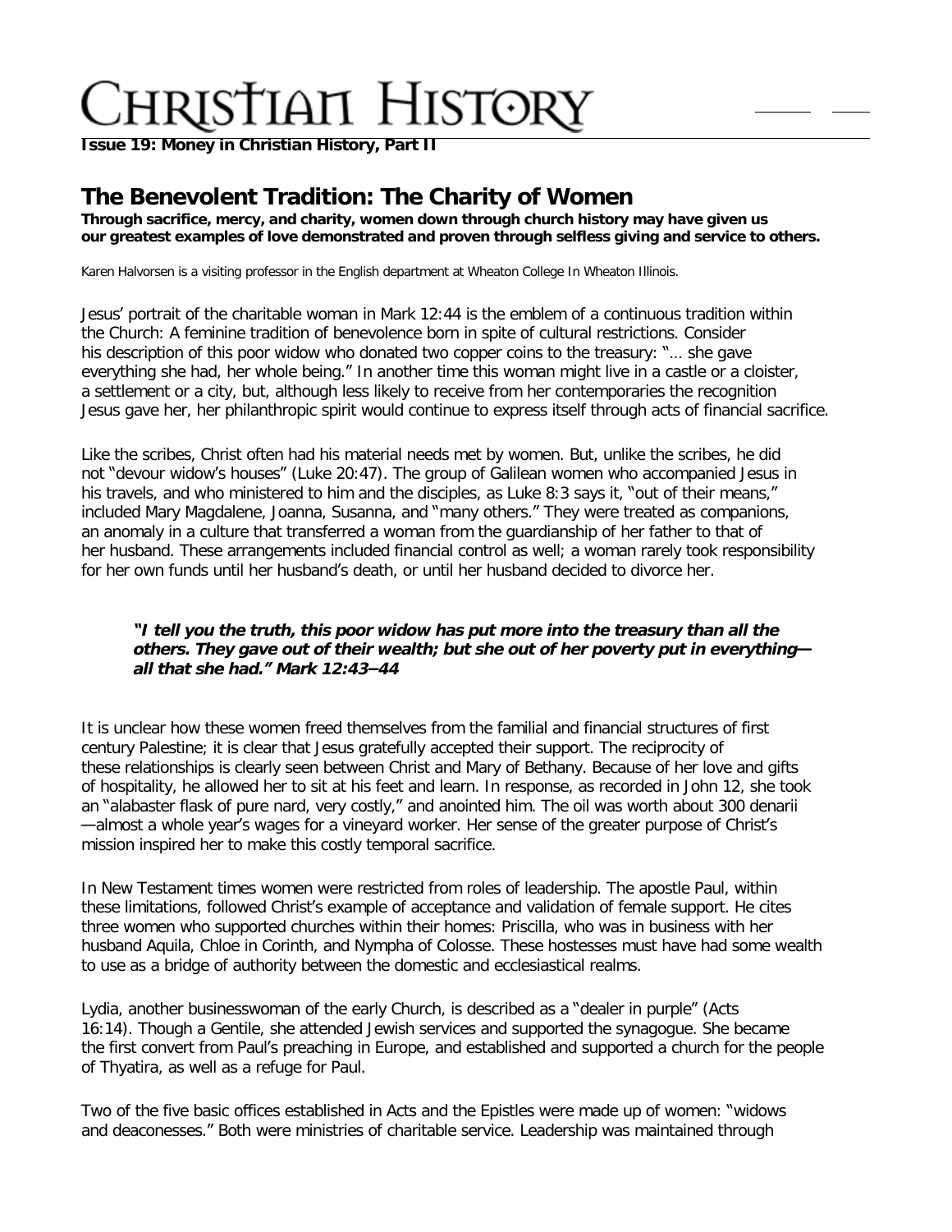## The Benevolent Tradition: The Charity of Women

**Through sacrifice, mercy, and charity, women down through church history may have given us our greatest examples of love demonstrated and proven through selfless giving and service to others.**

Karen Halvorsen is a visiting professor in the English department at Wheaton College In Wheaton Illinois.

Jesus' portrait of the charitable woman in Mark 12:44 is the emblem of a continuous tradition within the Church: A feminine tradition of benevolence born in spite of cultural restrictions. Consider his description of this poor widow who donated two copper coins to the treasury: "… she gave everything she had, her whole being." In another time this woman might live in a castle or a cloister, a settlement or a city, but, although less likely to receive from her contemporaries the recognition Jesus gave her, her philanthropic spirit would continue to express itself through acts of financial sacrifice.

Like the scribes, Christ often had his material needs met by women. But, unlike the scribes, he did not "devour widow's houses" (Luke 20:47). The group of Galilean women who accompanied Jesus in his travels, and who ministered to him and the disciples, as Luke 8:3 says it, "out of their means," included Mary Magdalene, Joanna, Susanna, and "many others." They were treated as companions, an anomaly in a culture that transferred a woman from the guardianship of her father to that of her husband. These arrangements included financial control as well; a woman rarely took responsibility for her own funds until her husband's death, or until her husband decided to divorce her.

> ***"I tell you the truth, this poor widow has put more into the treasury than all the others. They gave out of their wealth; but she out of her poverty put in everything—all that she had." Mark 12:43–44***

It is unclear how these women freed themselves from the familial and financial structures of first century Palestine; it is clear that Jesus gratefully accepted their support. The reciprocity of these relationships is clearly seen between Christ and Mary of Bethany. Because of her love and gifts of hospitality, he allowed her to sit at his feet and learn. In response, as recorded in John 12, she took an "alabaster flask of pure nard, very costly," and anointed him. The oil was worth about 300 denarii—almost a whole year's wages for a vineyard worker. Her sense of the greater purpose of Christ's mission inspired her to make this costly temporal sacrifice.

In New Testament times women were restricted from roles of leadership. The apostle Paul, within these limitations, followed Christ's example of acceptance and validation of female support. He cites three women who supported churches within their homes: Priscilla, who was in business with her husband Aquila, Chloe in Corinth, and Nympha of Colosse. These hostesses must have had some wealth to use as a bridge of authority between the domestic and ecclesiastical realms.

Lydia, another businesswoman of the early Church, is described as a "dealer in purple" (Acts 16:14). Though a Gentile, she attended Jewish services and supported the synagogue. She became the first convert from Paul's preaching in Europe, and established and supported a church for the people of Thyatira, as well as a refuge for Paul.

Two of the five basic offices established in Acts and the Epistles were made up of women: "widows and deaconesses." Both were ministries of charitable service. Leadership was maintained through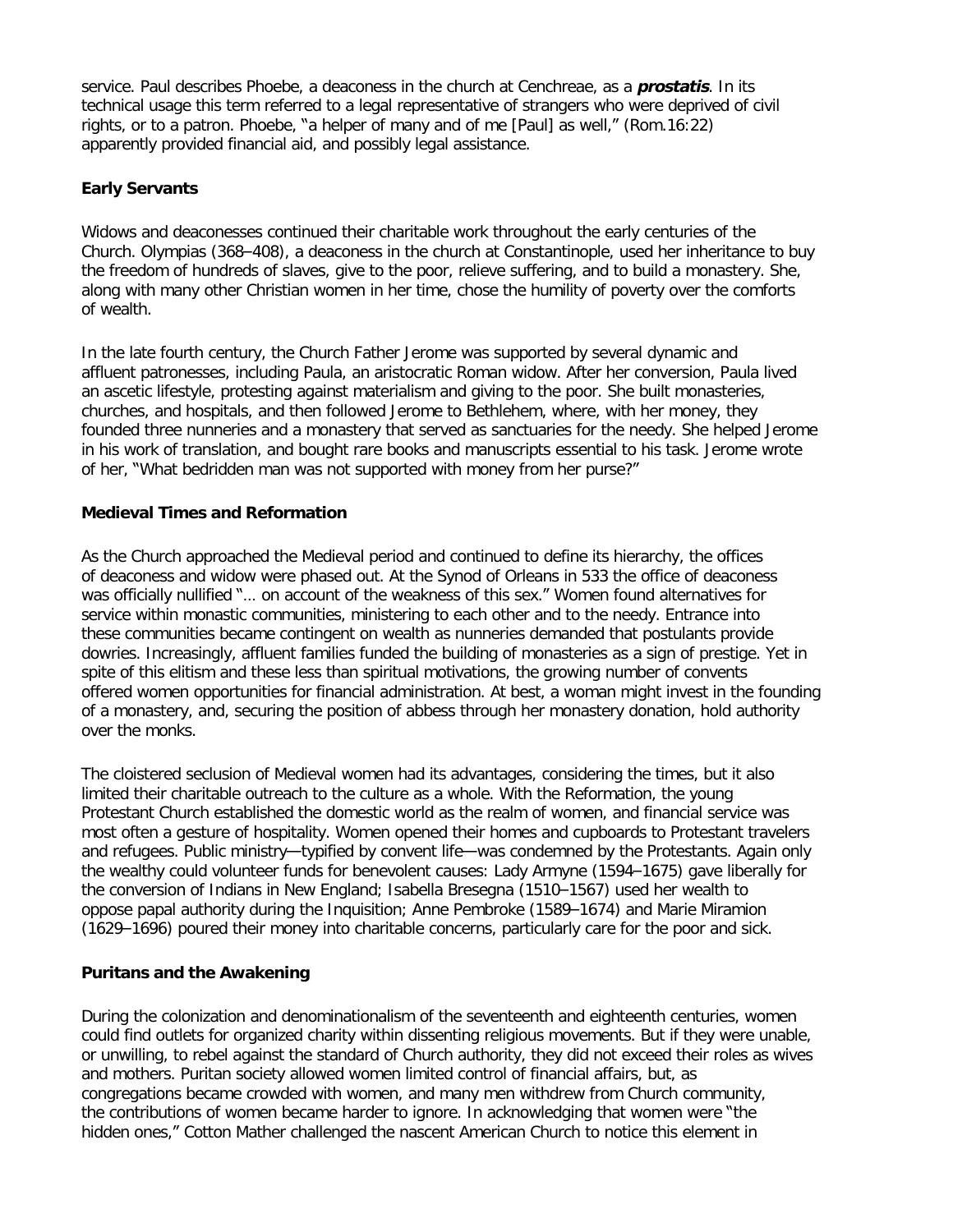service. Paul describes Phoebe, a deaconess in the church at Cenchreae, as a ***prostatis***. In its technical usage this term referred to a legal representative of strangers who were deprived of civil rights, or to a patron. Phoebe, "a helper of many and of me [Paul] as well," (Rom.16:22) apparently provided financial aid, and possibly legal assistance.

### Early Servants

Widows and deaconesses continued their charitable work throughout the early centuries of the Church. Olympias (368–408), a deaconess in the church at Constantinople, used her inheritance to buy the freedom of hundreds of slaves, give to the poor, relieve suffering, and to build a monastery. She, along with many other Christian women in her time, chose the humility of poverty over the comforts of wealth.

In the late fourth century, the Church Father Jerome was supported by several dynamic and affluent patronesses, including Paula, an aristocratic Roman widow. After her conversion, Paula lived an ascetic lifestyle, protesting against materialism and giving to the poor. She built monasteries, churches, and hospitals, and then followed Jerome to Bethlehem, where, with her money, they founded three nunneries and a monastery that served as sanctuaries for the needy. She helped Jerome in his work of translation, and bought rare books and manuscripts essential to his task. Jerome wrote of her, "What bedridden man was not supported with money from her purse?"

### Medieval Times and Reformation

As the Church approached the Medieval period and continued to define its hierarchy, the offices of deaconess and widow were phased out. At the Synod of Orleans in 533 the office of deaconess was officially nullified "… on account of the weakness of this sex." Women found alternatives for service within monastic communities, ministering to each other and to the needy. Entrance into these communities became contingent on wealth as nunneries demanded that postulants provide dowries. Increasingly, affluent families funded the building of monasteries as a sign of prestige. Yet in spite of this elitism and these less than spiritual motivations, the growing number of convents offered women opportunities for financial administration. At best, a woman might invest in the founding of a monastery, and, securing the position of abbess through her monastery donation, hold authority over the monks.

The cloistered seclusion of Medieval women had its advantages, considering the times, but it also limited their charitable outreach to the culture as a whole. With the Reformation, the young Protestant Church established the domestic world as the realm of women, and financial service was most often a gesture of hospitality. Women opened their homes and cupboards to Protestant travelers and refugees. Public ministry—typified by convent life—was condemned by the Protestants. Again only the wealthy could volunteer funds for benevolent causes: Lady Armyne (1594–1675) gave liberally for the conversion of Indians in New England; Isabella Bresegna (1510–1567) used her wealth to oppose papal authority during the Inquisition; Anne Pembroke (1589–1674) and Marie Miramion (1629–1696) poured their money into charitable concerns, particularly care for the poor and sick.

### Puritans and the Awakening

During the colonization and denominationalism of the seventeenth and eighteenth centuries, women could find outlets for organized charity within dissenting religious movements. But if they were unable, or unwilling, to rebel against the standard of Church authority, they did not exceed their roles as wives and mothers. Puritan society allowed women limited control of financial affairs, but, as congregations became crowded with women, and many men withdrew from Church community, the contributions of women became harder to ignore. In acknowledging that women were "the hidden ones," Cotton Mather challenged the nascent American Church to notice this element in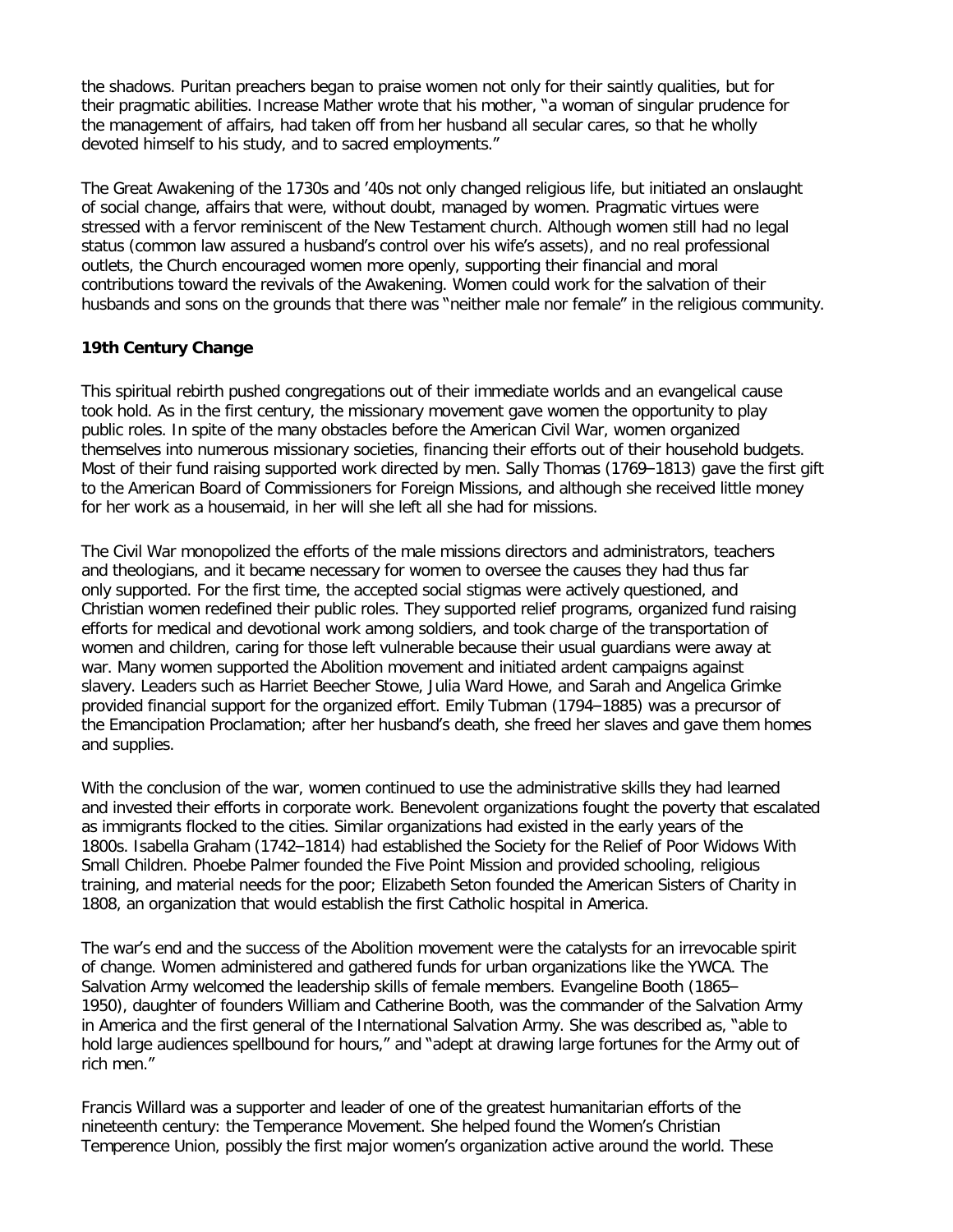the shadows. Puritan preachers began to praise women not only for their saintly qualities, but for their pragmatic abilities. Increase Mather wrote that his mother, "a woman of singular prudence for the management of affairs, had taken off from her husband all secular cares, so that he wholly devoted himself to his study, and to sacred employments."

The Great Awakening of the 1730s and '40s not only changed religious life, but initiated an onslaught of social change, affairs that were, without doubt, managed by women. Pragmatic virtues were stressed with a fervor reminiscent of the New Testament church. Although women still had no legal status (common law assured a husband's control over his wife's assets), and no real professional outlets, the Church encouraged women more openly, supporting their financial and moral contributions toward the revivals of the Awakening. Women could work for the salvation of their husbands and sons on the grounds that there was "neither male nor female" in the religious community.

**19th Century Change**

This spiritual rebirth pushed congregations out of their immediate worlds and an evangelical cause took hold. As in the first century, the missionary movement gave women the opportunity to play public roles. In spite of the many obstacles before the American Civil War, women organized themselves into numerous missionary societies, financing their efforts out of their household budgets. Most of their fund raising supported work directed by men. Sally Thomas (1769–1813) gave the first gift to the American Board of Commissioners for Foreign Missions, and although she received little money for her work as a housemaid, in her will she left all she had for missions.

The Civil War monopolized the efforts of the male missions directors and administrators, teachers and theologians, and it became necessary for women to oversee the causes they had thus far only supported. For the first time, the accepted social stigmas were actively questioned, and Christian women redefined their public roles. They supported relief programs, organized fund raising efforts for medical and devotional work among soldiers, and took charge of the transportation of women and children, caring for those left vulnerable because their usual guardians were away at war. Many women supported the Abolition movement and initiated ardent campaigns against slavery. Leaders such as Harriet Beecher Stowe, Julia Ward Howe, and Sarah and Angelica Grimke provided financial support for the organized effort. Emily Tubman (1794–1885) was a precursor of the Emancipation Proclamation; after her husband's death, she freed her slaves and gave them homes and supplies.

With the conclusion of the war, women continued to use the administrative skills they had learned and invested their efforts in corporate work. Benevolent organizations fought the poverty that escalated as immigrants flocked to the cities. Similar organizations had existed in the early years of the 1800s. Isabella Graham (1742–1814) had established the Society for the Relief of Poor Widows With Small Children. Phoebe Palmer founded the Five Point Mission and provided schooling, religious training, and material needs for the poor; Elizabeth Seton founded the American Sisters of Charity in 1808, an organization that would establish the first Catholic hospital in America.

The war's end and the success of the Abolition movement were the catalysts for an irrevocable spirit of change. Women administered and gathered funds for urban organizations like the YWCA. The Salvation Army welcomed the leadership skills of female members. Evangeline Booth (1865–1950), daughter of founders William and Catherine Booth, was the commander of the Salvation Army in America and the first general of the International Salvation Army. She was described as, "able to hold large audiences spellbound for hours," and "adept at drawing large fortunes for the Army out of rich men."

Francis Willard was a supporter and leader of one of the greatest humanitarian efforts of the nineteenth century: the Temperance Movement. She helped found the Women's Christian Temperence Union, possibly the first major women's organization active around the world. These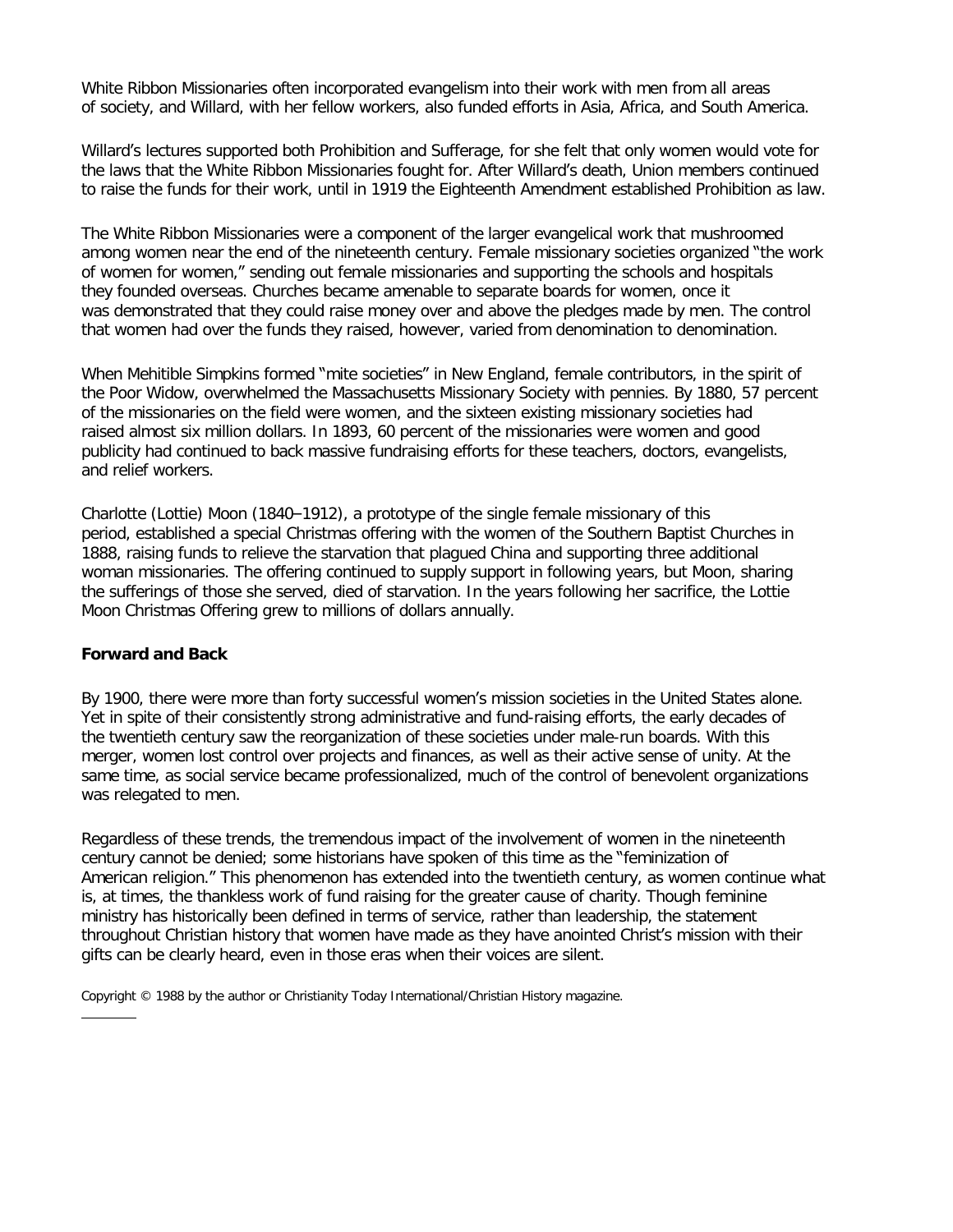White Ribbon Missionaries often incorporated evangelism into their work with men from all areas of society, and Willard, with her fellow workers, also funded efforts in Asia, Africa, and South America.

Willard's lectures supported both Prohibition and Sufferage, for she felt that only women would vote for the laws that the White Ribbon Missionaries fought for. After Willard's death, Union members continued to raise the funds for their work, until in 1919 the Eighteenth Amendment established Prohibition as law.

The White Ribbon Missionaries were a component of the larger evangelical work that mushroomed among women near the end of the nineteenth century. Female missionary societies organized "the work of women for women," sending out female missionaries and supporting the schools and hospitals they founded overseas. Churches became amenable to separate boards for women, once it was demonstrated that they could raise money over and above the pledges made by men. The control that women had over the funds they raised, however, varied from denomination to denomination.

When Mehitible Simpkins formed "mite societies" in New England, female contributors, in the spirit of the Poor Widow, overwhelmed the Massachusetts Missionary Society with pennies. By 1880, 57 percent of the missionaries on the field were women, and the sixteen existing missionary societies had raised almost six million dollars. In 1893, 60 percent of the missionaries were women and good publicity had continued to back massive fundraising efforts for these teachers, doctors, evangelists, and relief workers.

Charlotte (Lottie) Moon (1840–1912), a prototype of the single female missionary of this period, established a special Christmas offering with the women of the Southern Baptist Churches in 1888, raising funds to relieve the starvation that plagued China and supporting three additional woman missionaries. The offering continued to supply support in following years, but Moon, sharing the sufferings of those she served, died of starvation. In the years following her sacrifice, the Lottie Moon Christmas Offering grew to millions of dollars annually.

**Forward and Back**

By 1900, there were more than forty successful women's mission societies in the United States alone. Yet in spite of their consistently strong administrative and fund-raising efforts, the early decades of the twentieth century saw the reorganization of these societies under male-run boards. With this merger, women lost control over projects and finances, as well as their active sense of unity. At the same time, as social service became professionalized, much of the control of benevolent organizations was relegated to men.

Regardless of these trends, the tremendous impact of the involvement of women in the nineteenth century cannot be denied; some historians have spoken of this time as the "feminization of American religion." This phenomenon has extended into the twentieth century, as women continue what is, at times, the thankless work of fund raising for the greater cause of charity. Though feminine ministry has historically been defined in terms of service, rather than leadership, the statement throughout Christian history that women have made as they have anointed Christ's mission with their gifts can be clearly heard, even in those eras when their voices are silent.

Copyright © 1988 by the author or Christianity Today International/Christian History magazine.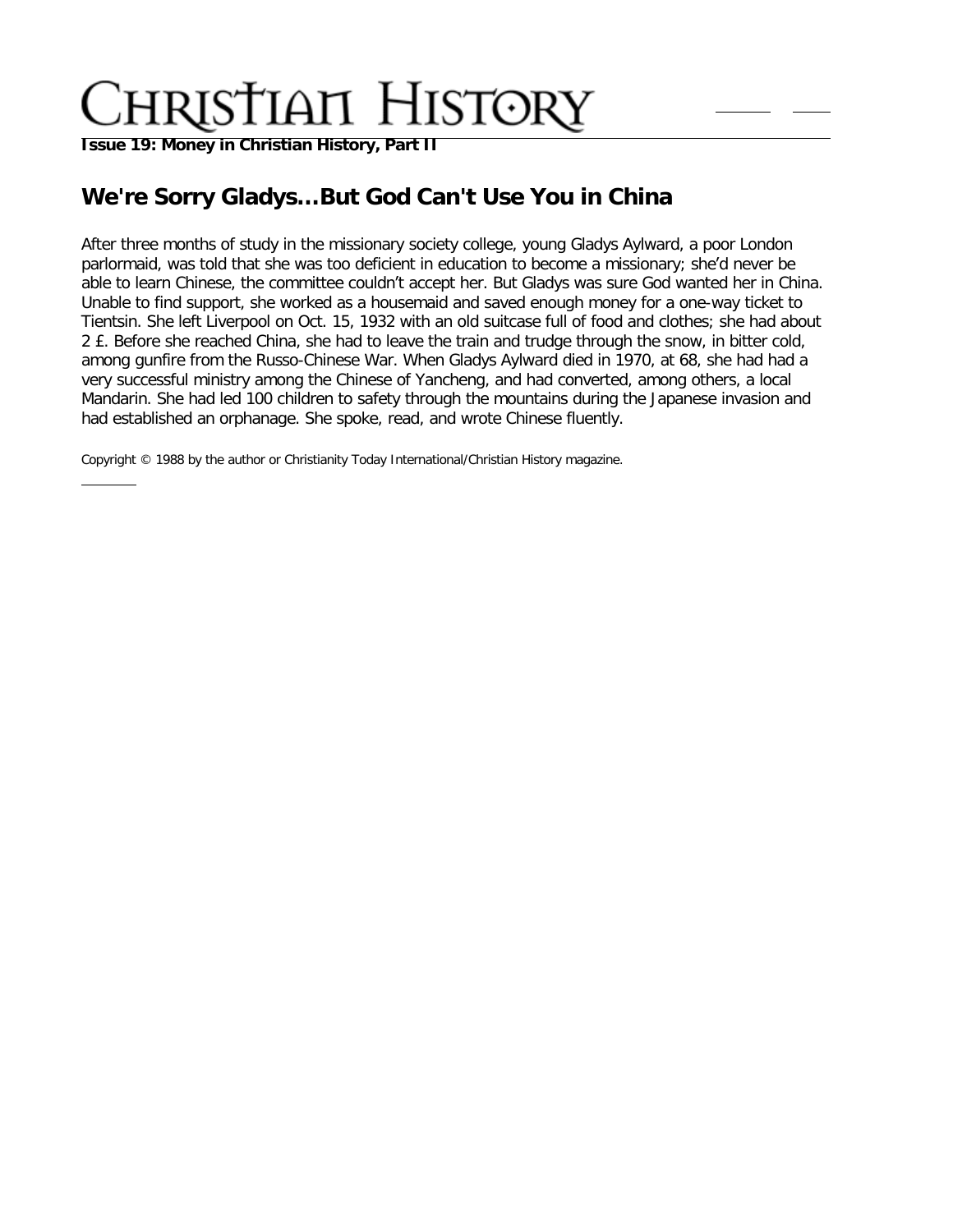# CHRISTIAN HISTORY

**Issue 19: Money in Christian History, Part II**

## We're Sorry Gladys...But God Can't Use You in China

After three months of study in the missionary society college, young Gladys Aylward, a poor London parlormaid, was told that she was too deficient in education to become a missionary; she'd never be able to learn Chinese, the committee couldn't accept her. But Gladys was sure God wanted her in China. Unable to find support, she worked as a housemaid and saved enough money for a one-way ticket to Tientsin. She left Liverpool on Oct. 15, 1932 with an old suitcase full of food and clothes; she had about 2 £. Before she reached China, she had to leave the train and trudge through the snow, in bitter cold, among gunfire from the Russo-Chinese War. When Gladys Aylward died in 1970, at 68, she had had a very successful ministry among the Chinese of Yancheng, and had converted, among others, a local Mandarin. She had led 100 children to safety through the mountains during the Japanese invasion and had established an orphanage. She spoke, read, and wrote Chinese fluently.

Copyright © 1988 by the author or Christianity Today International/Christian History magazine.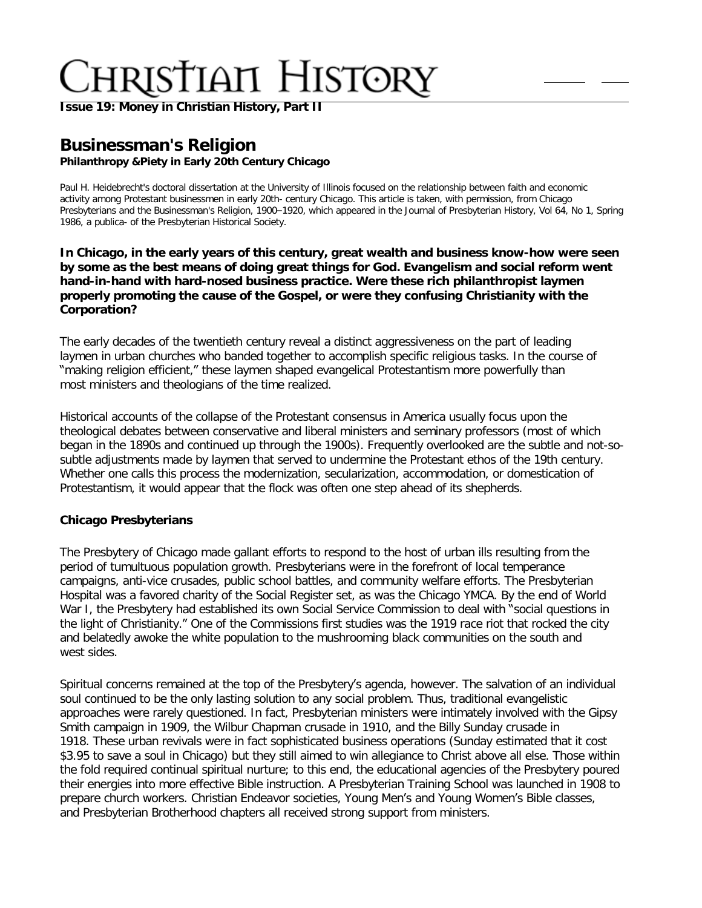# Christian History

**Issue 19: Money in Christian History, Part II**

## Businessman's Religion

**Philanthropy &Piety in Early 20th Century Chicago**

Paul H. Heidebrecht's doctoral dissertation at the University of Illinois focused on the relationship between faith and economic activity among Protestant businessmen in early 20th- century Chicago. This article is taken, with permission, from Chicago Presbyterians and the Businessman's Religion, 1900–1920, which appeared in the Journal of Presbyterian History, Vol 64, No 1, Spring 1986, a publica- of the Presbyterian Historical Society.

**In Chicago, in the early years of this century, great wealth and business know-how were seen by some as the best means of doing great things for God. Evangelism and social reform went hand-in-hand with hard-nosed business practice. Were these rich philanthropist laymen properly promoting the cause of the Gospel, or were they confusing Christianity with the Corporation?**

The early decades of the twentieth century reveal a distinct aggressiveness on the part of leading laymen in urban churches who banded together to accomplish specific religious tasks. In the course of "making religion efficient," these laymen shaped evangelical Protestantism more powerfully than most ministers and theologians of the time realized.

Historical accounts of the collapse of the Protestant consensus in America usually focus upon the theological debates between conservative and liberal ministers and seminary professors (most of which began in the 1890s and continued up through the 1900s). Frequently overlooked are the subtle and not-so-subtle adjustments made by laymen that served to undermine the Protestant ethos of the 19th century. Whether one calls this process the modernization, secularization, accommodation, or domestication of Protestantism, it would appear that the flock was often one step ahead of its shepherds.

### Chicago Presbyterians

The Presbytery of Chicago made gallant efforts to respond to the host of urban ills resulting from the period of tumultuous population growth. Presbyterians were in the forefront of local temperance campaigns, anti-vice crusades, public school battles, and community welfare efforts. The Presbyterian Hospital was a favored charity of the Social Register set, as was the Chicago YMCA. By the end of World War I, the Presbytery had established its own Social Service Commission to deal with "social questions in the light of Christianity." One of the Commissions first studies was the 1919 race riot that rocked the city and belatedly awoke the white population to the mushrooming black communities on the south and west sides.

Spiritual concerns remained at the top of the Presbytery's agenda, however. The salvation of an individual soul continued to be the only lasting solution to any social problem. Thus, traditional evangelistic approaches were rarely questioned. In fact, Presbyterian ministers were intimately involved with the Gipsy Smith campaign in 1909, the Wilbur Chapman crusade in 1910, and the Billy Sunday crusade in 1918. These urban revivals were in fact sophisticated business operations (Sunday estimated that it cost $3.95 to save a soul in Chicago) but they still aimed to win allegiance to Christ above all else. Those within the fold required continual spiritual nurture; to this end, the educational agencies of the Presbytery poured their energies into more effective Bible instruction. A Presbyterian Training School was launched in 1908 to prepare church workers. Christian Endeavor societies, Young Men's and Young Women's Bible classes, and Presbyterian Brotherhood chapters all received strong support from ministers.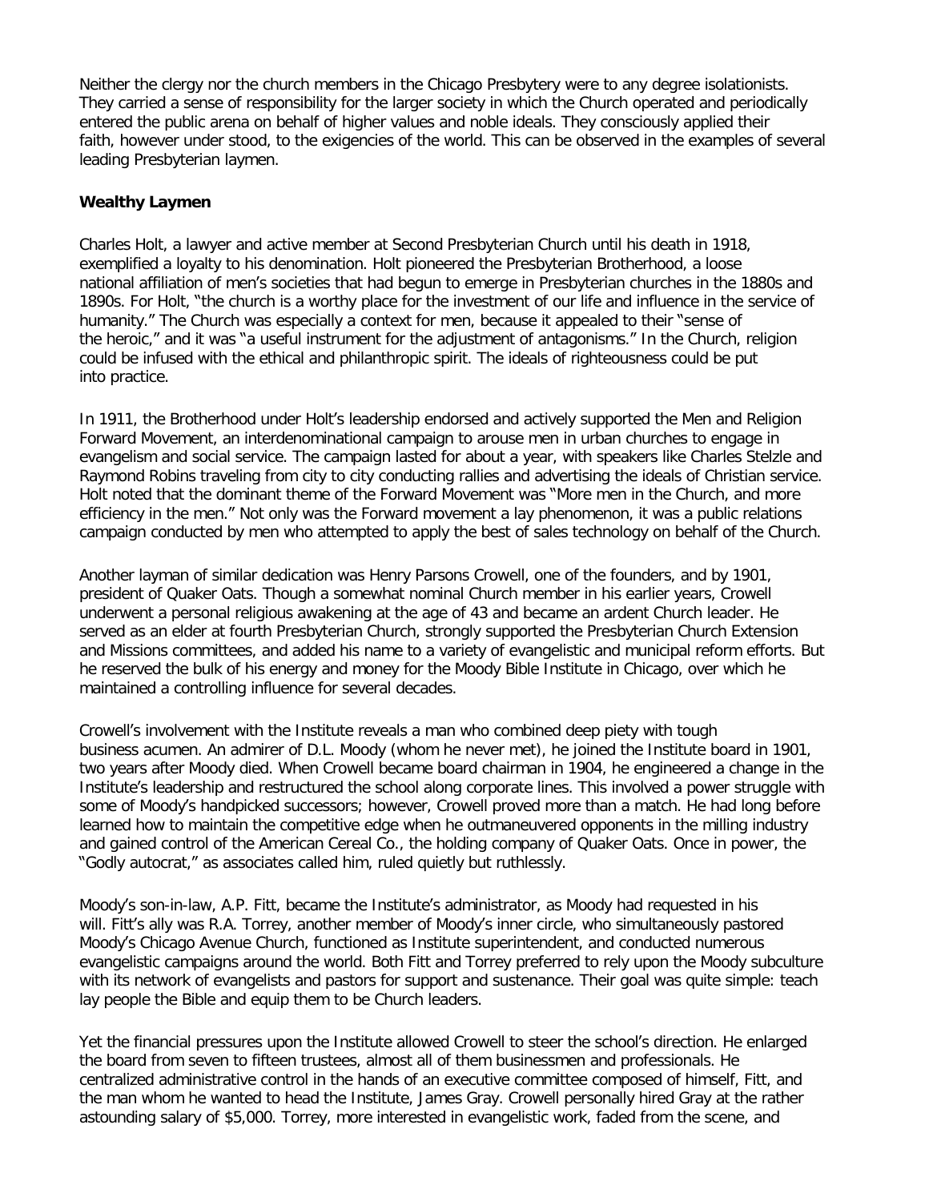Neither the clergy nor the church members in the Chicago Presbytery were to any degree isolationists. They carried a sense of responsibility for the larger society in which the Church operated and periodically entered the public arena on behalf of higher values and noble ideals. They consciously applied their faith, however under stood, to the exigencies of the world. This can be observed in the examples of several leading Presbyterian laymen.

**Wealthy Laymen**

Charles Holt, a lawyer and active member at Second Presbyterian Church until his death in 1918, exemplified a loyalty to his denomination. Holt pioneered the Presbyterian Brotherhood, a loose national affiliation of men's societies that had begun to emerge in Presbyterian churches in the 1880s and 1890s. For Holt, "the church is a worthy place for the investment of our life and influence in the service of humanity." The Church was especially a context for men, because it appealed to their "sense of the heroic," and it was "a useful instrument for the adjustment of antagonisms." In the Church, religion could be infused with the ethical and philanthropic spirit. The ideals of righteousness could be put into practice.

In 1911, the Brotherhood under Holt's leadership endorsed and actively supported the Men and Religion Forward Movement, an interdenominational campaign to arouse men in urban churches to engage in evangelism and social service. The campaign lasted for about a year, with speakers like Charles Stelzle and Raymond Robins traveling from city to city conducting rallies and advertising the ideals of Christian service. Holt noted that the dominant theme of the Forward Movement was "More men in the Church, and more efficiency in the men." Not only was the Forward movement a lay phenomenon, it was a public relations campaign conducted by men who attempted to apply the best of sales technology on behalf of the Church.

Another layman of similar dedication was Henry Parsons Crowell, one of the founders, and by 1901, president of Quaker Oats. Though a somewhat nominal Church member in his earlier years, Crowell underwent a personal religious awakening at the age of 43 and became an ardent Church leader. He served as an elder at fourth Presbyterian Church, strongly supported the Presbyterian Church Extension and Missions committees, and added his name to a variety of evangelistic and municipal reform efforts. But he reserved the bulk of his energy and money for the Moody Bible Institute in Chicago, over which he maintained a controlling influence for several decades.

Crowell's involvement with the Institute reveals a man who combined deep piety with tough business acumen. An admirer of D.L. Moody (whom he never met), he joined the Institute board in 1901, two years after Moody died. When Crowell became board chairman in 1904, he engineered a change in the Institute's leadership and restructured the school along corporate lines. This involved a power struggle with some of Moody's handpicked successors; however, Crowell proved more than a match. He had long before learned how to maintain the competitive edge when he outmaneuvered opponents in the milling industry and gained control of the American Cereal Co., the holding company of Quaker Oats. Once in power, the "Godly autocrat," as associates called him, ruled quietly but ruthlessly.

Moody's son-in-law, A.P. Fitt, became the Institute's administrator, as Moody had requested in his will. Fitt's ally was R.A. Torrey, another member of Moody's inner circle, who simultaneously pastored Moody's Chicago Avenue Church, functioned as Institute superintendent, and conducted numerous evangelistic campaigns around the world. Both Fitt and Torrey preferred to rely upon the Moody subculture with its network of evangelists and pastors for support and sustenance. Their goal was quite simple: teach lay people the Bible and equip them to be Church leaders.

Yet the financial pressures upon the Institute allowed Crowell to steer the school's direction. He enlarged the board from seven to fifteen trustees, almost all of them businessmen and professionals. He centralized administrative control in the hands of an executive committee composed of himself, Fitt, and the man whom he wanted to head the Institute, James Gray. Crowell personally hired Gray at the rather astounding salary of $5,000. Torrey, more interested in evangelistic work, faded from the scene, and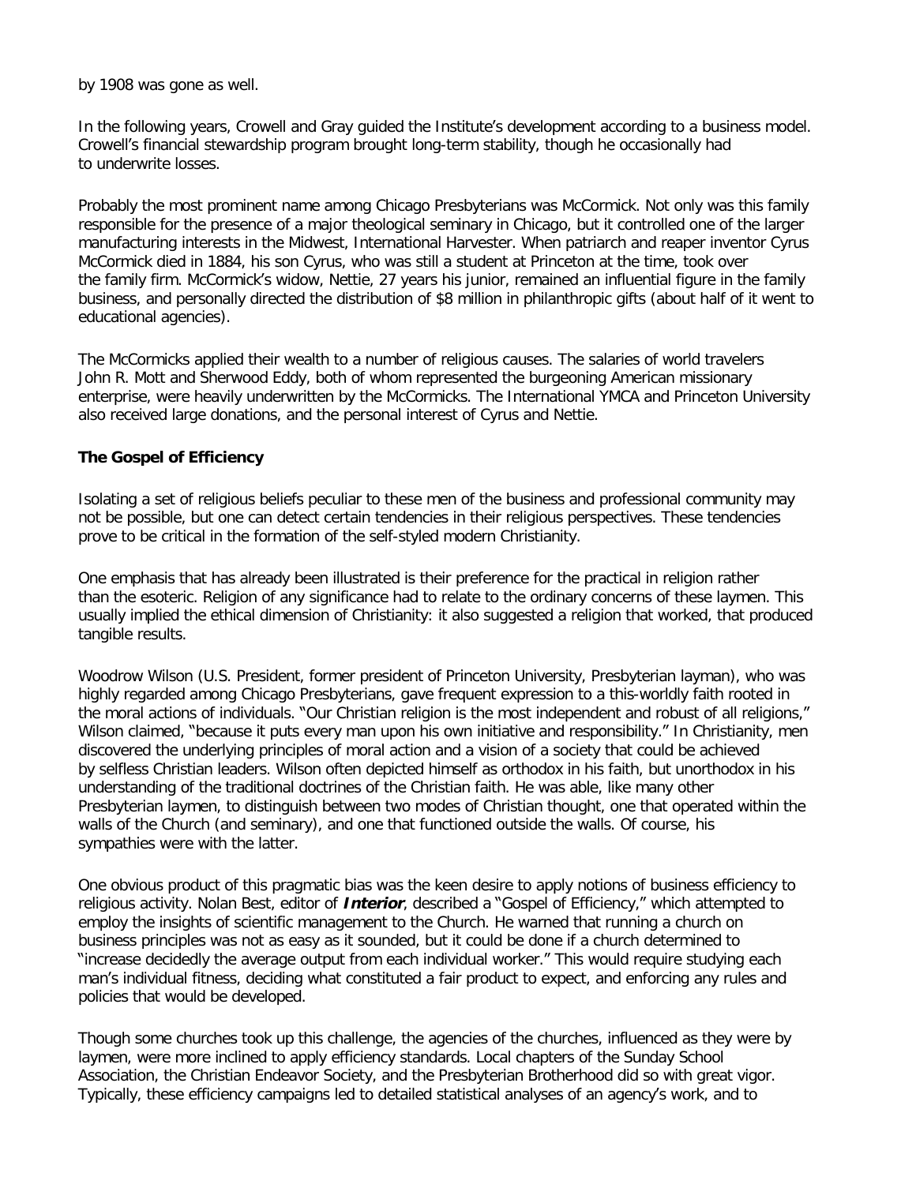by 1908 was gone as well.

In the following years, Crowell and Gray guided the Institute's development according to a business model. Crowell's financial stewardship program brought long-term stability, though he occasionally had to underwrite losses.

Probably the most prominent name among Chicago Presbyterians was McCormick. Not only was this family responsible for the presence of a major theological seminary in Chicago, but it controlled one of the larger manufacturing interests in the Midwest, International Harvester. When patriarch and reaper inventor Cyrus McCormick died in 1884, his son Cyrus, who was still a student at Princeton at the time, took over the family firm. McCormick's widow, Nettie, 27 years his junior, remained an influential figure in the family business, and personally directed the distribution of $8 million in philanthropic gifts (about half of it went to educational agencies).

The McCormicks applied their wealth to a number of religious causes. The salaries of world travelers John R. Mott and Sherwood Eddy, both of whom represented the burgeoning American missionary enterprise, were heavily underwritten by the McCormicks. The International YMCA and Princeton University also received large donations, and the personal interest of Cyrus and Nettie.

**The Gospel of Efficiency**

Isolating a set of religious beliefs peculiar to these men of the business and professional community may not be possible, but one can detect certain tendencies in their religious perspectives. These tendencies prove to be critical in the formation of the self-styled modern Christianity.

One emphasis that has already been illustrated is their preference for the practical in religion rather than the esoteric. Religion of any significance had to relate to the ordinary concerns of these laymen. This usually implied the ethical dimension of Christianity: it also suggested a religion that worked, that produced tangible results.

Woodrow Wilson (U.S. President, former president of Princeton University, Presbyterian layman), who was highly regarded among Chicago Presbyterians, gave frequent expression to a this-worldly faith rooted in the moral actions of individuals. "Our Christian religion is the most independent and robust of all religions," Wilson claimed, "because it puts every man upon his own initiative and responsibility." In Christianity, men discovered the underlying principles of moral action and a vision of a society that could be achieved by selfless Christian leaders. Wilson often depicted himself as orthodox in his faith, but unorthodox in his understanding of the traditional doctrines of the Christian faith. He was able, like many other Presbyterian laymen, to distinguish between two modes of Christian thought, one that operated within the walls of the Church (and seminary), and one that functioned outside the walls. Of course, his sympathies were with the latter.

One obvious product of this pragmatic bias was the keen desire to apply notions of business efficiency to religious activity. Nolan Best, editor of ***Interior***, described a "Gospel of Efficiency," which attempted to employ the insights of scientific management to the Church. He warned that running a church on business principles was not as easy as it sounded, but it could be done if a church determined to "increase decidedly the average output from each individual worker." This would require studying each man's individual fitness, deciding what constituted a fair product to expect, and enforcing any rules and policies that would be developed.

Though some churches took up this challenge, the agencies of the churches, influenced as they were by laymen, were more inclined to apply efficiency standards. Local chapters of the Sunday School Association, the Christian Endeavor Society, and the Presbyterian Brotherhood did so with great vigor. Typically, these efficiency campaigns led to detailed statistical analyses of an agency's work, and to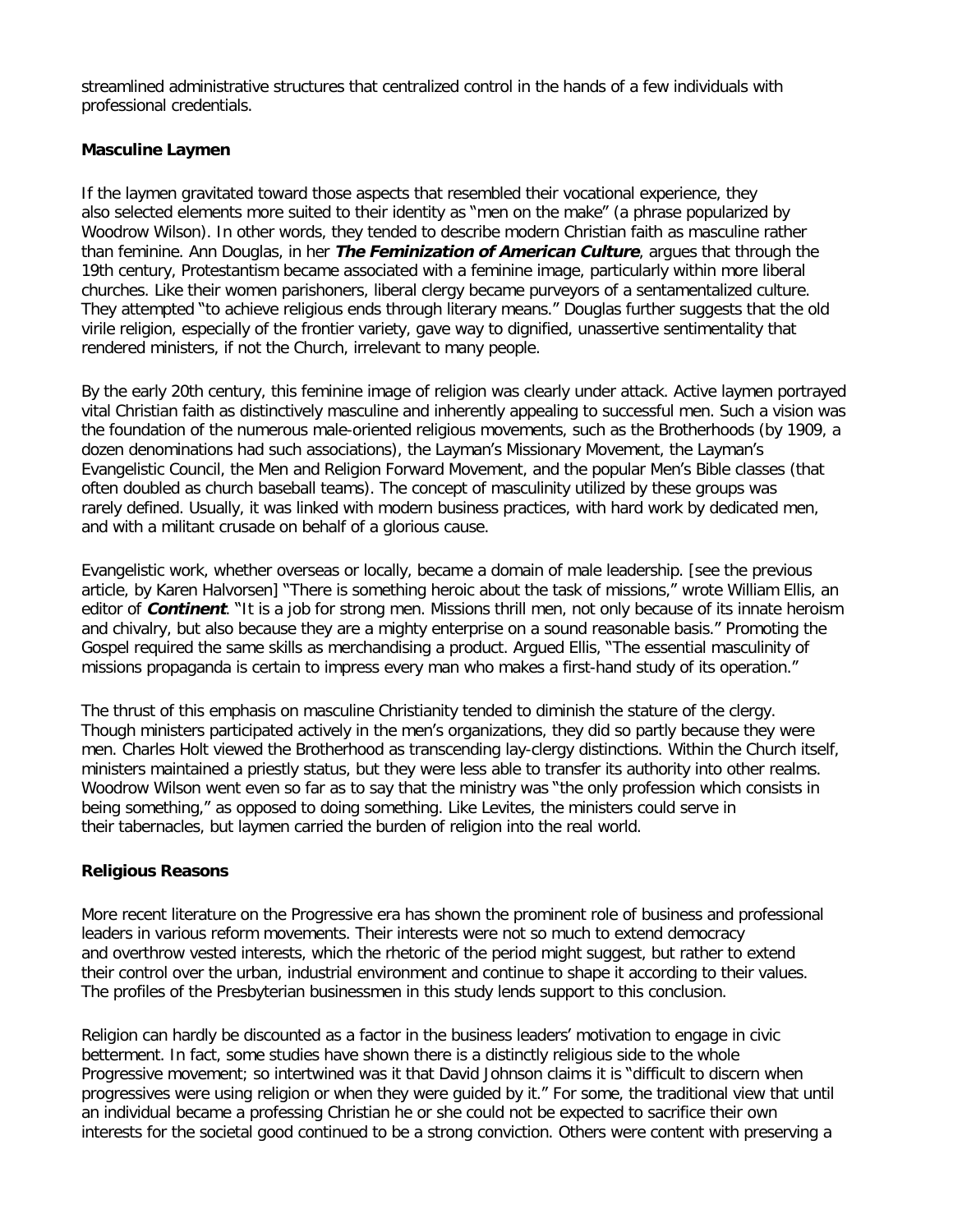streamlined administrative structures that centralized control in the hands of a few individuals with professional credentials.

### Masculine Laymen

If the laymen gravitated toward those aspects that resembled their vocational experience, they also selected elements more suited to their identity as "men on the make" (a phrase popularized by Woodrow Wilson). In other words, they tended to describe modern Christian faith as masculine rather than feminine. Ann Douglas, in her ***The Feminization of American Culture***, argues that through the 19th century, Protestantism became associated with a feminine image, particularly within more liberal churches. Like their women parishoners, liberal clergy became purveyors of a sentamentalized culture. They attempted "to achieve religious ends through literary means." Douglas further suggests that the old virile religion, especially of the frontier variety, gave way to dignified, unassertive sentimentality that rendered ministers, if not the Church, irrelevant to many people.

By the early 20th century, this feminine image of religion was clearly under attack. Active laymen portrayed vital Christian faith as distinctively masculine and inherently appealing to successful men. Such a vision was the foundation of the numerous male-oriented religious movements, such as the Brotherhoods (by 1909, a dozen denominations had such associations), the Layman's Missionary Movement, the Layman's Evangelistic Council, the Men and Religion Forward Movement, and the popular Men's Bible classes (that often doubled as church baseball teams). The concept of masculinity utilized by these groups was rarely defined. Usually, it was linked with modern business practices, with hard work by dedicated men, and with a militant crusade on behalf of a glorious cause.

Evangelistic work, whether overseas or locally, became a domain of male leadership. [see the previous article, by Karen Halvorsen] "There is something heroic about the task of missions," wrote William Ellis, an editor of ***Continent***. "It is a job for strong men. Missions thrill men, not only because of its innate heroism and chivalry, but also because they are a mighty enterprise on a sound reasonable basis." Promoting the Gospel required the same skills as merchandising a product. Argued Ellis, "The essential masculinity of missions propaganda is certain to impress every man who makes a first-hand study of its operation."

The thrust of this emphasis on masculine Christianity tended to diminish the stature of the clergy. Though ministers participated actively in the men's organizations, they did so partly because they were men. Charles Holt viewed the Brotherhood as transcending lay-clergy distinctions. Within the Church itself, ministers maintained a priestly status, but they were less able to transfer its authority into other realms. Woodrow Wilson went even so far as to say that the ministry was "the only profession which consists in being something," as opposed to doing something. Like Levites, the ministers could serve in their tabernacles, but laymen carried the burden of religion into the real world.

### Religious Reasons

More recent literature on the Progressive era has shown the prominent role of business and professional leaders in various reform movements. Their interests were not so much to extend democracy and overthrow vested interests, which the rhetoric of the period might suggest, but rather to extend their control over the urban, industrial environment and continue to shape it according to their values. The profiles of the Presbyterian businessmen in this study lends support to this conclusion.

Religion can hardly be discounted as a factor in the business leaders' motivation to engage in civic betterment. In fact, some studies have shown there is a distinctly religious side to the whole Progressive movement; so intertwined was it that David Johnson claims it is "difficult to discern when progressives were using religion or when they were guided by it." For some, the traditional view that until an individual became a professing Christian he or she could not be expected to sacrifice their own interests for the societal good continued to be a strong conviction. Others were content with preserving a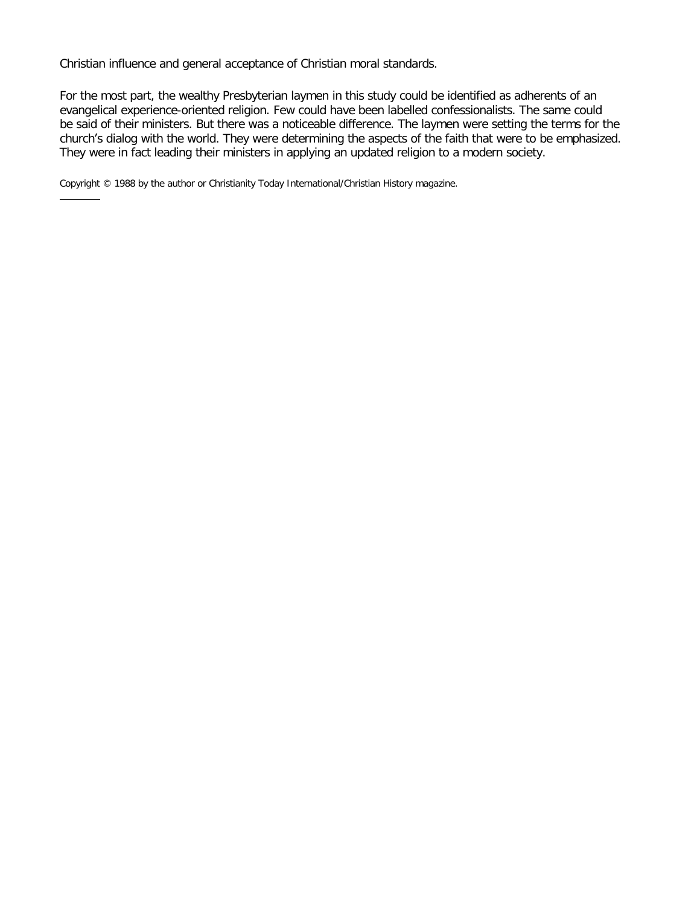Christian influence and general acceptance of Christian moral standards.

For the most part, the wealthy Presbyterian laymen in this study could be identified as adherents of an evangelical experience-oriented religion. Few could have been labelled confessionalists. The same could be said of their ministers. But there was a noticeable difference. The laymen were setting the terms for the church's dialog with the world. They were determining the aspects of the faith that were to be emphasized. They were in fact leading their ministers in applying an updated religion to a modern society.

Copyright © 1988 by the author or Christianity Today International/Christian History magazine.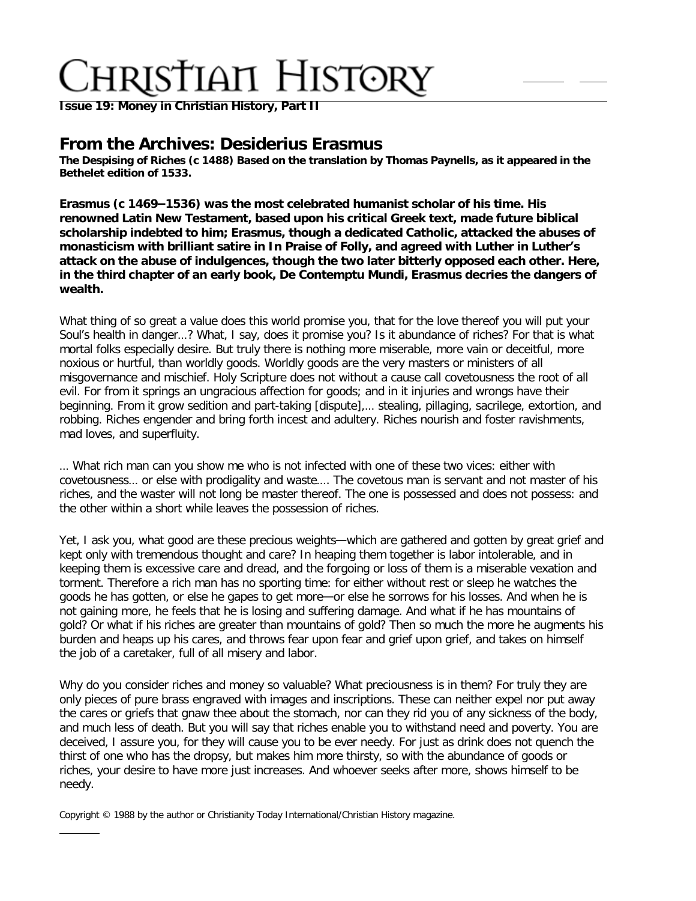# Christian History

**Issue 19: Money in Christian History, Part II**

## From the Archives: Desiderius Erasmus

**The Despising of Riches (c 1488) Based on the translation by Thomas Paynells, as it appeared in the Bethelet edition of 1533.**

**Erasmus (c 1469–1536) was the most celebrated humanist scholar of his time. His renowned Latin New Testament, based upon his critical Greek text, made future biblical scholarship indebted to him; Erasmus, though a dedicated Catholic, attacked the abuses of monasticism with brilliant satire in In Praise of Folly, and agreed with Luther in Luther's attack on the abuse of indulgences, though the two later bitterly opposed each other. Here, in the third chapter of an early book, De Contemptu Mundi, Erasmus decries the dangers of wealth.**

What thing of so great a value does this world promise you, that for the love thereof you will put your Soul's health in danger…? What, I say, does it promise you? Is it abundance of riches? For that is what mortal folks especially desire. But truly there is nothing more miserable, more vain or deceitful, more noxious or hurtful, than worldly goods. Worldly goods are the very masters or ministers of all misgovernance and mischief. Holy Scripture does not without a cause call covetousness the root of all evil. For from it springs an ungracious affection for goods; and in it injuries and wrongs have their beginning. From it grow sedition and part-taking [dispute],… stealing, pillaging, sacrilege, extortion, and robbing. Riches engender and bring forth incest and adultery. Riches nourish and foster ravishments, mad loves, and superfluity.

… What rich man can you show me who is not infected with one of these two vices: either with covetousness… or else with prodigality and waste…. The covetous man is servant and not master of his riches, and the waster will not long be master thereof. The one is possessed and does not possess: and the other within a short while leaves the possession of riches.

Yet, I ask you, what good are these precious weights—which are gathered and gotten by great grief and kept only with tremendous thought and care? In heaping them together is labor intolerable, and in keeping them is excessive care and dread, and the forgoing or loss of them is a miserable vexation and torment. Therefore a rich man has no sporting time: for either without rest or sleep he watches the goods he has gotten, or else he gapes to get more—or else he sorrows for his losses. And when he is not gaining more, he feels that he is losing and suffering damage. And what if he has mountains of gold? Or what if his riches are greater than mountains of gold? Then so much the more he augments his burden and heaps up his cares, and throws fear upon fear and grief upon grief, and takes on himself the job of a caretaker, full of all misery and labor.

Why do you consider riches and money so valuable? What preciousness is in them? For truly they are only pieces of pure brass engraved with images and inscriptions. These can neither expel nor put away the cares or griefs that gnaw thee about the stomach, nor can they rid you of any sickness of the body, and much less of death. But you will say that riches enable you to withstand need and poverty. You are deceived, I assure you, for they will cause you to be ever needy. For just as drink does not quench the thirst of one who has the dropsy, but makes him more thirsty, so with the abundance of goods or riches, your desire to have more just increases. And whoever seeks after more, shows himself to be needy.

Copyright © 1988 by the author or Christianity Today International/Christian History magazine.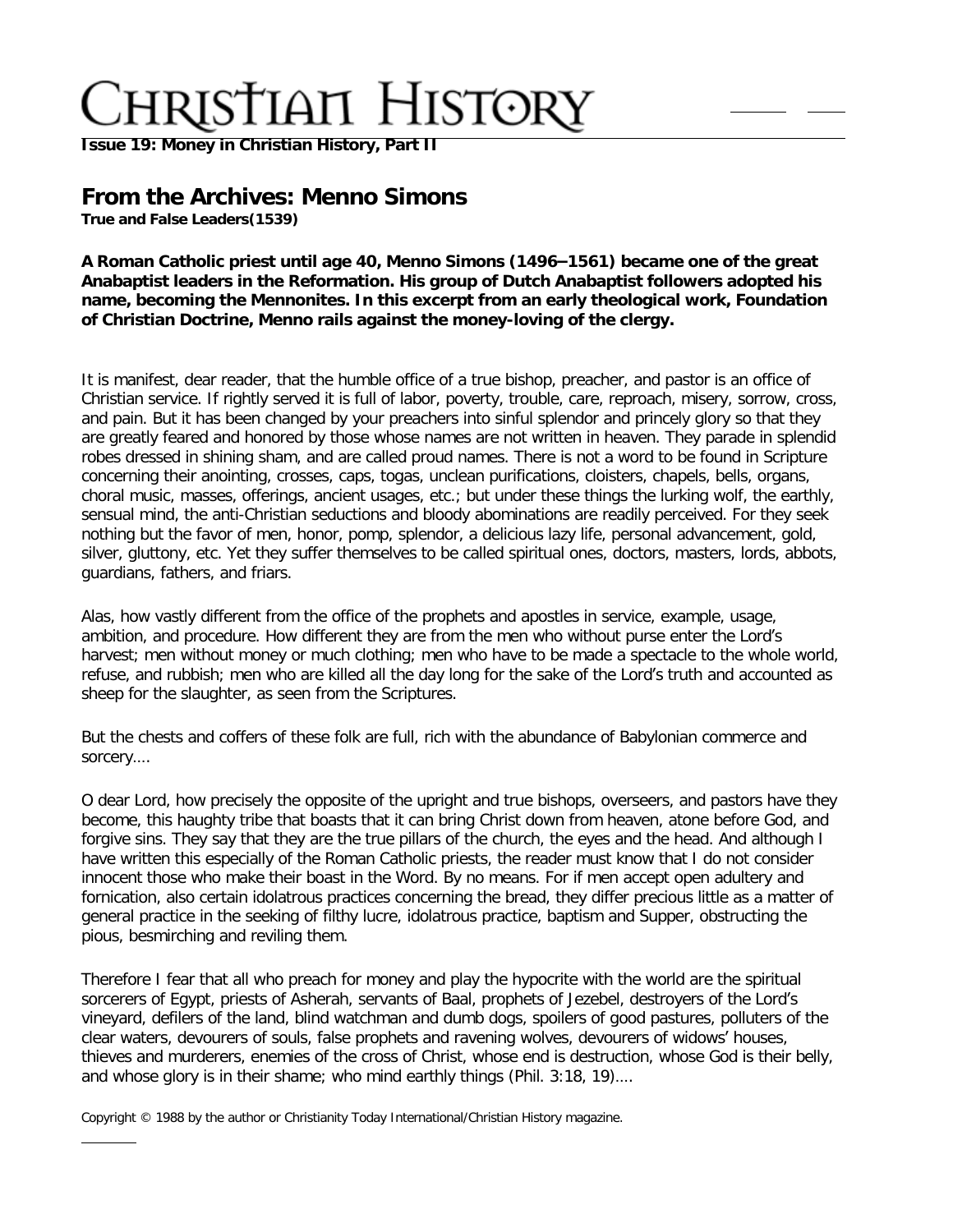**Issue 19: Money in Christian History, Part II**

## From the Archives: Menno Simons

**True and False Leaders(1539)**

**A Roman Catholic priest until age 40, Menno Simons (1496–1561) became one of the great Anabaptist leaders in the Reformation. His group of Dutch Anabaptist followers adopted his name, becoming the Mennonites. In this excerpt from an early theological work, Foundation of Christian Doctrine, Menno rails against the money-loving of the clergy.**

It is manifest, dear reader, that the humble office of a true bishop, preacher, and pastor is an office of Christian service. If rightly served it is full of labor, poverty, trouble, care, reproach, misery, sorrow, cross, and pain. But it has been changed by your preachers into sinful splendor and princely glory so that they are greatly feared and honored by those whose names are not written in heaven. They parade in splendid robes dressed in shining sham, and are called proud names. There is not a word to be found in Scripture concerning their anointing, crosses, caps, togas, unclean purifications, cloisters, chapels, bells, organs, choral music, masses, offerings, ancient usages, etc.; but under these things the lurking wolf, the earthly, sensual mind, the anti-Christian seductions and bloody abominations are readily perceived. For they seek nothing but the favor of men, honor, pomp, splendor, a delicious lazy life, personal advancement, gold, silver, gluttony, etc. Yet they suffer themselves to be called spiritual ones, doctors, masters, lords, abbots, guardians, fathers, and friars.

Alas, how vastly different from the office of the prophets and apostles in service, example, usage, ambition, and procedure. How different they are from the men who without purse enter the Lord's harvest; men without money or much clothing; men who have to be made a spectacle to the whole world, refuse, and rubbish; men who are killed all the day long for the sake of the Lord's truth and accounted as sheep for the slaughter, as seen from the Scriptures.

But the chests and coffers of these folk are full, rich with the abundance of Babylonian commerce and sorcery....

O dear Lord, how precisely the opposite of the upright and true bishops, overseers, and pastors have they become, this haughty tribe that boasts that it can bring Christ down from heaven, atone before God, and forgive sins. They say that they are the true pillars of the church, the eyes and the head. And although I have written this especially of the Roman Catholic priests, the reader must know that I do not consider innocent those who make their boast in the Word. By no means. For if men accept open adultery and fornication, also certain idolatrous practices concerning the bread, they differ precious little as a matter of general practice in the seeking of filthy lucre, idolatrous practice, baptism and Supper, obstructing the pious, besmirching and reviling them.

Therefore I fear that all who preach for money and play the hypocrite with the world are the spiritual sorcerers of Egypt, priests of Asherah, servants of Baal, prophets of Jezebel, destroyers of the Lord's vineyard, defilers of the land, blind watchman and dumb dogs, spoilers of good pastures, polluters of the clear waters, devourers of souls, false prophets and ravening wolves, devourers of widows' houses, thieves and murderers, enemies of the cross of Christ, whose end is destruction, whose God is their belly, and whose glory is in their shame; who mind earthly things (Phil. 3:18, 19)....

Copyright © 1988 by the author or Christianity Today International/Christian History magazine.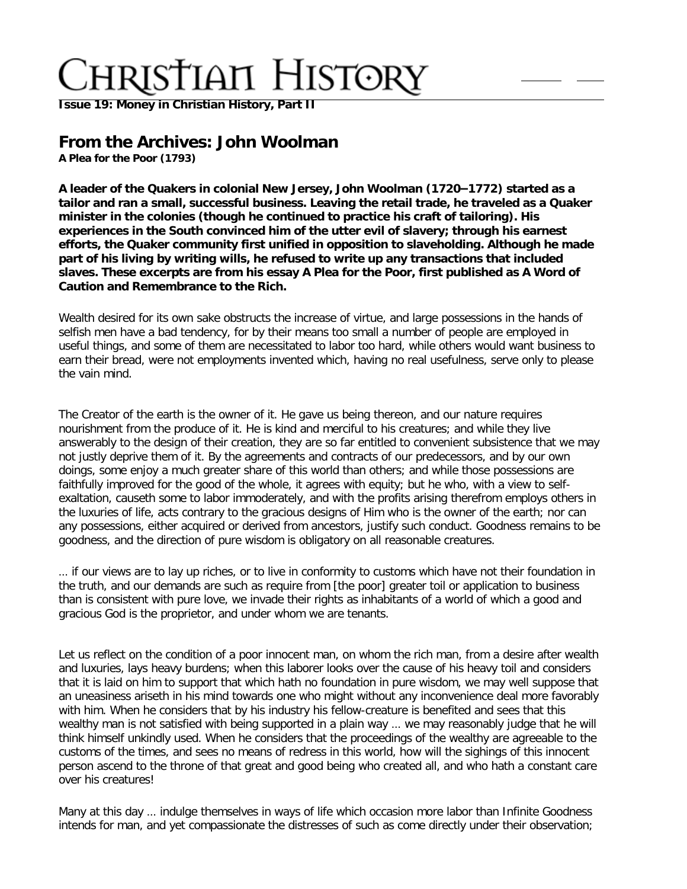**Issue 19: Money in Christian History, Part II**

## From the Archives: John Woolman

**A Plea for the Poor (1793)**

**A leader of the Quakers in colonial New Jersey, John Woolman (1720–1772) started as a tailor and ran a small, successful business. Leaving the retail trade, he traveled as a Quaker minister in the colonies (though he continued to practice his craft of tailoring). His experiences in the South convinced him of the utter evil of slavery; through his earnest efforts, the Quaker community first unified in opposition to slaveholding. Although he made part of his living by writing wills, he refused to write up any transactions that included slaves. These excerpts are from his essay A Plea for the Poor, first published as A Word of Caution and Remembrance to the Rich.**

Wealth desired for its own sake obstructs the increase of virtue, and large possessions in the hands of selfish men have a bad tendency, for by their means too small a number of people are employed in useful things, and some of them are necessitated to labor too hard, while others would want business to earn their bread, were not employments invented which, having no real usefulness, serve only to please the vain mind.

The Creator of the earth is the owner of it. He gave us being thereon, and our nature requires nourishment from the produce of it. He is kind and merciful to his creatures; and while they live answerably to the design of their creation, they are so far entitled to convenient subsistence that we may not justly deprive them of it. By the agreements and contracts of our predecessors, and by our own doings, some enjoy a much greater share of this world than others; and while those possessions are faithfully improved for the good of the whole, it agrees with equity; but he who, with a view to self-exaltation, causeth some to labor immoderately, and with the profits arising therefrom employs others in the luxuries of life, acts contrary to the gracious designs of Him who is the owner of the earth; nor can any possessions, either acquired or derived from ancestors, justify such conduct. Goodness remains to be goodness, and the direction of pure wisdom is obligatory on all reasonable creatures.

... if our views are to lay up riches, or to live in conformity to customs which have not their foundation in the truth, and our demands are such as require from [the poor] greater toil or application to business than is consistent with pure love, we invade their rights as inhabitants of a world of which a good and gracious God is the proprietor, and under whom we are tenants.

Let us reflect on the condition of a poor innocent man, on whom the rich man, from a desire after wealth and luxuries, lays heavy burdens; when this laborer looks over the cause of his heavy toil and considers that it is laid on him to support that which hath no foundation in pure wisdom, we may well suppose that an uneasiness ariseth in his mind towards one who might without any inconvenience deal more favorably with him. When he considers that by his industry his fellow-creature is benefited and sees that this wealthy man is not satisfied with being supported in a plain way ... we may reasonably judge that he will think himself unkindly used. When he considers that the proceedings of the wealthy are agreeable to the customs of the times, and sees no means of redress in this world, how will the sighings of this innocent person ascend to the throne of that great and good being who created all, and who hath a constant care over his creatures!

Many at this day ... indulge themselves in ways of life which occasion more labor than Infinite Goodness intends for man, and yet compassionate the distresses of such as come directly under their observation;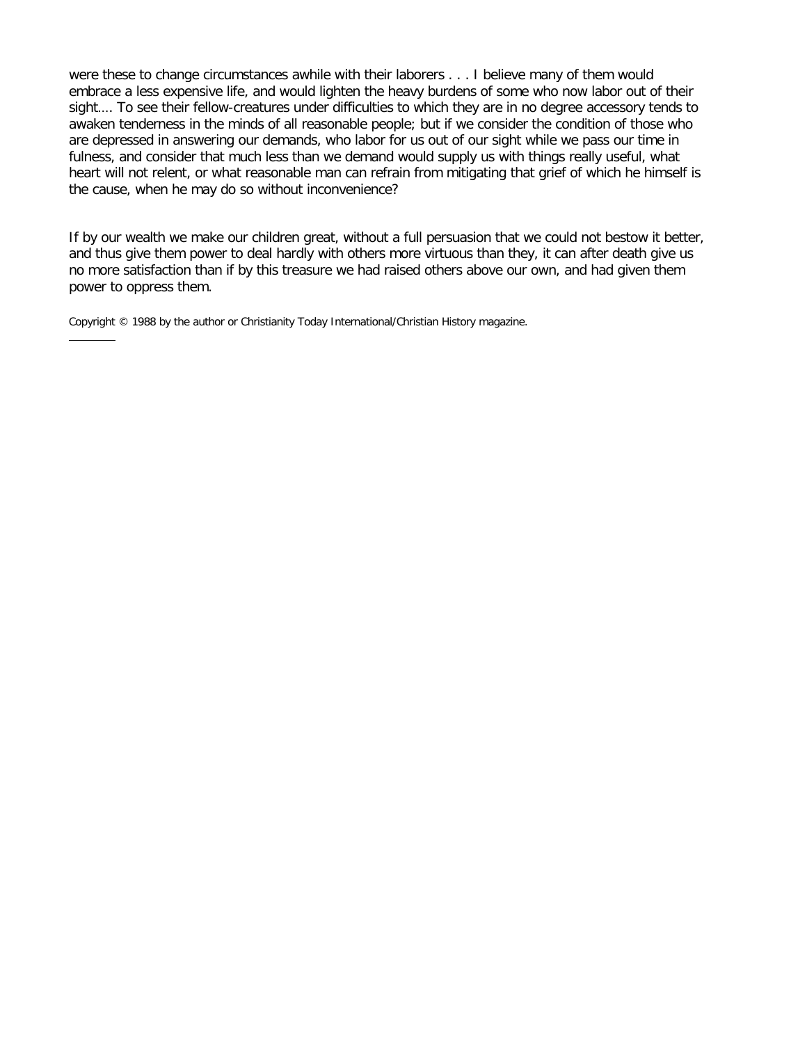were these to change circumstances awhile with their laborers . . . I believe many of them would embrace a less expensive life, and would lighten the heavy burdens of some who now labor out of their sight…. To see their fellow-creatures under difficulties to which they are in no degree accessory tends to awaken tenderness in the minds of all reasonable people; but if we consider the condition of those who are depressed in answering our demands, who labor for us out of our sight while we pass our time in fulness, and consider that much less than we demand would supply us with things really useful, what heart will not relent, or what reasonable man can refrain from mitigating that grief of which he himself is the cause, when he may do so without inconvenience?

If by our wealth we make our children great, without a full persuasion that we could not bestow it better, and thus give them power to deal hardly with others more virtuous than they, it can after death give us no more satisfaction than if by this treasure we had raised others above our own, and had given them power to oppress them.

Copyright © 1988 by the author or Christianity Today International/Christian History magazine.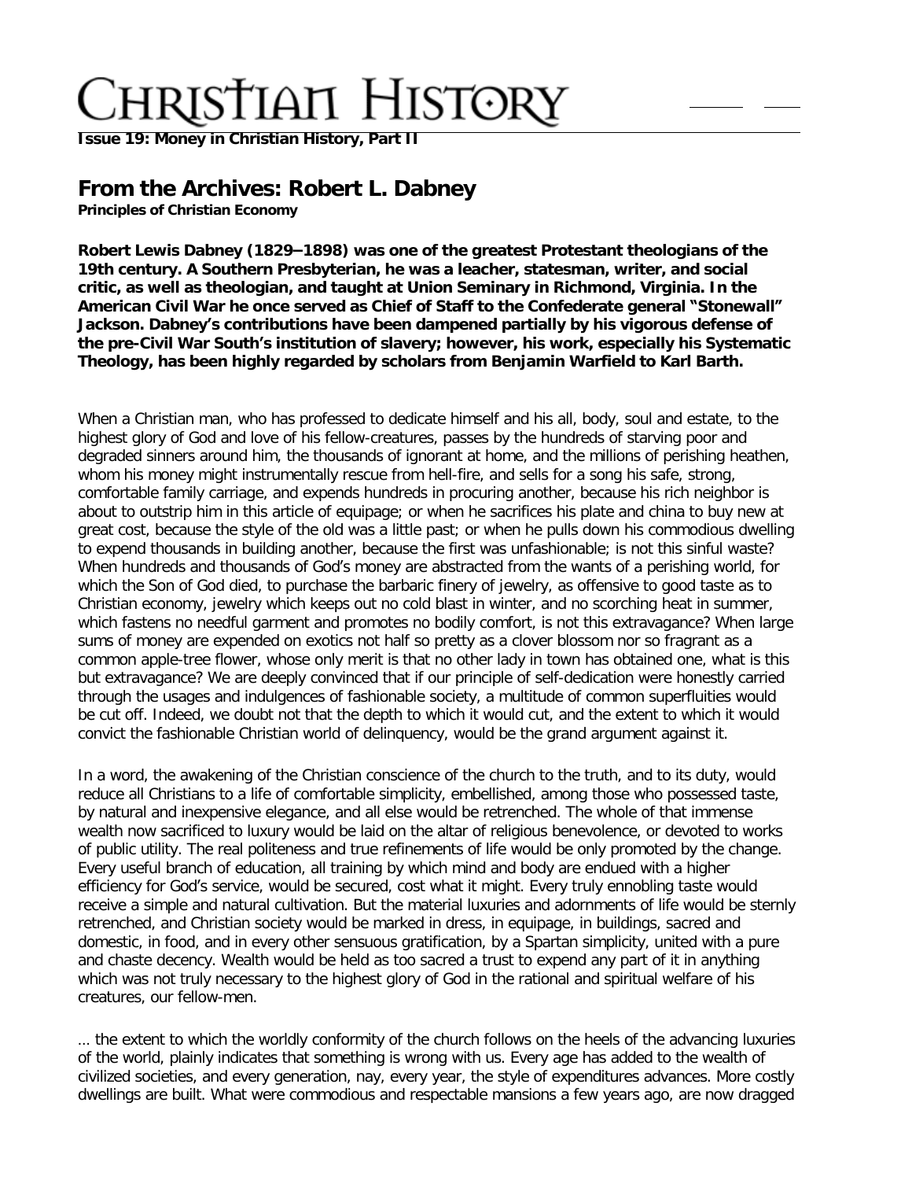**Issue 19: Money in Christian History, Part II**

## From the Archives: Robert L. Dabney

**Principles of Christian Economy**

**Robert Lewis Dabney (1829–1898) was one of the greatest Protestant theologians of the 19th century. A Southern Presbyterian, he was a leacher, statesman, writer, and social critic, as well as theologian, and taught at Union Seminary in Richmond, Virginia. In the American Civil War he once served as Chief of Staff to the Confederate general "Stonewall" Jackson. Dabney's contributions have been dampened partially by his vigorous defense of the pre-Civil War South's institution of slavery; however, his work, especially his Systematic Theology, has been highly regarded by scholars from Benjamin Warfield to Karl Barth.**

When a Christian man, who has professed to dedicate himself and his all, body, soul and estate, to the highest glory of God and love of his fellow-creatures, passes by the hundreds of starving poor and degraded sinners around him, the thousands of ignorant at home, and the millions of perishing heathen, whom his money might instrumentally rescue from hell-fire, and sells for a song his safe, strong, comfortable family carriage, and expends hundreds in procuring another, because his rich neighbor is about to outstrip him in this article of equipage; or when he sacrifices his plate and china to buy new at great cost, because the style of the old was a little past; or when he pulls down his commodious dwelling to expend thousands in building another, because the first was unfashionable; is not this sinful waste? When hundreds and thousands of God's money are abstracted from the wants of a perishing world, for which the Son of God died, to purchase the barbaric finery of jewelry, as offensive to good taste as to Christian economy, jewelry which keeps out no cold blast in winter, and no scorching heat in summer, which fastens no needful garment and promotes no bodily comfort, is not this extravagance? When large sums of money are expended on exotics not half so pretty as a clover blossom nor so fragrant as a common apple-tree flower, whose only merit is that no other lady in town has obtained one, what is this but extravagance? We are deeply convinced that if our principle of self-dedication were honestly carried through the usages and indulgences of fashionable society, a multitude of common superfluities would be cut off. Indeed, we doubt not that the depth to which it would cut, and the extent to which it would convict the fashionable Christian world of delinquency, would be the grand argument against it.

In a word, the awakening of the Christian conscience of the church to the truth, and to its duty, would reduce all Christians to a life of comfortable simplicity, embellished, among those who possessed taste, by natural and inexpensive elegance, and all else would be retrenched. The whole of that immense wealth now sacrificed to luxury would be laid on the altar of religious benevolence, or devoted to works of public utility. The real politeness and true refinements of life would be only promoted by the change. Every useful branch of education, all training by which mind and body are endued with a higher efficiency for God's service, would be secured, cost what it might. Every truly ennobling taste would receive a simple and natural cultivation. But the material luxuries and adornments of life would be sternly retrenched, and Christian society would be marked in dress, in equipage, in buildings, sacred and domestic, in food, and in every other sensuous gratification, by a Spartan simplicity, united with a pure and chaste decency. Wealth would be held as too sacred a trust to expend any part of it in anything which was not truly necessary to the highest glory of God in the rational and spiritual welfare of his creatures, our fellow-men.

… the extent to which the worldly conformity of the church follows on the heels of the advancing luxuries of the world, plainly indicates that something is wrong with us. Every age has added to the wealth of civilized societies, and every generation, nay, every year, the style of expenditures advances. More costly dwellings are built. What were commodious and respectable mansions a few years ago, are now dragged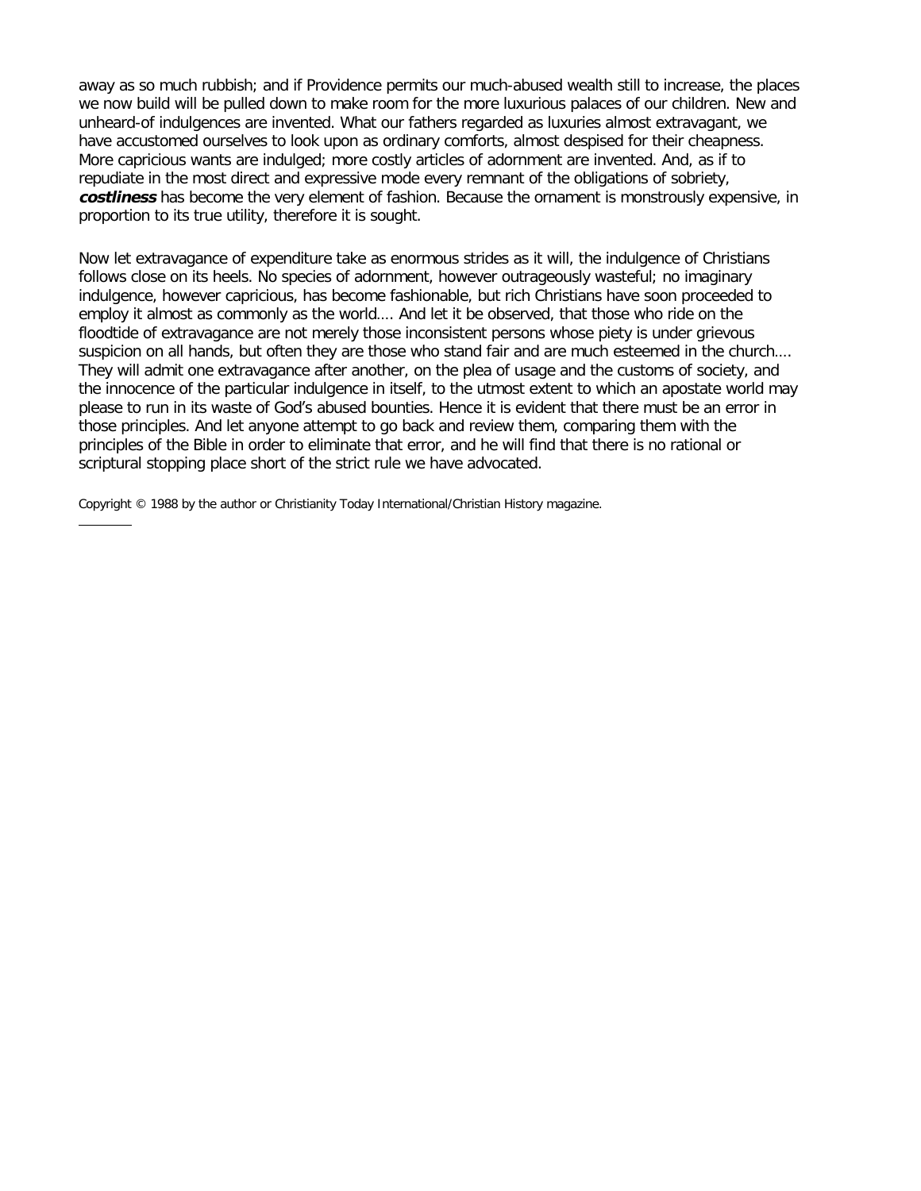away as so much rubbish; and if Providence permits our much-abused wealth still to increase, the places we now build will be pulled down to make room for the more luxurious palaces of our children. New and unheard-of indulgences are invented. What our fathers regarded as luxuries almost extravagant, we have accustomed ourselves to look upon as ordinary comforts, almost despised for their cheapness. More capricious wants are indulged; more costly articles of adornment are invented. And, as if to repudiate in the most direct and expressive mode every remnant of the obligations of sobriety, ***costliness*** has become the very element of fashion. Because the ornament is monstrously expensive, in proportion to its true utility, therefore it is sought.

Now let extravagance of expenditure take as enormous strides as it will, the indulgence of Christians follows close on its heels. No species of adornment, however outrageously wasteful; no imaginary indulgence, however capricious, has become fashionable, but rich Christians have soon proceeded to employ it almost as commonly as the world…. And let it be observed, that those who ride on the floodtide of extravagance are not merely those inconsistent persons whose piety is under grievous suspicion on all hands, but often they are those who stand fair and are much esteemed in the church…. They will admit one extravagance after another, on the plea of usage and the customs of society, and the innocence of the particular indulgence in itself, to the utmost extent to which an apostate world may please to run in its waste of God's abused bounties. Hence it is evident that there must be an error in those principles. And let anyone attempt to go back and review them, comparing them with the principles of the Bible in order to eliminate that error, and he will find that there is no rational or scriptural stopping place short of the strict rule we have advocated.

Copyright © 1988 by the author or Christianity Today International/Christian History magazine.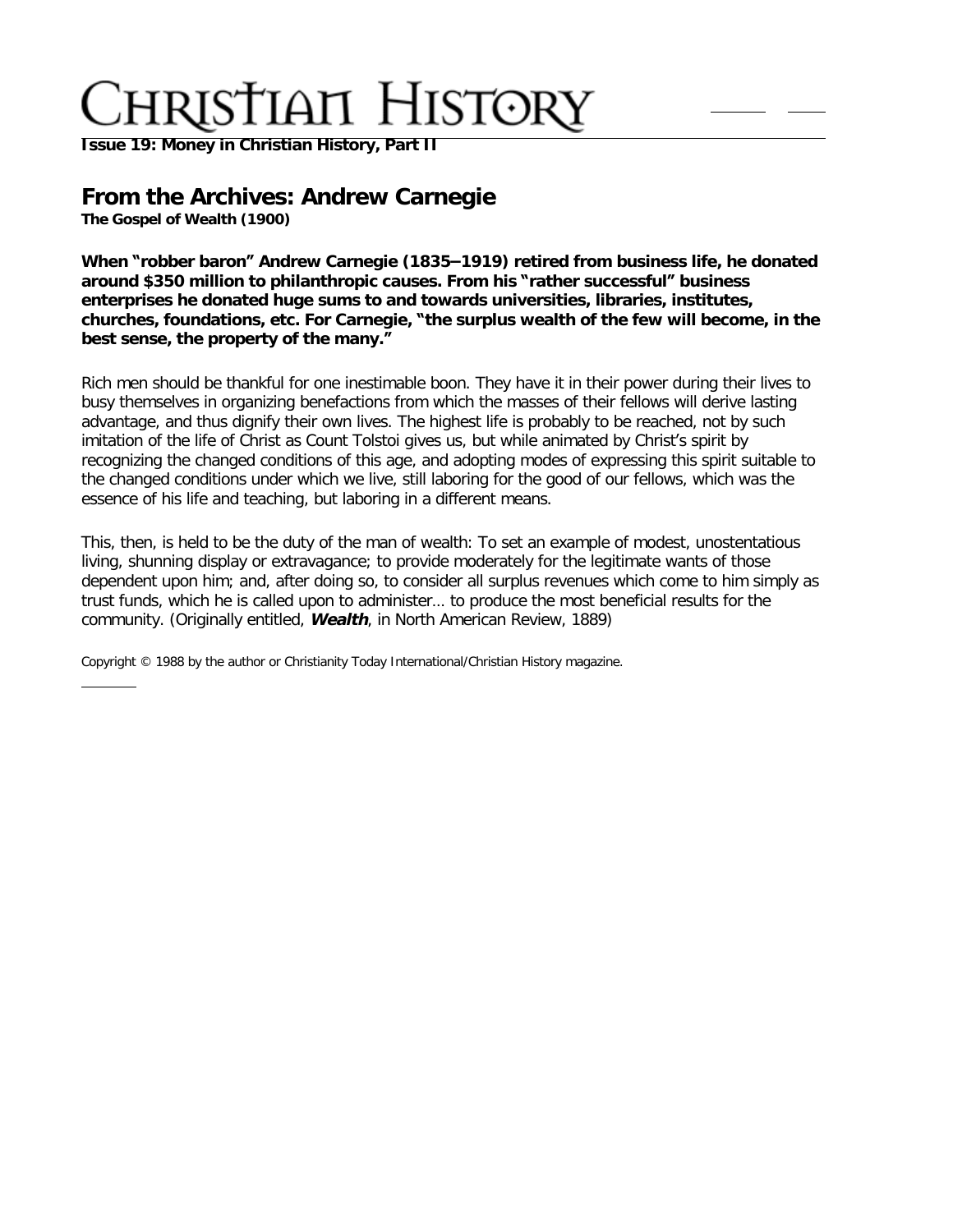## From the Archives: Andrew Carnegie

**The Gospel of Wealth (1900)**

**When "robber baron" Andrew Carnegie (1835–1919) retired from business life, he donated around $350 million to philanthropic causes. From his "rather successful" business enterprises he donated huge sums to and towards universities, libraries, institutes, churches, foundations, etc. For Carnegie, "the surplus wealth of the few will become, in the best sense, the property of the many."**

Rich men should be thankful for one inestimable boon. They have it in their power during their lives to busy themselves in organizing benefactions from which the masses of their fellows will derive lasting advantage, and thus dignify their own lives. The highest life is probably to be reached, not by such imitation of the life of Christ as Count Tolstoi gives us, but while animated by Christ's spirit by recognizing the changed conditions of this age, and adopting modes of expressing this spirit suitable to the changed conditions under which we live, still laboring for the good of our fellows, which was the essence of his life and teaching, but laboring in a different means.

This, then, is held to be the duty of the man of wealth: To set an example of modest, unostentatious living, shunning display or extravagance; to provide moderately for the legitimate wants of those dependent upon him; and, after doing so, to consider all surplus revenues which come to him simply as trust funds, which he is called upon to administer… to produce the most beneficial results for the community. (Originally entitled, ***Wealth***, in North American Review, 1889)

Copyright © 1988 by the author or Christianity Today International/Christian History magazine.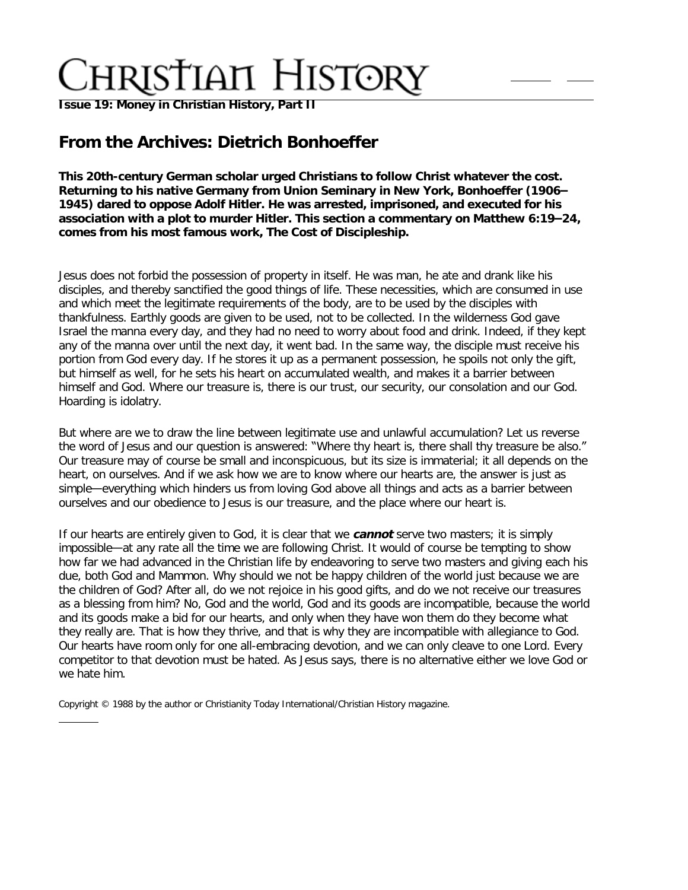# From the Archives: Dietrich Bonhoeffer

**This 20th-century German scholar urged Christians to follow Christ whatever the cost. Returning to his native Germany from Union Seminary in New York, Bonhoeffer (1906–1945) dared to oppose Adolf Hitler. He was arrested, imprisoned, and executed for his association with a plot to murder Hitler. This section a commentary on Matthew 6:19–24, comes from his most famous work, The Cost of Discipleship.**

Jesus does not forbid the possession of property in itself. He was man, he ate and drank like his disciples, and thereby sanctified the good things of life. These necessities, which are consumed in use and which meet the legitimate requirements of the body, are to be used by the disciples with thankfulness. Earthly goods are given to be used, not to be collected. In the wilderness God gave Israel the manna every day, and they had no need to worry about food and drink. Indeed, if they kept any of the manna over until the next day, it went bad. In the same way, the disciple must receive his portion from God every day. If he stores it up as a permanent possession, he spoils not only the gift, but himself as well, for he sets his heart on accumulated wealth, and makes it a barrier between himself and God. Where our treasure is, there is our trust, our security, our consolation and our God. Hoarding is idolatry.

But where are we to draw the line between legitimate use and unlawful accumulation? Let us reverse the word of Jesus and our question is answered: "Where thy heart is, there shall thy treasure be also." Our treasure may of course be small and inconspicuous, but its size is immaterial; it all depends on the heart, on ourselves. And if we ask how we are to know where our hearts are, the answer is just as simple—everything which hinders us from loving God above all things and acts as a barrier between ourselves and our obedience to Jesus is our treasure, and the place where our heart is.

If our hearts are entirely given to God, it is clear that we ***cannot*** serve two masters; it is simply impossible—at any rate all the time we are following Christ. It would of course be tempting to show how far we had advanced in the Christian life by endeavoring to serve two masters and giving each his due, both God and Mammon. Why should we not be happy children of the world just because we are the children of God? After all, do we not rejoice in his good gifts, and do we not receive our treasures as a blessing from him? No, God and the world, God and its goods are incompatible, because the world and its goods make a bid for our hearts, and only when they have won them do they become what they really are. That is how they thrive, and that is why they are incompatible with allegiance to God. Our hearts have room only for one all-embracing devotion, and we can only cleave to one Lord. Every competitor to that devotion must be hated. As Jesus says, there is no alternative either we love God or we hate him.

Copyright © 1988 by the author or Christianity Today International/Christian History magazine.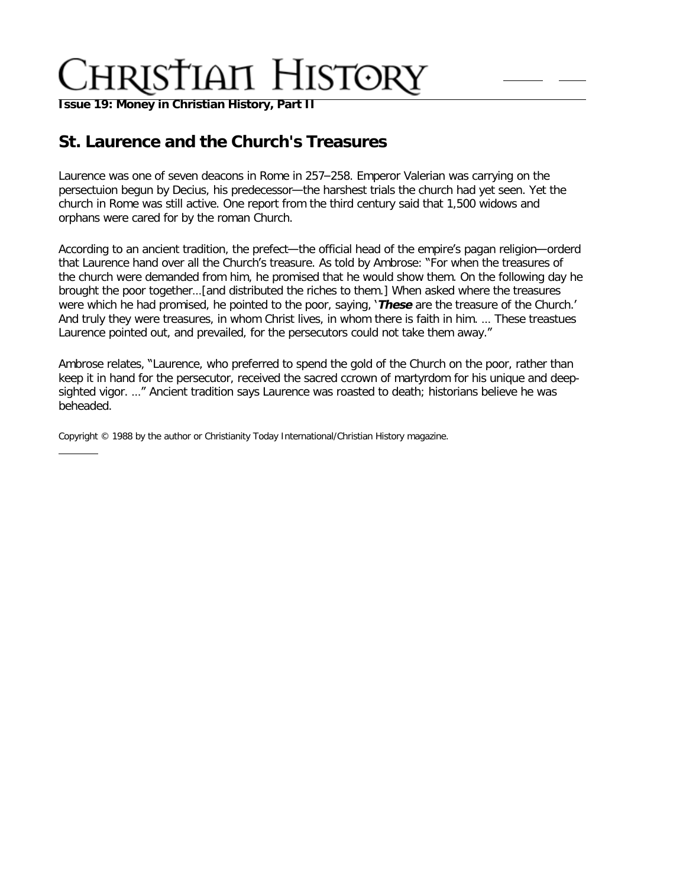# Christian History

**Issue 19: Money in Christian History, Part II**

## St. Laurence and the Church's Treasures

Laurence was one of seven deacons in Rome in 257–258. Emperor Valerian was carrying on the persectuion begun by Decius, his predecessor—the harshest trials the church had yet seen. Yet the church in Rome was still active. One report from the third century said that 1,500 widows and orphans were cared for by the roman Church.

According to an ancient tradition, the prefect—the official head of the empire's pagan religion—orderd that Laurence hand over all the Church's treasure. As told by Ambrose: "For when the treasures of the church were demanded from him, he promised that he would show them. On the following day he brought the poor together…[and distributed the riches to them.] When asked where the treasures were which he had promised, he pointed to the poor, saying, '***These*** are the treasure of the Church.' And truly they were treasures, in whom Christ lives, in whom there is faith in him. … These treastues Laurence pointed out, and prevailed, for the persecutors could not take them away."

Ambrose relates, "Laurence, who preferred to spend the gold of the Church on the poor, rather than keep it in hand for the persecutor, received the sacred ccrown of martyrdom for his unique and deep-sighted vigor. …" Ancient tradition says Laurence was roasted to death; historians believe he was beheaded.

Copyright © 1988 by the author or Christianity Today International/Christian History magazine.